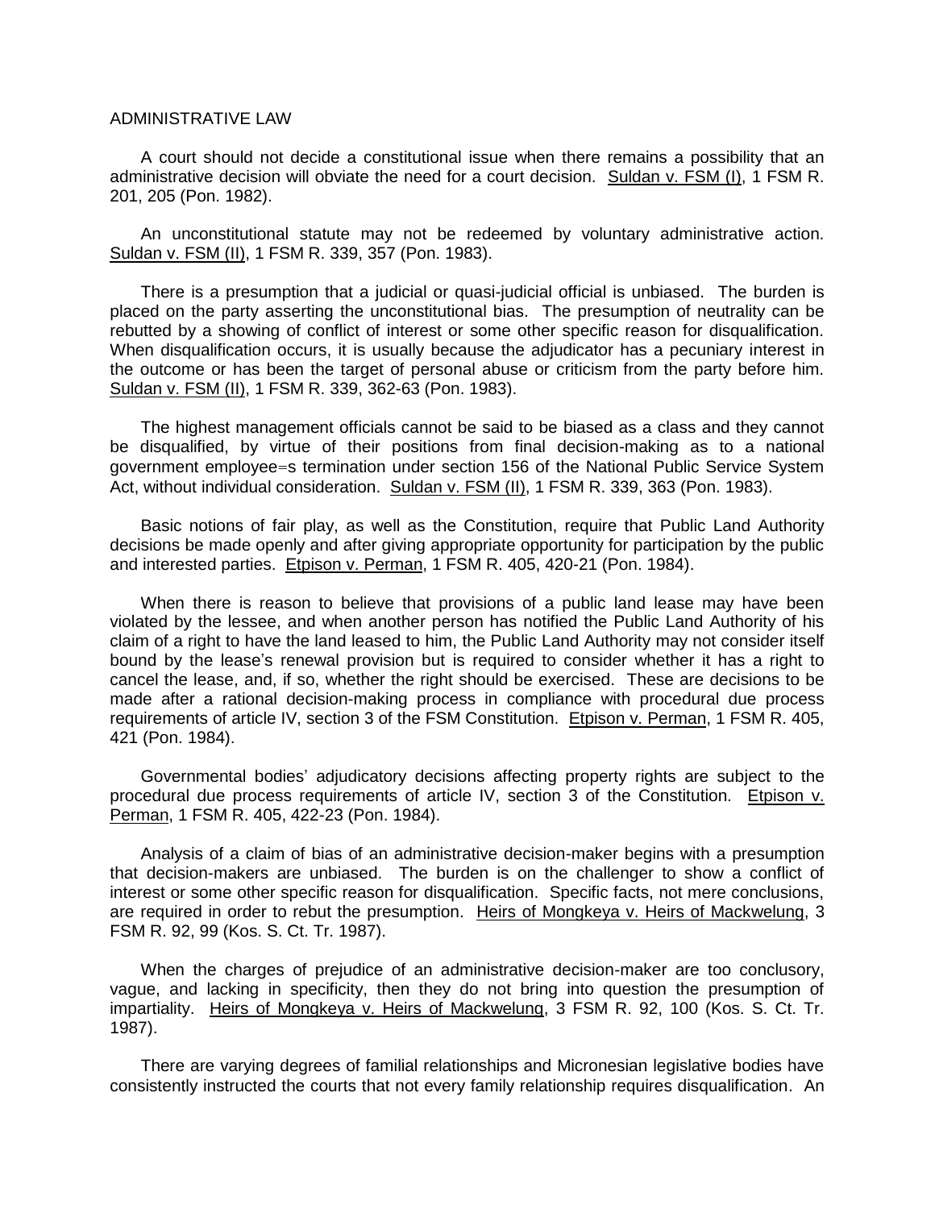# ADMINISTRATIVE LAW

A court should not decide a constitutional issue when there remains a possibility that an administrative decision will obviate the need for a court decision. Suldan v. FSM (I), 1 FSM R. 201, 205 (Pon. 1982).

An unconstitutional statute may not be redeemed by voluntary administrative action. Suldan v. FSM (II), 1 FSM R. 339, 357 (Pon. 1983).

There is a presumption that a judicial or quasi-judicial official is unbiased. The burden is placed on the party asserting the unconstitutional bias. The presumption of neutrality can be rebutted by a showing of conflict of interest or some other specific reason for disqualification. When disqualification occurs, it is usually because the adjudicator has a pecuniary interest in the outcome or has been the target of personal abuse or criticism from the party before him. Suldan v. FSM (II), 1 FSM R. 339, 362-63 (Pon. 1983).

The highest management officials cannot be said to be biased as a class and they cannot be disqualified, by virtue of their positions from final decision-making as to a national government employee=s termination under section 156 of the National Public Service System Act, without individual consideration. Suldan v. FSM (II), 1 FSM R. 339, 363 (Pon. 1983).

Basic notions of fair play, as well as the Constitution, require that Public Land Authority decisions be made openly and after giving appropriate opportunity for participation by the public and interested parties. Etpison v. Perman, 1 FSM R. 405, 420-21 (Pon. 1984).

When there is reason to believe that provisions of a public land lease may have been violated by the lessee, and when another person has notified the Public Land Authority of his claim of a right to have the land leased to him, the Public Land Authority may not consider itself bound by the lease's renewal provision but is required to consider whether it has a right to cancel the lease, and, if so, whether the right should be exercised. These are decisions to be made after a rational decision-making process in compliance with procedural due process requirements of article IV, section 3 of the FSM Constitution. Etpison v. Perman, 1 FSM R. 405, 421 (Pon. 1984).

Governmental bodies' adjudicatory decisions affecting property rights are subject to the procedural due process requirements of article IV, section 3 of the Constitution. Etpison v. Perman, 1 FSM R. 405, 422-23 (Pon. 1984).

Analysis of a claim of bias of an administrative decision-maker begins with a presumption that decision-makers are unbiased. The burden is on the challenger to show a conflict of interest or some other specific reason for disqualification. Specific facts, not mere conclusions, are required in order to rebut the presumption. Heirs of Mongkeya v. Heirs of Mackwelung, 3 FSM R. 92, 99 (Kos. S. Ct. Tr. 1987).

When the charges of prejudice of an administrative decision-maker are too conclusory, vague, and lacking in specificity, then they do not bring into question the presumption of impartiality. Heirs of Mongkeya v. Heirs of Mackwelung, 3 FSM R. 92, 100 (Kos. S. Ct. Tr. 1987).

There are varying degrees of familial relationships and Micronesian legislative bodies have consistently instructed the courts that not every family relationship requires disqualification. An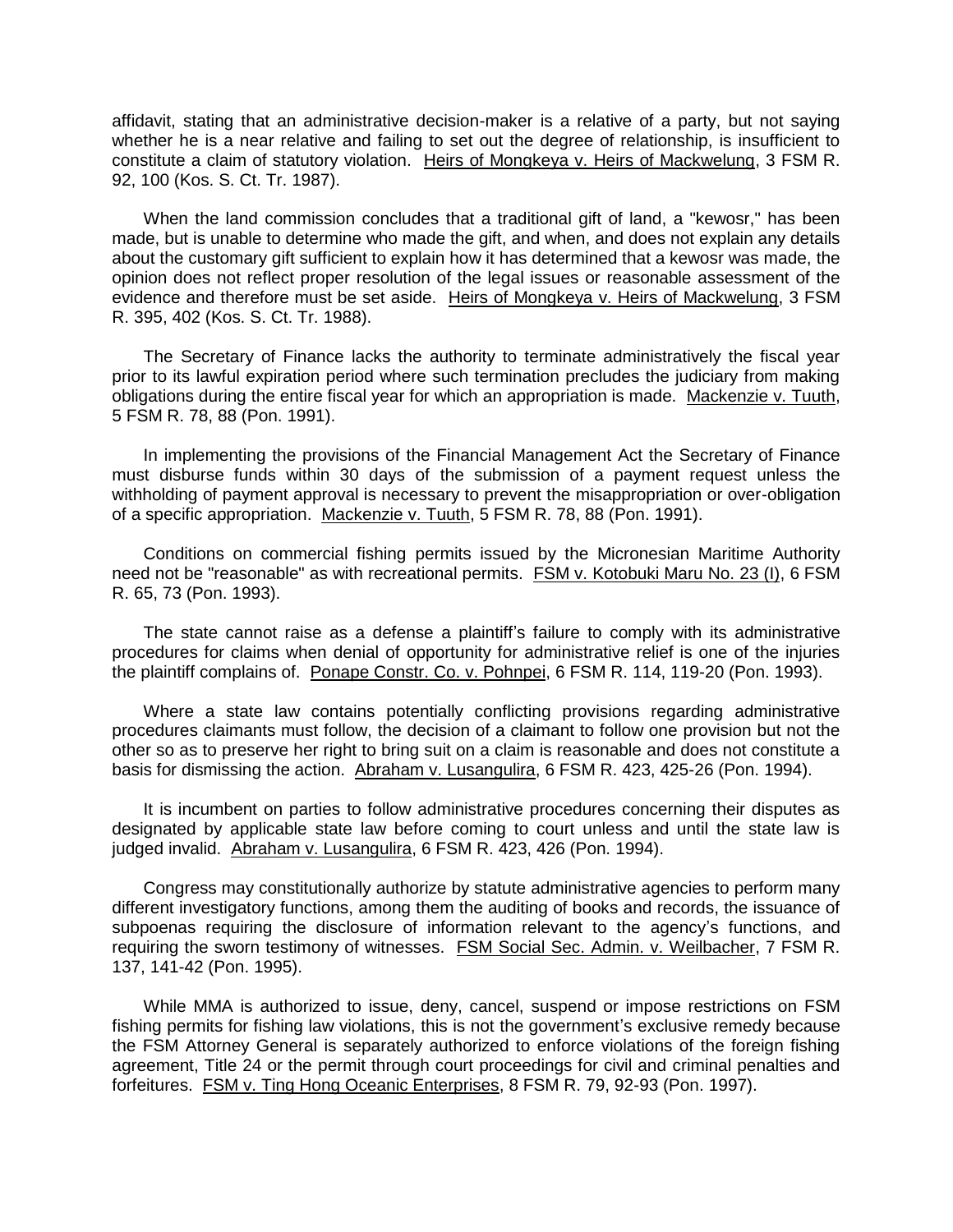affidavit, stating that an administrative decision-maker is a relative of a party, but not saying whether he is a near relative and failing to set out the degree of relationship, is insufficient to constitute a claim of statutory violation. Heirs of Mongkeya v. Heirs of Mackwelung, 3 FSM R. 92, 100 (Kos. S. Ct. Tr. 1987).

When the land commission concludes that a traditional gift of land, a "kewosr," has been made, but is unable to determine who made the gift, and when, and does not explain any details about the customary gift sufficient to explain how it has determined that a kewosr was made, the opinion does not reflect proper resolution of the legal issues or reasonable assessment of the evidence and therefore must be set aside. Heirs of Mongkeya v. Heirs of Mackwelung, 3 FSM R. 395, 402 (Kos. S. Ct. Tr. 1988).

The Secretary of Finance lacks the authority to terminate administratively the fiscal year prior to its lawful expiration period where such termination precludes the judiciary from making obligations during the entire fiscal year for which an appropriation is made. Mackenzie v. Tuuth, 5 FSM R. 78, 88 (Pon. 1991).

In implementing the provisions of the Financial Management Act the Secretary of Finance must disburse funds within 30 days of the submission of a payment request unless the withholding of payment approval is necessary to prevent the misappropriation or over-obligation of a specific appropriation. Mackenzie v. Tuuth, 5 FSM R. 78, 88 (Pon. 1991).

Conditions on commercial fishing permits issued by the Micronesian Maritime Authority need not be "reasonable" as with recreational permits. FSM v. Kotobuki Maru No. 23 (I), 6 FSM R. 65, 73 (Pon. 1993).

The state cannot raise as a defense a plaintiff's failure to comply with its administrative procedures for claims when denial of opportunity for administrative relief is one of the injuries the plaintiff complains of. Ponape Constr. Co. v. Pohnpei, 6 FSM R. 114, 119-20 (Pon. 1993).

Where a state law contains potentially conflicting provisions regarding administrative procedures claimants must follow, the decision of a claimant to follow one provision but not the other so as to preserve her right to bring suit on a claim is reasonable and does not constitute a basis for dismissing the action. Abraham v. Lusangulira, 6 FSM R. 423, 425-26 (Pon. 1994).

It is incumbent on parties to follow administrative procedures concerning their disputes as designated by applicable state law before coming to court unless and until the state law is judged invalid. Abraham v. Lusangulira, 6 FSM R. 423, 426 (Pon. 1994).

Congress may constitutionally authorize by statute administrative agencies to perform many different investigatory functions, among them the auditing of books and records, the issuance of subpoenas requiring the disclosure of information relevant to the agency's functions, and requiring the sworn testimony of witnesses. FSM Social Sec. Admin. v. Weilbacher, 7 FSM R. 137, 141-42 (Pon. 1995).

While MMA is authorized to issue, deny, cancel, suspend or impose restrictions on FSM fishing permits for fishing law violations, this is not the government's exclusive remedy because the FSM Attorney General is separately authorized to enforce violations of the foreign fishing agreement, Title 24 or the permit through court proceedings for civil and criminal penalties and forfeitures. FSM v. Ting Hong Oceanic Enterprises, 8 FSM R. 79, 92-93 (Pon. 1997).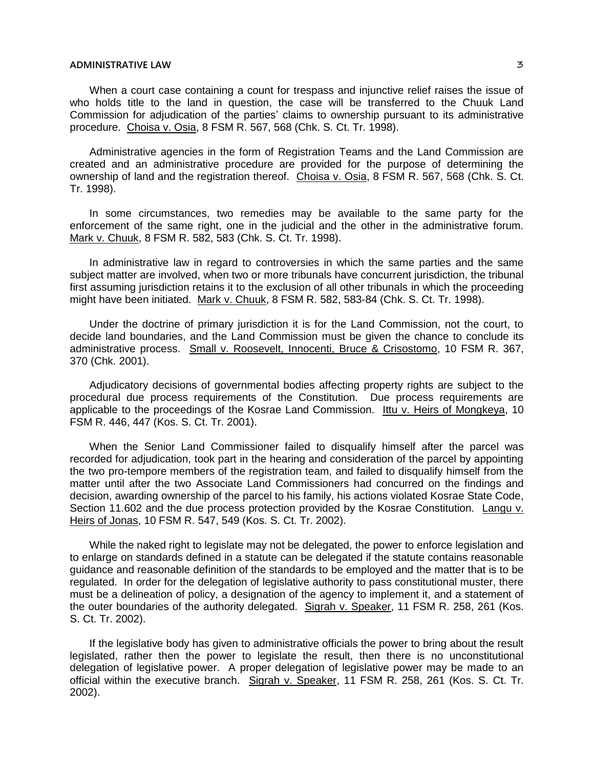When a court case containing a count for trespass and injunctive relief raises the issue of who holds title to the land in question, the case will be transferred to the Chuuk Land Commission for adjudication of the parties' claims to ownership pursuant to its administrative procedure. Choisa v. Osia, 8 FSM R. 567, 568 (Chk. S. Ct. Tr. 1998).

Administrative agencies in the form of Registration Teams and the Land Commission are created and an administrative procedure are provided for the purpose of determining the ownership of land and the registration thereof. Choisa v. Osia, 8 FSM R. 567, 568 (Chk. S. Ct. Tr. 1998).

In some circumstances, two remedies may be available to the same party for the enforcement of the same right, one in the judicial and the other in the administrative forum. Mark v. Chuuk, 8 FSM R. 582, 583 (Chk. S. Ct. Tr. 1998).

In administrative law in regard to controversies in which the same parties and the same subject matter are involved, when two or more tribunals have concurrent jurisdiction, the tribunal first assuming jurisdiction retains it to the exclusion of all other tribunals in which the proceeding might have been initiated. Mark v. Chuuk, 8 FSM R. 582, 583-84 (Chk. S. Ct. Tr. 1998).

Under the doctrine of primary jurisdiction it is for the Land Commission, not the court, to decide land boundaries, and the Land Commission must be given the chance to conclude its administrative process. Small v. Roosevelt, Innocenti, Bruce & Crisostomo, 10 FSM R. 367, 370 (Chk. 2001).

Adjudicatory decisions of governmental bodies affecting property rights are subject to the procedural due process requirements of the Constitution. Due process requirements are applicable to the proceedings of the Kosrae Land Commission. Ittu v. Heirs of Mongkeya, 10 FSM R. 446, 447 (Kos. S. Ct. Tr. 2001).

When the Senior Land Commissioner failed to disqualify himself after the parcel was recorded for adjudication, took part in the hearing and consideration of the parcel by appointing the two pro-tempore members of the registration team, and failed to disqualify himself from the matter until after the two Associate Land Commissioners had concurred on the findings and decision, awarding ownership of the parcel to his family, his actions violated Kosrae State Code, Section 11.602 and the due process protection provided by the Kosrae Constitution. Langu v. Heirs of Jonas, 10 FSM R. 547, 549 (Kos. S. Ct. Tr. 2002).

While the naked right to legislate may not be delegated, the power to enforce legislation and to enlarge on standards defined in a statute can be delegated if the statute contains reasonable guidance and reasonable definition of the standards to be employed and the matter that is to be regulated. In order for the delegation of legislative authority to pass constitutional muster, there must be a delineation of policy, a designation of the agency to implement it, and a statement of the outer boundaries of the authority delegated. Sigrah v. Speaker, 11 FSM R. 258, 261 (Kos. S. Ct. Tr. 2002).

If the legislative body has given to administrative officials the power to bring about the result legislated, rather then the power to legislate the result, then there is no unconstitutional delegation of legislative power. A proper delegation of legislative power may be made to an official within the executive branch. Sigrah v. Speaker, 11 FSM R. 258, 261 (Kos. S. Ct. Tr. 2002).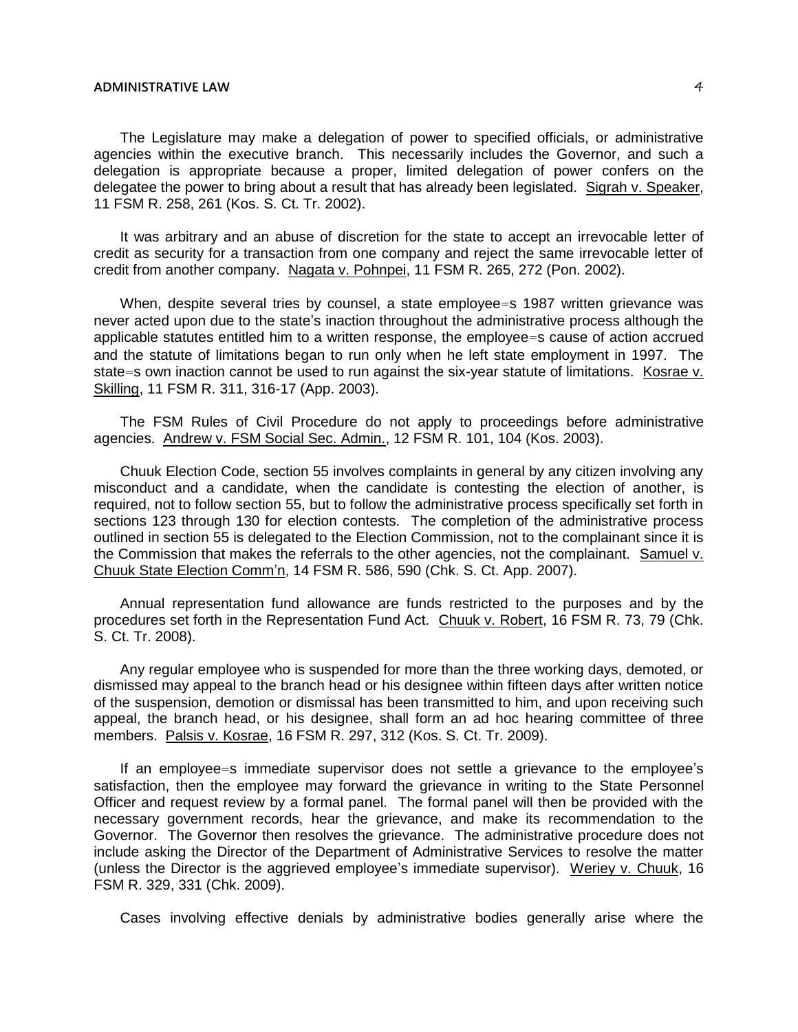The Legislature may make a delegation of power to specified officials, or administrative agencies within the executive branch. This necessarily includes the Governor, and such a delegation is appropriate because a proper, limited delegation of power confers on the delegatee the power to bring about a result that has already been legislated. Sigrah v. Speaker, 11 FSM R. 258, 261 (Kos. S. Ct. Tr. 2002).

It was arbitrary and an abuse of discretion for the state to accept an irrevocable letter of credit as security for a transaction from one company and reject the same irrevocable letter of credit from another company. Nagata v. Pohnpei, 11 FSM R. 265, 272 (Pon. 2002).

When, despite several tries by counsel, a state employee=s 1987 written grievance was never acted upon due to the state's inaction throughout the administrative process although the applicable statutes entitled him to a written response, the employee=s cause of action accrued and the statute of limitations began to run only when he left state employment in 1997. The state=s own inaction cannot be used to run against the six-year statute of limitations. Kosrae v. Skilling, 11 FSM R. 311, 316-17 (App. 2003).

The FSM Rules of Civil Procedure do not apply to proceedings before administrative agencies. Andrew v. FSM Social Sec. Admin., 12 FSM R. 101, 104 (Kos. 2003).

Chuuk Election Code, section 55 involves complaints in general by any citizen involving any misconduct and a candidate, when the candidate is contesting the election of another, is required, not to follow section 55, but to follow the administrative process specifically set forth in sections 123 through 130 for election contests. The completion of the administrative process outlined in section 55 is delegated to the Election Commission, not to the complainant since it is the Commission that makes the referrals to the other agencies, not the complainant. Samuel v. Chuuk State Election Comm'n, 14 FSM R. 586, 590 (Chk. S. Ct. App. 2007).

Annual representation fund allowance are funds restricted to the purposes and by the procedures set forth in the Representation Fund Act. Chuuk v. Robert, 16 FSM R. 73, 79 (Chk. S. Ct. Tr. 2008).

Any regular employee who is suspended for more than the three working days, demoted, or dismissed may appeal to the branch head or his designee within fifteen days after written notice of the suspension, demotion or dismissal has been transmitted to him, and upon receiving such appeal, the branch head, or his designee, shall form an ad hoc hearing committee of three members. Palsis v. Kosrae, 16 FSM R. 297, 312 (Kos. S. Ct. Tr. 2009).

If an employee=s immediate supervisor does not settle a grievance to the employee's satisfaction, then the employee may forward the grievance in writing to the State Personnel Officer and request review by a formal panel. The formal panel will then be provided with the necessary government records, hear the grievance, and make its recommendation to the Governor. The Governor then resolves the grievance. The administrative procedure does not include asking the Director of the Department of Administrative Services to resolve the matter (unless the Director is the aggrieved employee's immediate supervisor). Weriey v. Chuuk, 16 FSM R. 329, 331 (Chk. 2009).

Cases involving effective denials by administrative bodies generally arise where the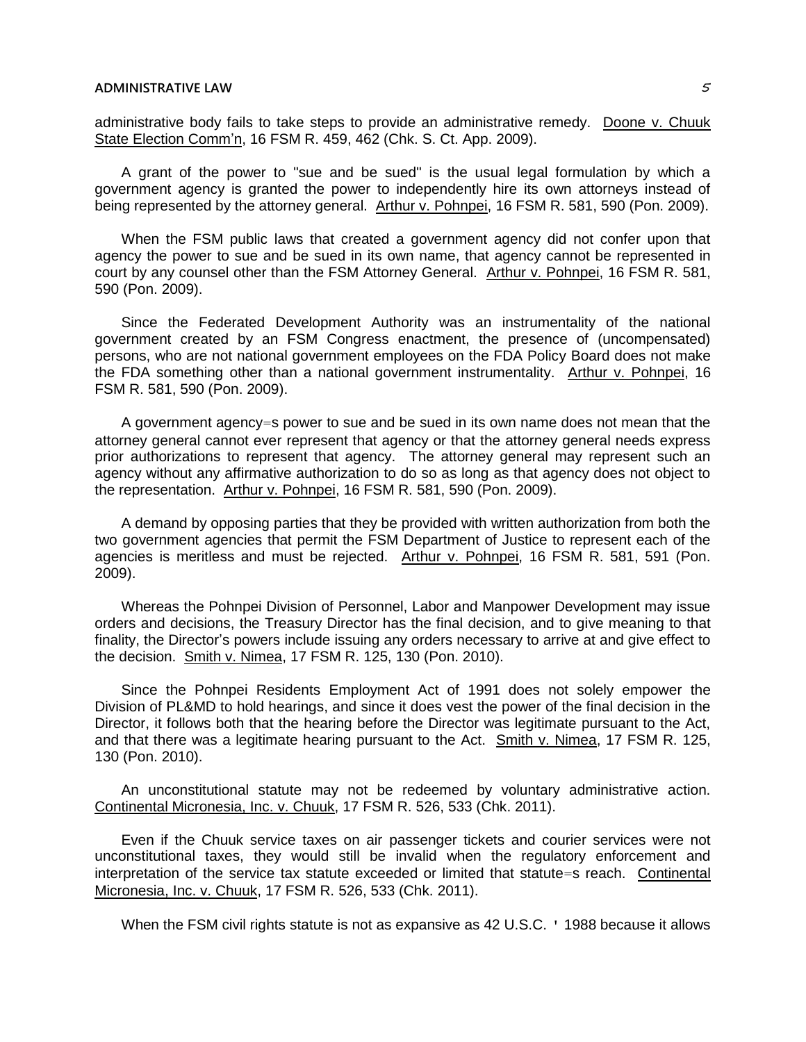administrative body fails to take steps to provide an administrative remedy. Doone v. Chuuk State Election Comm'n, 16 FSM R. 459, 462 (Chk. S. Ct. App. 2009).

A grant of the power to "sue and be sued" is the usual legal formulation by which a government agency is granted the power to independently hire its own attorneys instead of being represented by the attorney general. Arthur v. Pohnpei, 16 FSM R. 581, 590 (Pon. 2009).

When the FSM public laws that created a government agency did not confer upon that agency the power to sue and be sued in its own name, that agency cannot be represented in court by any counsel other than the FSM Attorney General. Arthur v. Pohnpei, 16 FSM R. 581, 590 (Pon. 2009).

Since the Federated Development Authority was an instrumentality of the national government created by an FSM Congress enactment, the presence of (uncompensated) persons, who are not national government employees on the FDA Policy Board does not make the FDA something other than a national government instrumentality. Arthur v. Pohnpei, 16 FSM R. 581, 590 (Pon. 2009).

A government agency=s power to sue and be sued in its own name does not mean that the attorney general cannot ever represent that agency or that the attorney general needs express prior authorizations to represent that agency. The attorney general may represent such an agency without any affirmative authorization to do so as long as that agency does not object to the representation. Arthur v. Pohnpei, 16 FSM R. 581, 590 (Pon. 2009).

A demand by opposing parties that they be provided with written authorization from both the two government agencies that permit the FSM Department of Justice to represent each of the agencies is meritless and must be rejected. Arthur v. Pohnpei, 16 FSM R. 581, 591 (Pon. 2009).

Whereas the Pohnpei Division of Personnel, Labor and Manpower Development may issue orders and decisions, the Treasury Director has the final decision, and to give meaning to that finality, the Director's powers include issuing any orders necessary to arrive at and give effect to the decision. Smith v. Nimea, 17 FSM R. 125, 130 (Pon. 2010).

Since the Pohnpei Residents Employment Act of 1991 does not solely empower the Division of PL&MD to hold hearings, and since it does vest the power of the final decision in the Director, it follows both that the hearing before the Director was legitimate pursuant to the Act, and that there was a legitimate hearing pursuant to the Act. Smith v. Nimea, 17 FSM R. 125, 130 (Pon. 2010).

An unconstitutional statute may not be redeemed by voluntary administrative action. Continental Micronesia, Inc. v. Chuuk, 17 FSM R. 526, 533 (Chk. 2011).

Even if the Chuuk service taxes on air passenger tickets and courier services were not unconstitutional taxes, they would still be invalid when the regulatory enforcement and interpretation of the service tax statute exceeded or limited that statute=s reach. Continental Micronesia, Inc. v. Chuuk, 17 FSM R. 526, 533 (Chk. 2011).

When the FSM civil rights statute is not as expansive as 42 U.S.C. ' 1988 because it allows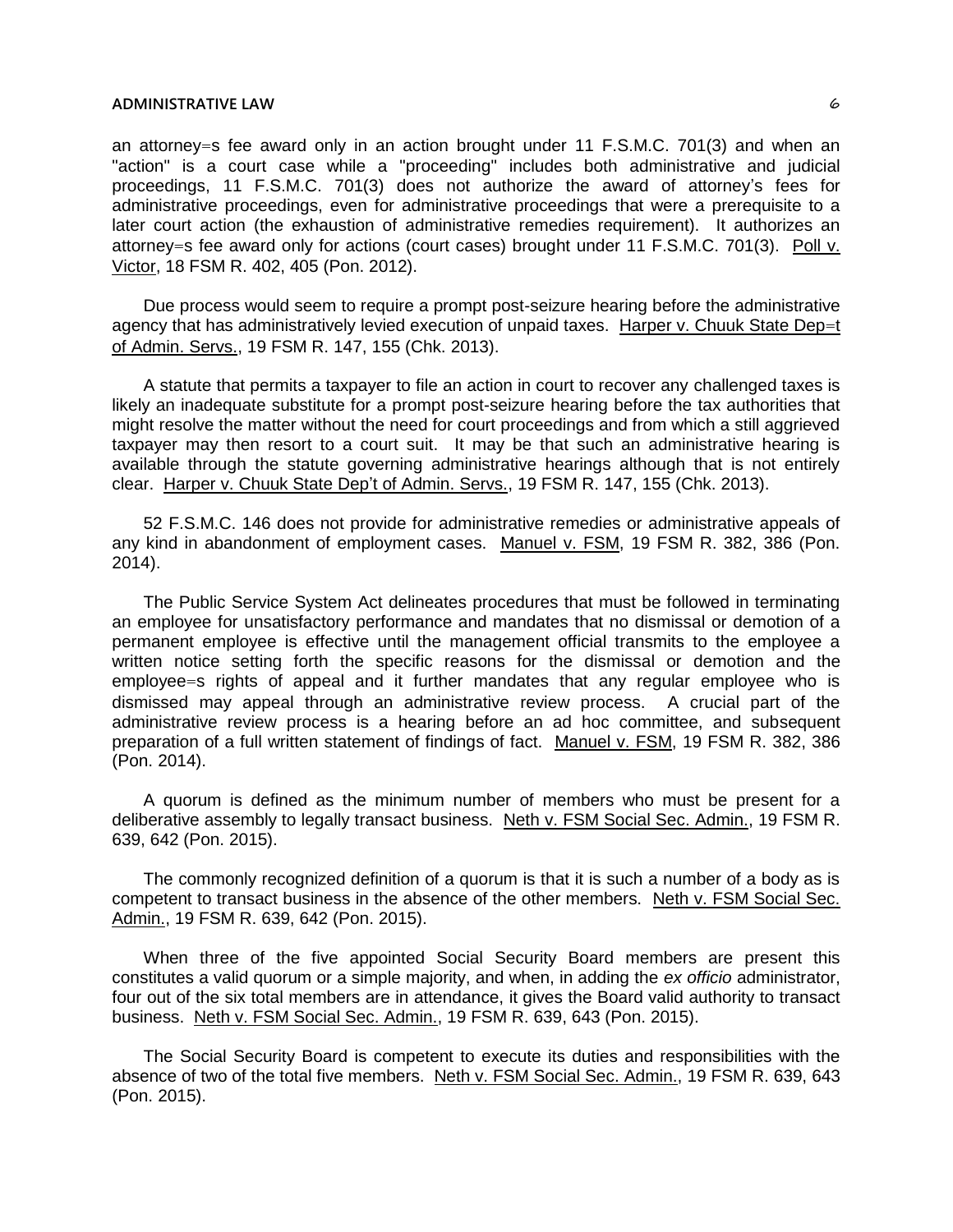an attorney=s fee award only in an action brought under 11 F.S.M.C. 701(3) and when an "action" is a court case while a "proceeding" includes both administrative and judicial proceedings, 11 F.S.M.C. 701(3) does not authorize the award of attorney's fees for administrative proceedings, even for administrative proceedings that were a prerequisite to a later court action (the exhaustion of administrative remedies requirement). It authorizes an attorney=s fee award only for actions (court cases) brought under 11 F.S.M.C. 701(3). Poll v. Victor, 18 FSM R. 402, 405 (Pon. 2012).

Due process would seem to require a prompt post-seizure hearing before the administrative agency that has administratively levied execution of unpaid taxes. Harper v. Chuuk State Dep=t of Admin. Servs., 19 FSM R. 147, 155 (Chk. 2013).

A statute that permits a taxpayer to file an action in court to recover any challenged taxes is likely an inadequate substitute for a prompt post-seizure hearing before the tax authorities that might resolve the matter without the need for court proceedings and from which a still aggrieved taxpayer may then resort to a court suit. It may be that such an administrative hearing is available through the statute governing administrative hearings although that is not entirely clear. Harper v. Chuuk State Dep't of Admin. Servs., 19 FSM R. 147, 155 (Chk. 2013).

52 F.S.M.C. 146 does not provide for administrative remedies or administrative appeals of any kind in abandonment of employment cases. Manuel v. FSM, 19 FSM R. 382, 386 (Pon. 2014).

The Public Service System Act delineates procedures that must be followed in terminating an employee for unsatisfactory performance and mandates that no dismissal or demotion of a permanent employee is effective until the management official transmits to the employee a written notice setting forth the specific reasons for the dismissal or demotion and the employee=s rights of appeal and it further mandates that any regular employee who is dismissed may appeal through an administrative review process. A crucial part of the administrative review process is a hearing before an ad hoc committee, and subsequent preparation of a full written statement of findings of fact. Manuel v. FSM, 19 FSM R. 382, 386 (Pon. 2014).

A quorum is defined as the minimum number of members who must be present for a deliberative assembly to legally transact business. Neth v. FSM Social Sec. Admin., 19 FSM R. 639, 642 (Pon. 2015).

The commonly recognized definition of a quorum is that it is such a number of a body as is competent to transact business in the absence of the other members. Neth v. FSM Social Sec. Admin., 19 FSM R. 639, 642 (Pon. 2015).

When three of the five appointed Social Security Board members are present this constitutes a valid quorum or a simple majority, and when, in adding the *ex officio* administrator, four out of the six total members are in attendance, it gives the Board valid authority to transact business. Neth v. FSM Social Sec. Admin., 19 FSM R. 639, 643 (Pon. 2015).

The Social Security Board is competent to execute its duties and responsibilities with the absence of two of the total five members. Neth v. FSM Social Sec. Admin., 19 FSM R. 639, 643 (Pon. 2015).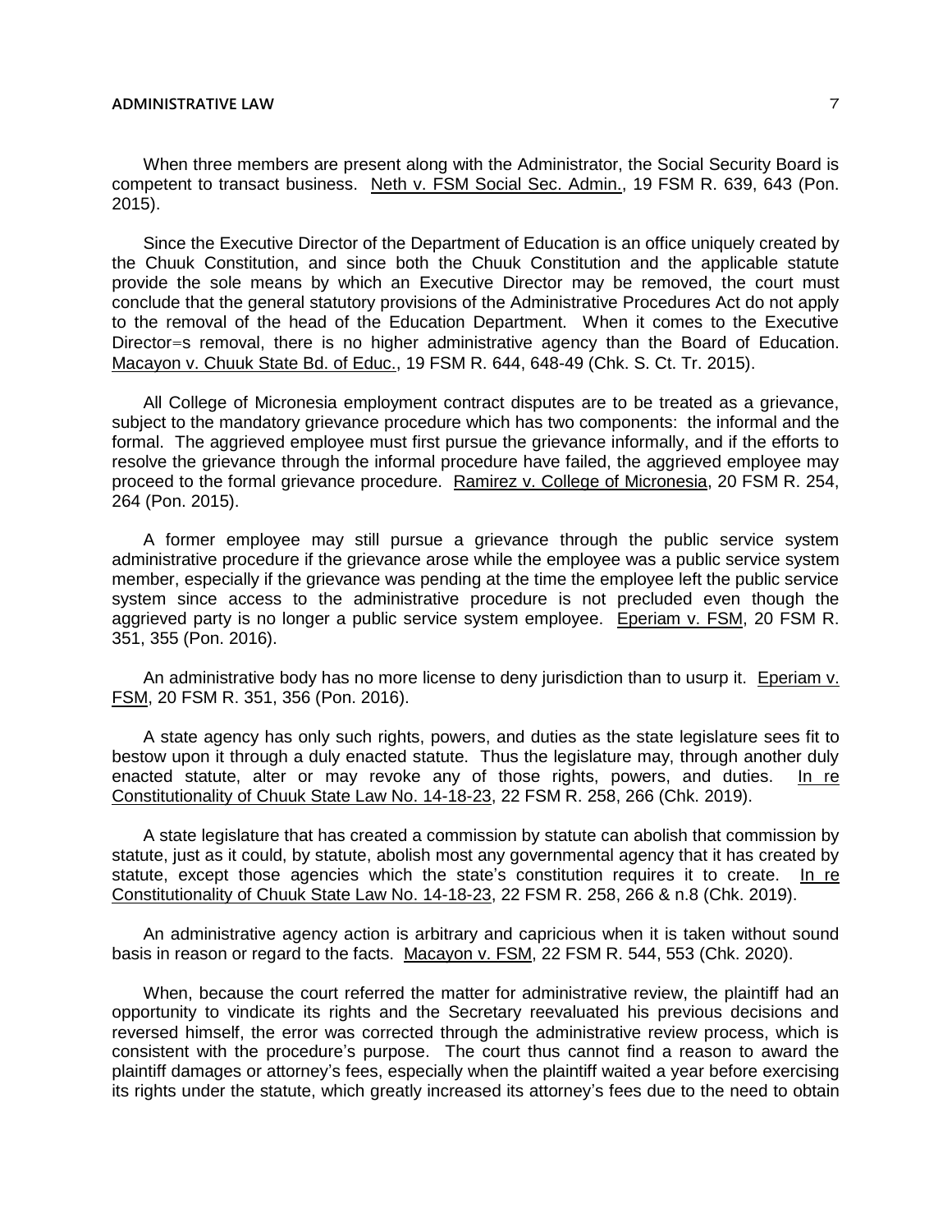When three members are present along with the Administrator, the Social Security Board is competent to transact business. Neth v. FSM Social Sec. Admin., 19 FSM R. 639, 643 (Pon. 2015).

Since the Executive Director of the Department of Education is an office uniquely created by the Chuuk Constitution, and since both the Chuuk Constitution and the applicable statute provide the sole means by which an Executive Director may be removed, the court must conclude that the general statutory provisions of the Administrative Procedures Act do not apply to the removal of the head of the Education Department. When it comes to the Executive Director=s removal, there is no higher administrative agency than the Board of Education. Macayon v. Chuuk State Bd. of Educ., 19 FSM R. 644, 648-49 (Chk. S. Ct. Tr. 2015).

All College of Micronesia employment contract disputes are to be treated as a grievance, subject to the mandatory grievance procedure which has two components: the informal and the formal. The aggrieved employee must first pursue the grievance informally, and if the efforts to resolve the grievance through the informal procedure have failed, the aggrieved employee may proceed to the formal grievance procedure. Ramirez v. College of Micronesia, 20 FSM R. 254, 264 (Pon. 2015).

A former employee may still pursue a grievance through the public service system administrative procedure if the grievance arose while the employee was a public service system member, especially if the grievance was pending at the time the employee left the public service system since access to the administrative procedure is not precluded even though the aggrieved party is no longer a public service system employee. Eperiam v. FSM, 20 FSM R. 351, 355 (Pon. 2016).

An administrative body has no more license to deny jurisdiction than to usurp it. Eperiam v. FSM, 20 FSM R. 351, 356 (Pon. 2016).

A state agency has only such rights, powers, and duties as the state legislature sees fit to bestow upon it through a duly enacted statute. Thus the legislature may, through another duly enacted statute, alter or may revoke any of those rights, powers, and duties. In re Constitutionality of Chuuk State Law No. 14-18-23, 22 FSM R. 258, 266 (Chk. 2019).

A state legislature that has created a commission by statute can abolish that commission by statute, just as it could, by statute, abolish most any governmental agency that it has created by statute, except those agencies which the state's constitution requires it to create. In re Constitutionality of Chuuk State Law No. 14-18-23, 22 FSM R. 258, 266 & n.8 (Chk. 2019).

An administrative agency action is arbitrary and capricious when it is taken without sound basis in reason or regard to the facts. Macayon v. FSM, 22 FSM R. 544, 553 (Chk. 2020).

When, because the court referred the matter for administrative review, the plaintiff had an opportunity to vindicate its rights and the Secretary reevaluated his previous decisions and reversed himself, the error was corrected through the administrative review process, which is consistent with the procedure's purpose. The court thus cannot find a reason to award the plaintiff damages or attorney's fees, especially when the plaintiff waited a year before exercising its rights under the statute, which greatly increased its attorney's fees due to the need to obtain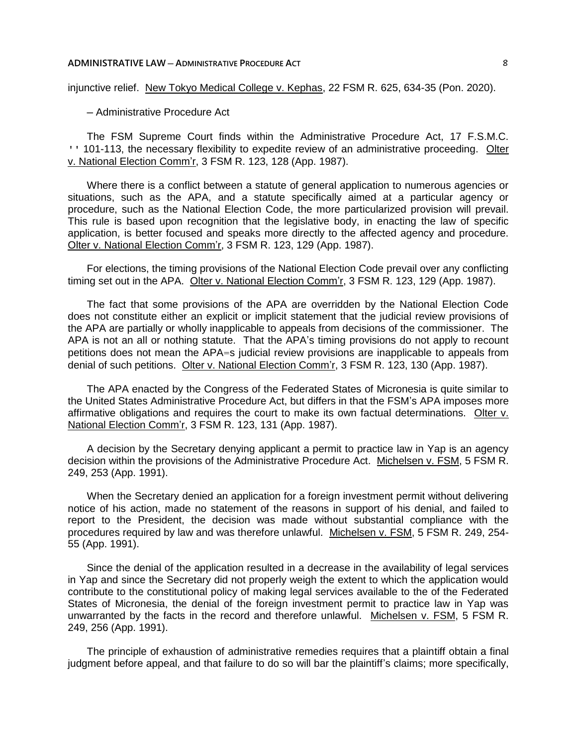injunctive relief. New Tokyo Medical College v. Kephas, 22 FSM R. 625, 634-35 (Pon. 2020).

– Administrative Procedure Act

The FSM Supreme Court finds within the Administrative Procedure Act, 17 F.S.M.C. '' 101-113, the necessary flexibility to expedite review of an administrative proceeding. Olter v. National Election Comm'r, 3 FSM R. 123, 128 (App. 1987).

Where there is a conflict between a statute of general application to numerous agencies or situations, such as the APA, and a statute specifically aimed at a particular agency or procedure, such as the National Election Code, the more particularized provision will prevail. This rule is based upon recognition that the legislative body, in enacting the law of specific application, is better focused and speaks more directly to the affected agency and procedure. Olter v. National Election Comm'r, 3 FSM R. 123, 129 (App. 1987).

For elections, the timing provisions of the National Election Code prevail over any conflicting timing set out in the APA. Olter v. National Election Comm'r, 3 FSM R. 123, 129 (App. 1987).

The fact that some provisions of the APA are overridden by the National Election Code does not constitute either an explicit or implicit statement that the judicial review provisions of the APA are partially or wholly inapplicable to appeals from decisions of the commissioner. The APA is not an all or nothing statute. That the APA's timing provisions do not apply to recount petitions does not mean the APA=s judicial review provisions are inapplicable to appeals from denial of such petitions. Olter v. National Election Comm'r, 3 FSM R. 123, 130 (App. 1987).

The APA enacted by the Congress of the Federated States of Micronesia is quite similar to the United States Administrative Procedure Act, but differs in that the FSM's APA imposes more affirmative obligations and requires the court to make its own factual determinations. Olter v. National Election Comm'r, 3 FSM R. 123, 131 (App. 1987).

A decision by the Secretary denying applicant a permit to practice law in Yap is an agency decision within the provisions of the Administrative Procedure Act. Michelsen v. FSM, 5 FSM R. 249, 253 (App. 1991).

When the Secretary denied an application for a foreign investment permit without delivering notice of his action, made no statement of the reasons in support of his denial, and failed to report to the President, the decision was made without substantial compliance with the procedures required by law and was therefore unlawful. Michelsen v. FSM, 5 FSM R. 249, 254-55 (App. 1991).

Since the denial of the application resulted in a decrease in the availability of legal services in Yap and since the Secretary did not properly weigh the extent to which the application would contribute to the constitutional policy of making legal services available to the of the Federated States of Micronesia, the denial of the foreign investment permit to practice law in Yap was unwarranted by the facts in the record and therefore unlawful. Michelsen v. FSM, 5 FSM R. 249, 256 (App. 1991).

The principle of exhaustion of administrative remedies requires that a plaintiff obtain a final judgment before appeal, and that failure to do so will bar the plaintiff's claims; more specifically,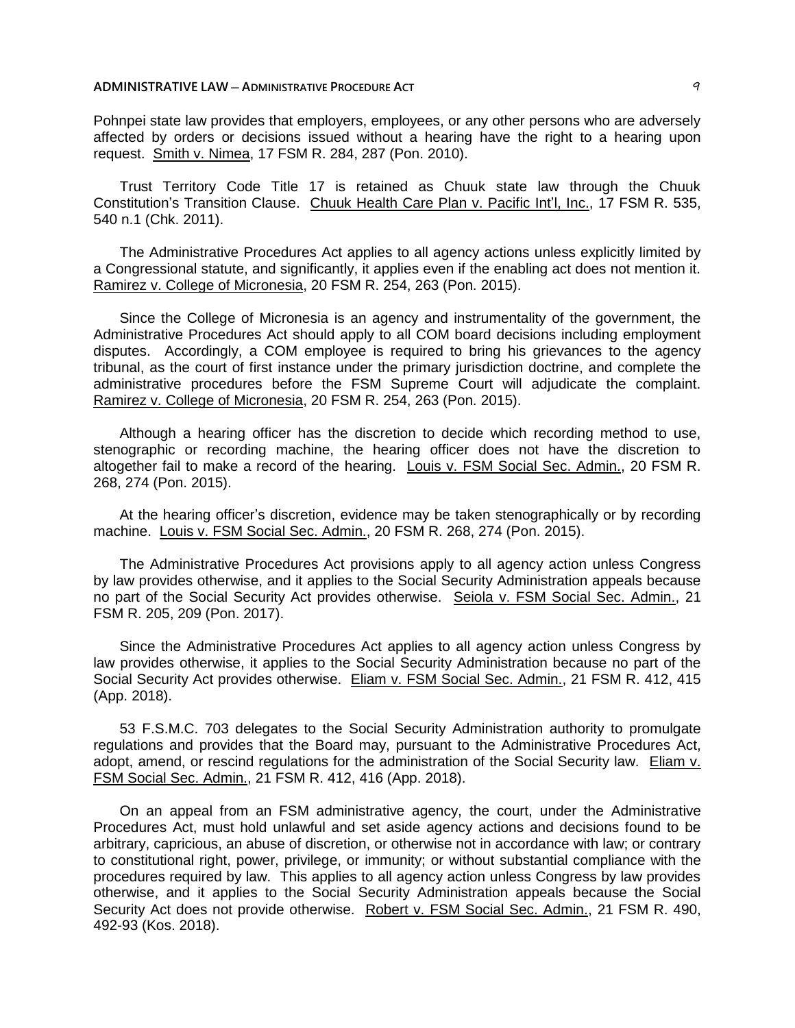Pohnpei state law provides that employers, employees, or any other persons who are adversely affected by orders or decisions issued without a hearing have the right to a hearing upon request. Smith v. Nimea, 17 FSM R. 284, 287 (Pon. 2010).

Trust Territory Code Title 17 is retained as Chuuk state law through the Chuuk Constitution's Transition Clause. Chuuk Health Care Plan v. Pacific Int'l, Inc., 17 FSM R. 535, 540 n.1 (Chk. 2011).

The Administrative Procedures Act applies to all agency actions unless explicitly limited by a Congressional statute, and significantly, it applies even if the enabling act does not mention it. Ramirez v. College of Micronesia, 20 FSM R. 254, 263 (Pon. 2015).

Since the College of Micronesia is an agency and instrumentality of the government, the Administrative Procedures Act should apply to all COM board decisions including employment disputes. Accordingly, a COM employee is required to bring his grievances to the agency tribunal, as the court of first instance under the primary jurisdiction doctrine, and complete the administrative procedures before the FSM Supreme Court will adjudicate the complaint. Ramirez v. College of Micronesia, 20 FSM R. 254, 263 (Pon. 2015).

Although a hearing officer has the discretion to decide which recording method to use, stenographic or recording machine, the hearing officer does not have the discretion to altogether fail to make a record of the hearing. Louis v. FSM Social Sec. Admin., 20 FSM R. 268, 274 (Pon. 2015).

At the hearing officer's discretion, evidence may be taken stenographically or by recording machine. Louis v. FSM Social Sec. Admin., 20 FSM R. 268, 274 (Pon. 2015).

The Administrative Procedures Act provisions apply to all agency action unless Congress by law provides otherwise, and it applies to the Social Security Administration appeals because no part of the Social Security Act provides otherwise. Seiola v. FSM Social Sec. Admin., 21 FSM R. 205, 209 (Pon. 2017).

Since the Administrative Procedures Act applies to all agency action unless Congress by law provides otherwise, it applies to the Social Security Administration because no part of the Social Security Act provides otherwise. Eliam v. FSM Social Sec. Admin., 21 FSM R. 412, 415 (App. 2018).

53 F.S.M.C. 703 delegates to the Social Security Administration authority to promulgate regulations and provides that the Board may, pursuant to the Administrative Procedures Act, adopt, amend, or rescind regulations for the administration of the Social Security law. Eliam v. FSM Social Sec. Admin., 21 FSM R. 412, 416 (App. 2018).

On an appeal from an FSM administrative agency, the court, under the Administrative Procedures Act, must hold unlawful and set aside agency actions and decisions found to be arbitrary, capricious, an abuse of discretion, or otherwise not in accordance with law; or contrary to constitutional right, power, privilege, or immunity; or without substantial compliance with the procedures required by law. This applies to all agency action unless Congress by law provides otherwise, and it applies to the Social Security Administration appeals because the Social Security Act does not provide otherwise. Robert v. FSM Social Sec. Admin., 21 FSM R. 490, 492-93 (Kos. 2018).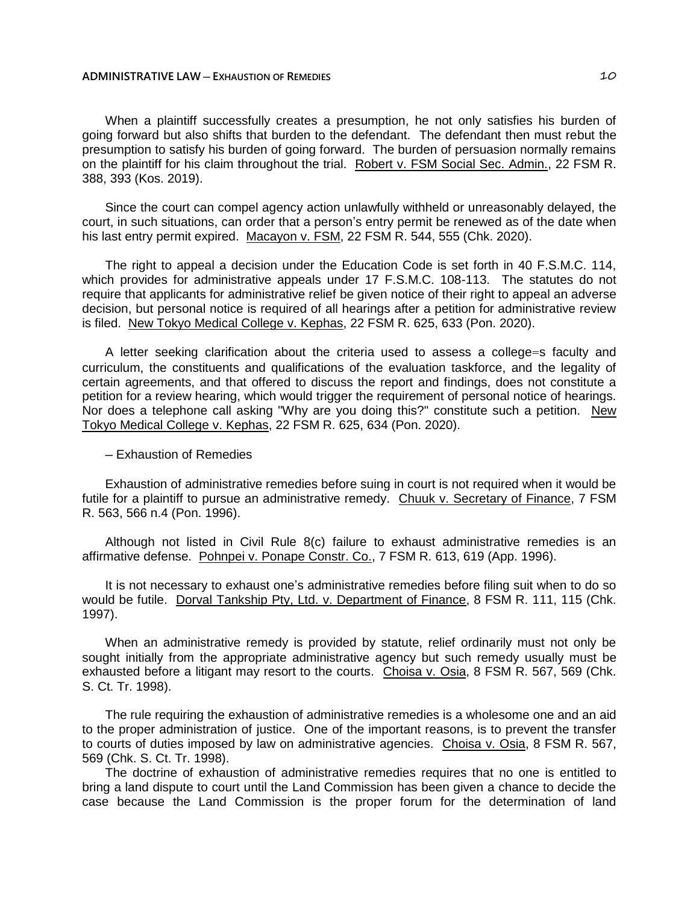When a plaintiff successfully creates a presumption, he not only satisfies his burden of going forward but also shifts that burden to the defendant. The defendant then must rebut the presumption to satisfy his burden of going forward. The burden of persuasion normally remains on the plaintiff for his claim throughout the trial. Robert v. FSM Social Sec. Admin., 22 FSM R. 388, 393 (Kos. 2019).

Since the court can compel agency action unlawfully withheld or unreasonably delayed, the court, in such situations, can order that a person's entry permit be renewed as of the date when his last entry permit expired. Macayon v. FSM, 22 FSM R. 544, 555 (Chk. 2020).

The right to appeal a decision under the Education Code is set forth in 40 F.S.M.C. 114, which provides for administrative appeals under 17 F.S.M.C. 108-113. The statutes do not require that applicants for administrative relief be given notice of their right to appeal an adverse decision, but personal notice is required of all hearings after a petition for administrative review is filed. New Tokyo Medical College v. Kephas, 22 FSM R. 625, 633 (Pon. 2020).

A letter seeking clarification about the criteria used to assess a college=s faculty and curriculum, the constituents and qualifications of the evaluation taskforce, and the legality of certain agreements, and that offered to discuss the report and findings, does not constitute a petition for a review hearing, which would trigger the requirement of personal notice of hearings. Nor does a telephone call asking "Why are you doing this?" constitute such a petition. New Tokyo Medical College v. Kephas, 22 FSM R. 625, 634 (Pon. 2020).

## – Exhaustion of Remedies

Exhaustion of administrative remedies before suing in court is not required when it would be futile for a plaintiff to pursue an administrative remedy. Chuuk v. Secretary of Finance, 7 FSM R. 563, 566 n.4 (Pon. 1996).

Although not listed in Civil Rule 8(c) failure to exhaust administrative remedies is an affirmative defense. Pohnpei v. Ponape Constr. Co., 7 FSM R. 613, 619 (App. 1996).

It is not necessary to exhaust one's administrative remedies before filing suit when to do so would be futile. Dorval Tankship Pty, Ltd. v. Department of Finance, 8 FSM R. 111, 115 (Chk. 1997).

When an administrative remedy is provided by statute, relief ordinarily must not only be sought initially from the appropriate administrative agency but such remedy usually must be exhausted before a litigant may resort to the courts. Choisa v. Osia, 8 FSM R. 567, 569 (Chk. S. Ct. Tr. 1998).

The rule requiring the exhaustion of administrative remedies is a wholesome one and an aid to the proper administration of justice. One of the important reasons, is to prevent the transfer to courts of duties imposed by law on administrative agencies. Choisa v. Osia, 8 FSM R. 567, 569 (Chk. S. Ct. Tr. 1998).

The doctrine of exhaustion of administrative remedies requires that no one is entitled to bring a land dispute to court until the Land Commission has been given a chance to decide the case because the Land Commission is the proper forum for the determination of land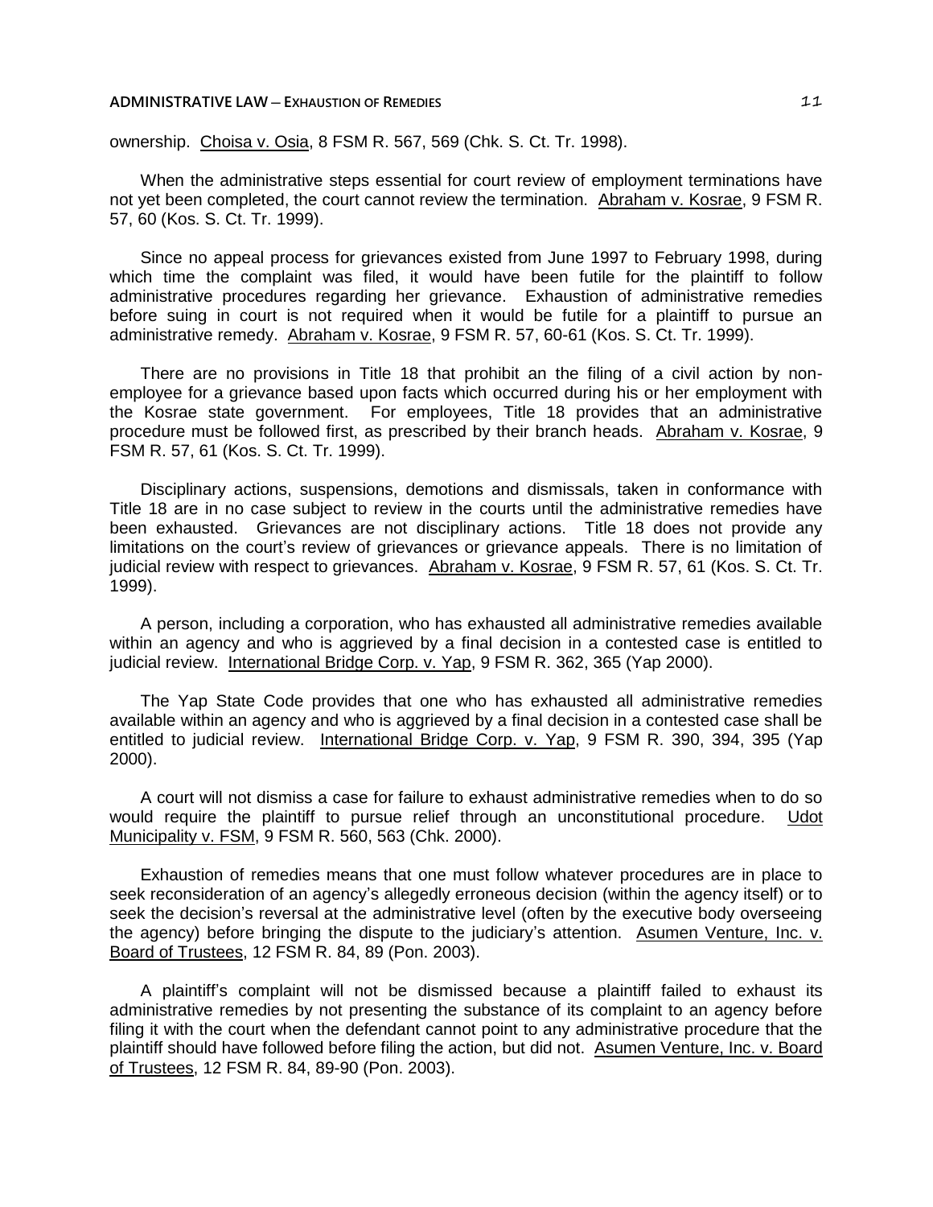ownership. Choisa v. Osia, 8 FSM R. 567, 569 (Chk. S. Ct. Tr. 1998).

When the administrative steps essential for court review of employment terminations have not yet been completed, the court cannot review the termination. Abraham v. Kosrae, 9 FSM R. 57, 60 (Kos. S. Ct. Tr. 1999).

Since no appeal process for grievances existed from June 1997 to February 1998, during which time the complaint was filed, it would have been futile for the plaintiff to follow administrative procedures regarding her grievance. Exhaustion of administrative remedies before suing in court is not required when it would be futile for a plaintiff to pursue an administrative remedy. Abraham v. Kosrae, 9 FSM R. 57, 60-61 (Kos. S. Ct. Tr. 1999).

There are no provisions in Title 18 that prohibit an the filing of a civil action by non-employee for a grievance based upon facts which occurred during his or her employment with the Kosrae state government. For employees, Title 18 provides that an administrative procedure must be followed first, as prescribed by their branch heads. Abraham v. Kosrae, 9 FSM R. 57, 61 (Kos. S. Ct. Tr. 1999).

Disciplinary actions, suspensions, demotions and dismissals, taken in conformance with Title 18 are in no case subject to review in the courts until the administrative remedies have been exhausted. Grievances are not disciplinary actions. Title 18 does not provide any limitations on the court's review of grievances or grievance appeals. There is no limitation of judicial review with respect to grievances. Abraham v. Kosrae, 9 FSM R. 57, 61 (Kos. S. Ct. Tr. 1999).

A person, including a corporation, who has exhausted all administrative remedies available within an agency and who is aggrieved by a final decision in a contested case is entitled to judicial review. International Bridge Corp. v. Yap, 9 FSM R. 362, 365 (Yap 2000).

The Yap State Code provides that one who has exhausted all administrative remedies available within an agency and who is aggrieved by a final decision in a contested case shall be entitled to judicial review. International Bridge Corp. v. Yap, 9 FSM R. 390, 394, 395 (Yap 2000).

A court will not dismiss a case for failure to exhaust administrative remedies when to do so would require the plaintiff to pursue relief through an unconstitutional procedure. Udot Municipality v. FSM, 9 FSM R. 560, 563 (Chk. 2000).

Exhaustion of remedies means that one must follow whatever procedures are in place to seek reconsideration of an agency's allegedly erroneous decision (within the agency itself) or to seek the decision's reversal at the administrative level (often by the executive body overseeing the agency) before bringing the dispute to the judiciary's attention. Asumen Venture, Inc. v. Board of Trustees, 12 FSM R. 84, 89 (Pon. 2003).

A plaintiff's complaint will not be dismissed because a plaintiff failed to exhaust its administrative remedies by not presenting the substance of its complaint to an agency before filing it with the court when the defendant cannot point to any administrative procedure that the plaintiff should have followed before filing the action, but did not. Asumen Venture, Inc. v. Board of Trustees, 12 FSM R. 84, 89-90 (Pon. 2003).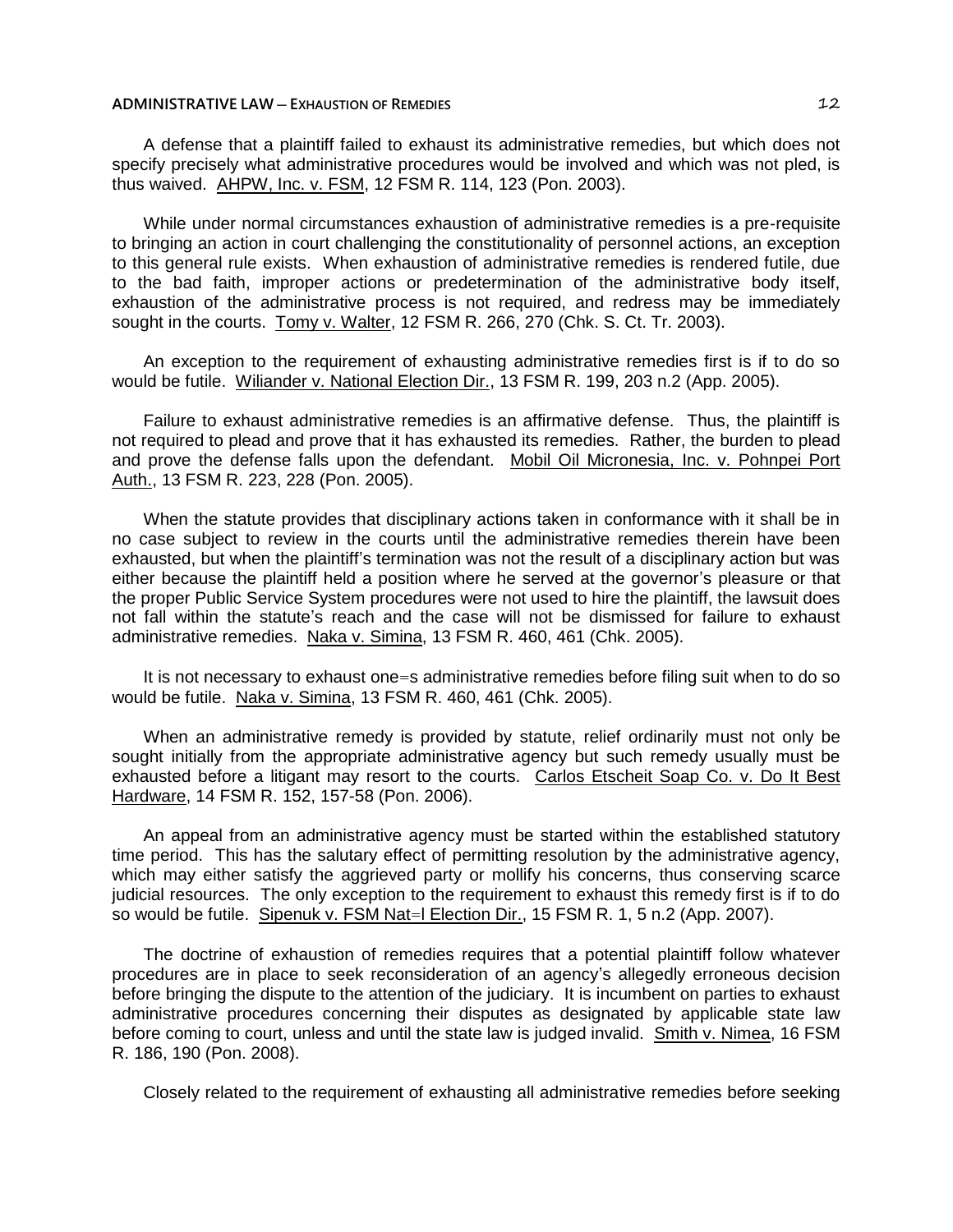A defense that a plaintiff failed to exhaust its administrative remedies, but which does not specify precisely what administrative procedures would be involved and which was not pled, is thus waived. AHPW, Inc. v. FSM, 12 FSM R. 114, 123 (Pon. 2003).

While under normal circumstances exhaustion of administrative remedies is a pre-requisite to bringing an action in court challenging the constitutionality of personnel actions, an exception to this general rule exists. When exhaustion of administrative remedies is rendered futile, due to the bad faith, improper actions or predetermination of the administrative body itself, exhaustion of the administrative process is not required, and redress may be immediately sought in the courts. Tomy v. Walter, 12 FSM R. 266, 270 (Chk. S. Ct. Tr. 2003).

An exception to the requirement of exhausting administrative remedies first is if to do so would be futile. Wiliander v. National Election Dir., 13 FSM R. 199, 203 n.2 (App. 2005).

Failure to exhaust administrative remedies is an affirmative defense. Thus, the plaintiff is not required to plead and prove that it has exhausted its remedies. Rather, the burden to plead and prove the defense falls upon the defendant. Mobil Oil Micronesia, Inc. v. Pohnpei Port Auth., 13 FSM R. 223, 228 (Pon. 2005).

When the statute provides that disciplinary actions taken in conformance with it shall be in no case subject to review in the courts until the administrative remedies therein have been exhausted, but when the plaintiff's termination was not the result of a disciplinary action but was either because the plaintiff held a position where he served at the governor's pleasure or that the proper Public Service System procedures were not used to hire the plaintiff, the lawsuit does not fall within the statute's reach and the case will not be dismissed for failure to exhaust administrative remedies. Naka v. Simina, 13 FSM R. 460, 461 (Chk. 2005).

It is not necessary to exhaust one=s administrative remedies before filing suit when to do so would be futile. Naka v. Simina, 13 FSM R. 460, 461 (Chk. 2005).

When an administrative remedy is provided by statute, relief ordinarily must not only be sought initially from the appropriate administrative agency but such remedy usually must be exhausted before a litigant may resort to the courts. Carlos Etscheit Soap Co. v. Do It Best Hardware, 14 FSM R. 152, 157-58 (Pon. 2006).

An appeal from an administrative agency must be started within the established statutory time period. This has the salutary effect of permitting resolution by the administrative agency, which may either satisfy the aggrieved party or mollify his concerns, thus conserving scarce judicial resources. The only exception to the requirement to exhaust this remedy first is if to do so would be futile. Sipenuk v. FSM Nat=l Election Dir., 15 FSM R. 1, 5 n.2 (App. 2007).

The doctrine of exhaustion of remedies requires that a potential plaintiff follow whatever procedures are in place to seek reconsideration of an agency's allegedly erroneous decision before bringing the dispute to the attention of the judiciary. It is incumbent on parties to exhaust administrative procedures concerning their disputes as designated by applicable state law before coming to court, unless and until the state law is judged invalid. Smith v. Nimea, 16 FSM R. 186, 190 (Pon. 2008).

Closely related to the requirement of exhausting all administrative remedies before seeking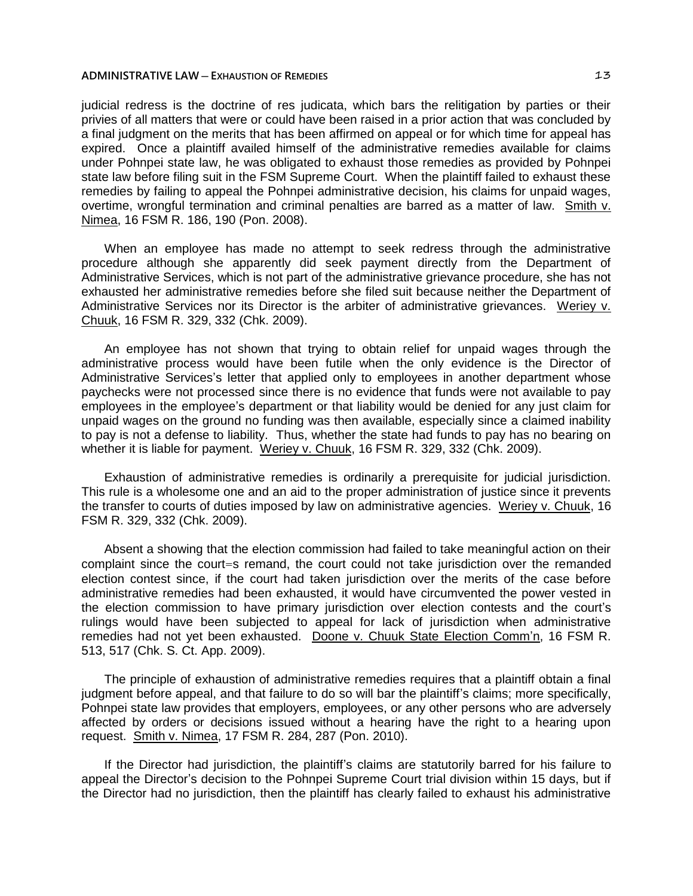judicial redress is the doctrine of res judicata, which bars the relitigation by parties or their privies of all matters that were or could have been raised in a prior action that was concluded by a final judgment on the merits that has been affirmed on appeal or for which time for appeal has expired. Once a plaintiff availed himself of the administrative remedies available for claims under Pohnpei state law, he was obligated to exhaust those remedies as provided by Pohnpei state law before filing suit in the FSM Supreme Court. When the plaintiff failed to exhaust these remedies by failing to appeal the Pohnpei administrative decision, his claims for unpaid wages, overtime, wrongful termination and criminal penalties are barred as a matter of law. Smith v. Nimea, 16 FSM R. 186, 190 (Pon. 2008).

When an employee has made no attempt to seek redress through the administrative procedure although she apparently did seek payment directly from the Department of Administrative Services, which is not part of the administrative grievance procedure, she has not exhausted her administrative remedies before she filed suit because neither the Department of Administrative Services nor its Director is the arbiter of administrative grievances. Weriey v. Chuuk, 16 FSM R. 329, 332 (Chk. 2009).

An employee has not shown that trying to obtain relief for unpaid wages through the administrative process would have been futile when the only evidence is the Director of Administrative Services's letter that applied only to employees in another department whose paychecks were not processed since there is no evidence that funds were not available to pay employees in the employee's department or that liability would be denied for any just claim for unpaid wages on the ground no funding was then available, especially since a claimed inability to pay is not a defense to liability. Thus, whether the state had funds to pay has no bearing on whether it is liable for payment. Weriey v. Chuuk, 16 FSM R. 329, 332 (Chk. 2009).

Exhaustion of administrative remedies is ordinarily a prerequisite for judicial jurisdiction. This rule is a wholesome one and an aid to the proper administration of justice since it prevents the transfer to courts of duties imposed by law on administrative agencies. Weriey v. Chuuk, 16 FSM R. 329, 332 (Chk. 2009).

Absent a showing that the election commission had failed to take meaningful action on their complaint since the court=s remand, the court could not take jurisdiction over the remanded election contest since, if the court had taken jurisdiction over the merits of the case before administrative remedies had been exhausted, it would have circumvented the power vested in the election commission to have primary jurisdiction over election contests and the court's rulings would have been subjected to appeal for lack of jurisdiction when administrative remedies had not yet been exhausted. Doone v. Chuuk State Election Comm'n, 16 FSM R. 513, 517 (Chk. S. Ct. App. 2009).

The principle of exhaustion of administrative remedies requires that a plaintiff obtain a final judgment before appeal, and that failure to do so will bar the plaintiff's claims; more specifically, Pohnpei state law provides that employers, employees, or any other persons who are adversely affected by orders or decisions issued without a hearing have the right to a hearing upon request. Smith v. Nimea, 17 FSM R. 284, 287 (Pon. 2010).

If the Director had jurisdiction, the plaintiff's claims are statutorily barred for his failure to appeal the Director's decision to the Pohnpei Supreme Court trial division within 15 days, but if the Director had no jurisdiction, then the plaintiff has clearly failed to exhaust his administrative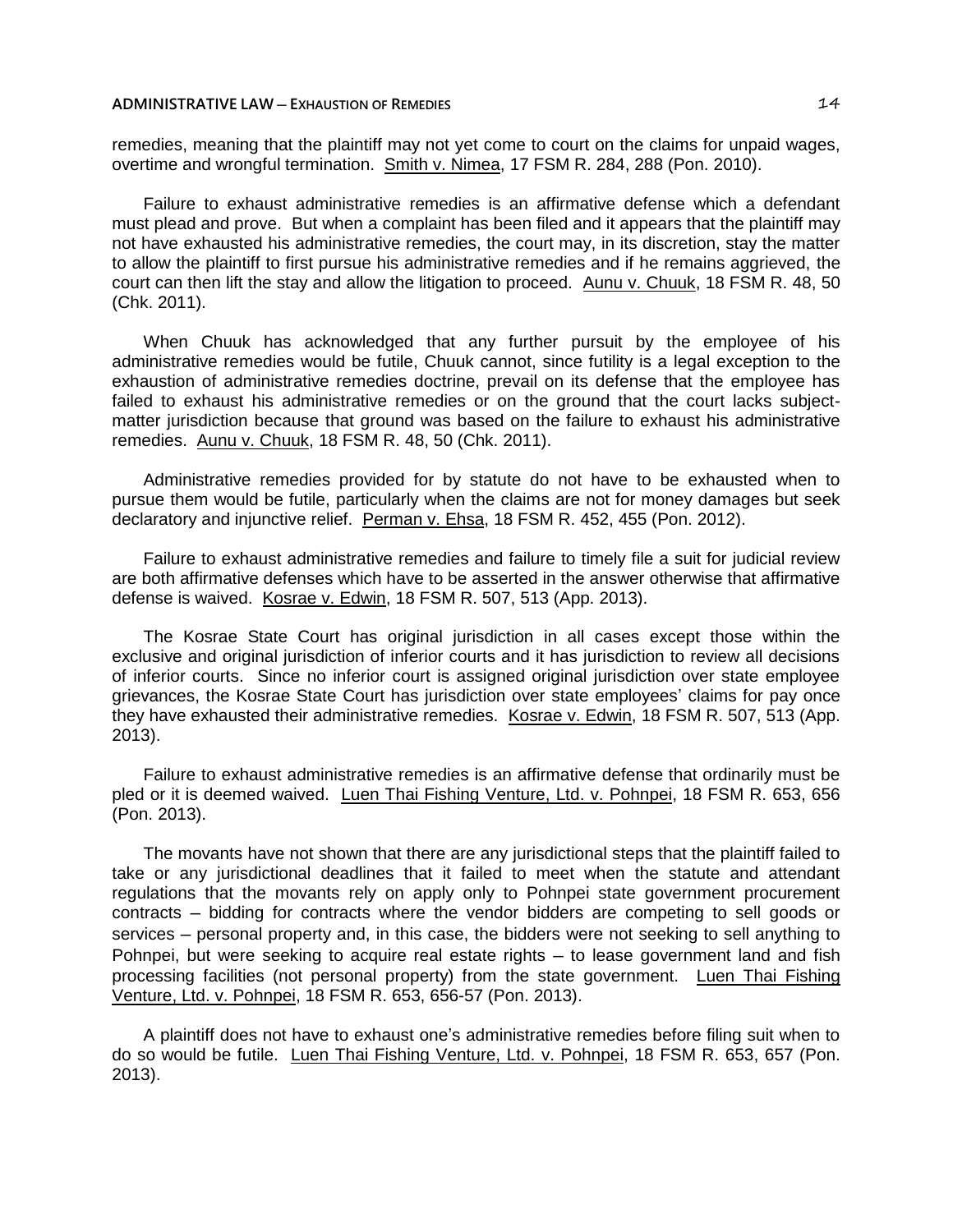remedies, meaning that the plaintiff may not yet come to court on the claims for unpaid wages, overtime and wrongful termination. Smith v. Nimea, 17 FSM R. 284, 288 (Pon. 2010).

Failure to exhaust administrative remedies is an affirmative defense which a defendant must plead and prove. But when a complaint has been filed and it appears that the plaintiff may not have exhausted his administrative remedies, the court may, in its discretion, stay the matter to allow the plaintiff to first pursue his administrative remedies and if he remains aggrieved, the court can then lift the stay and allow the litigation to proceed. Aunu v. Chuuk, 18 FSM R. 48, 50 (Chk. 2011).

When Chuuk has acknowledged that any further pursuit by the employee of his administrative remedies would be futile, Chuuk cannot, since futility is a legal exception to the exhaustion of administrative remedies doctrine, prevail on its defense that the employee has failed to exhaust his administrative remedies or on the ground that the court lacks subject-matter jurisdiction because that ground was based on the failure to exhaust his administrative remedies. Aunu v. Chuuk, 18 FSM R. 48, 50 (Chk. 2011).

Administrative remedies provided for by statute do not have to be exhausted when to pursue them would be futile, particularly when the claims are not for money damages but seek declaratory and injunctive relief. Perman v. Ehsa, 18 FSM R. 452, 455 (Pon. 2012).

Failure to exhaust administrative remedies and failure to timely file a suit for judicial review are both affirmative defenses which have to be asserted in the answer otherwise that affirmative defense is waived. Kosrae v. Edwin, 18 FSM R. 507, 513 (App. 2013).

The Kosrae State Court has original jurisdiction in all cases except those within the exclusive and original jurisdiction of inferior courts and it has jurisdiction to review all decisions of inferior courts. Since no inferior court is assigned original jurisdiction over state employee grievances, the Kosrae State Court has jurisdiction over state employees' claims for pay once they have exhausted their administrative remedies. Kosrae v. Edwin, 18 FSM R. 507, 513 (App. 2013).

Failure to exhaust administrative remedies is an affirmative defense that ordinarily must be pled or it is deemed waived. Luen Thai Fishing Venture, Ltd. v. Pohnpei, 18 FSM R. 653, 656 (Pon. 2013).

The movants have not shown that there are any jurisdictional steps that the plaintiff failed to take or any jurisdictional deadlines that it failed to meet when the statute and attendant regulations that the movants rely on apply only to Pohnpei state government procurement contracts – bidding for contracts where the vendor bidders are competing to sell goods or services – personal property and, in this case, the bidders were not seeking to sell anything to Pohnpei, but were seeking to acquire real estate rights – to lease government land and fish processing facilities (not personal property) from the state government. Luen Thai Fishing Venture, Ltd. v. Pohnpei, 18 FSM R. 653, 656-57 (Pon. 2013).

A plaintiff does not have to exhaust one's administrative remedies before filing suit when to do so would be futile. Luen Thai Fishing Venture, Ltd. v. Pohnpei, 18 FSM R. 653, 657 (Pon. 2013).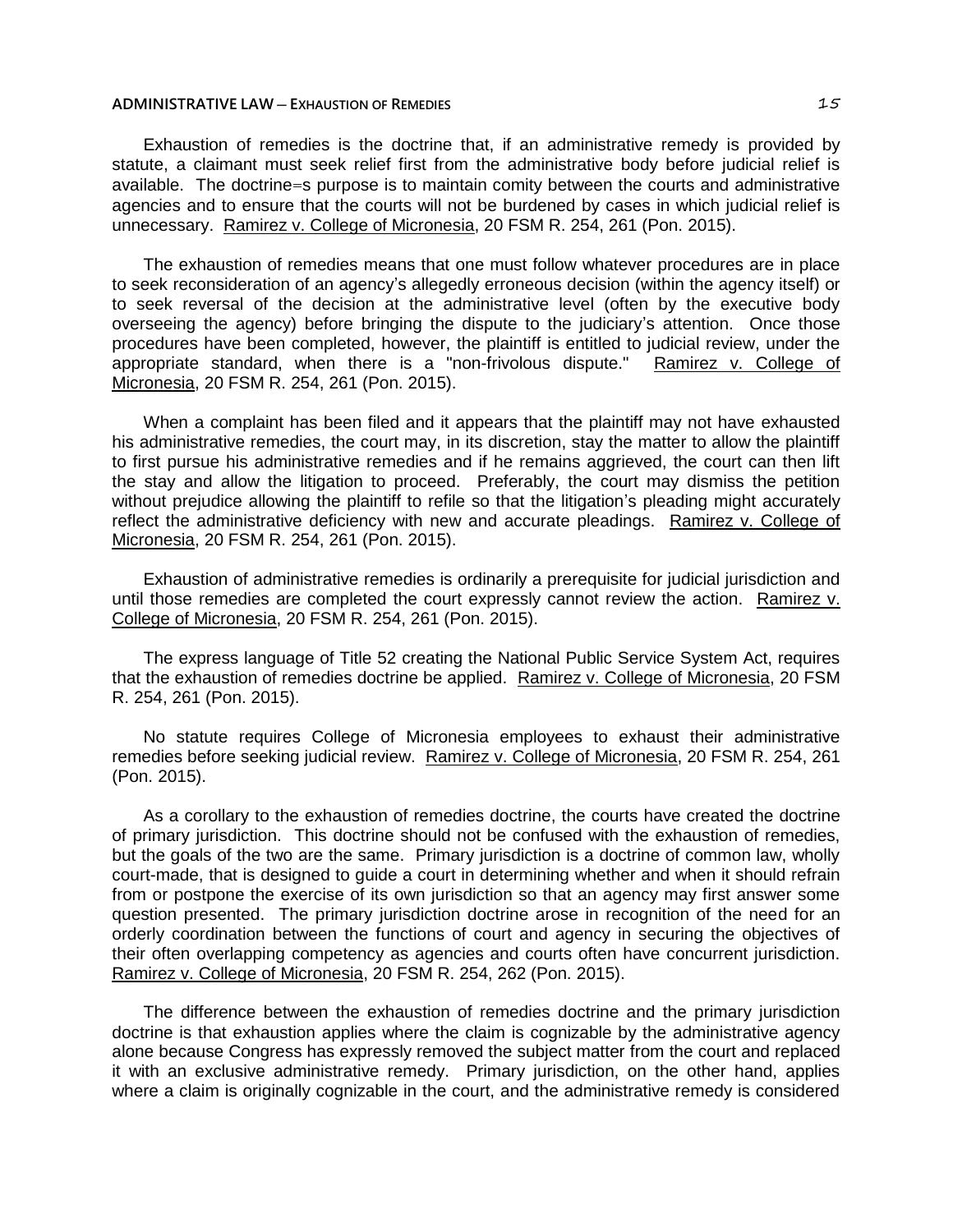Exhaustion of remedies is the doctrine that, if an administrative remedy is provided by statute, a claimant must seek relief first from the administrative body before judicial relief is available. The doctrine=s purpose is to maintain comity between the courts and administrative agencies and to ensure that the courts will not be burdened by cases in which judicial relief is unnecessary. Ramirez v. College of Micronesia, 20 FSM R. 254, 261 (Pon. 2015).

The exhaustion of remedies means that one must follow whatever procedures are in place to seek reconsideration of an agency's allegedly erroneous decision (within the agency itself) or to seek reversal of the decision at the administrative level (often by the executive body overseeing the agency) before bringing the dispute to the judiciary's attention. Once those procedures have been completed, however, the plaintiff is entitled to judicial review, under the appropriate standard, when there is a "non-frivolous dispute." Ramirez v. College of Micronesia, 20 FSM R. 254, 261 (Pon. 2015).

When a complaint has been filed and it appears that the plaintiff may not have exhausted his administrative remedies, the court may, in its discretion, stay the matter to allow the plaintiff to first pursue his administrative remedies and if he remains aggrieved, the court can then lift the stay and allow the litigation to proceed. Preferably, the court may dismiss the petition without prejudice allowing the plaintiff to refile so that the litigation's pleading might accurately reflect the administrative deficiency with new and accurate pleadings. Ramirez v. College of Micronesia, 20 FSM R. 254, 261 (Pon. 2015).

Exhaustion of administrative remedies is ordinarily a prerequisite for judicial jurisdiction and until those remedies are completed the court expressly cannot review the action. Ramirez v. College of Micronesia, 20 FSM R. 254, 261 (Pon. 2015).

The express language of Title 52 creating the National Public Service System Act, requires that the exhaustion of remedies doctrine be applied. Ramirez v. College of Micronesia, 20 FSM R. 254, 261 (Pon. 2015).

No statute requires College of Micronesia employees to exhaust their administrative remedies before seeking judicial review. Ramirez v. College of Micronesia, 20 FSM R. 254, 261 (Pon. 2015).

As a corollary to the exhaustion of remedies doctrine, the courts have created the doctrine of primary jurisdiction. This doctrine should not be confused with the exhaustion of remedies, but the goals of the two are the same. Primary jurisdiction is a doctrine of common law, wholly court-made, that is designed to guide a court in determining whether and when it should refrain from or postpone the exercise of its own jurisdiction so that an agency may first answer some question presented. The primary jurisdiction doctrine arose in recognition of the need for an orderly coordination between the functions of court and agency in securing the objectives of their often overlapping competency as agencies and courts often have concurrent jurisdiction. Ramirez v. College of Micronesia, 20 FSM R. 254, 262 (Pon. 2015).

The difference between the exhaustion of remedies doctrine and the primary jurisdiction doctrine is that exhaustion applies where the claim is cognizable by the administrative agency alone because Congress has expressly removed the subject matter from the court and replaced it with an exclusive administrative remedy. Primary jurisdiction, on the other hand, applies where a claim is originally cognizable in the court, and the administrative remedy is considered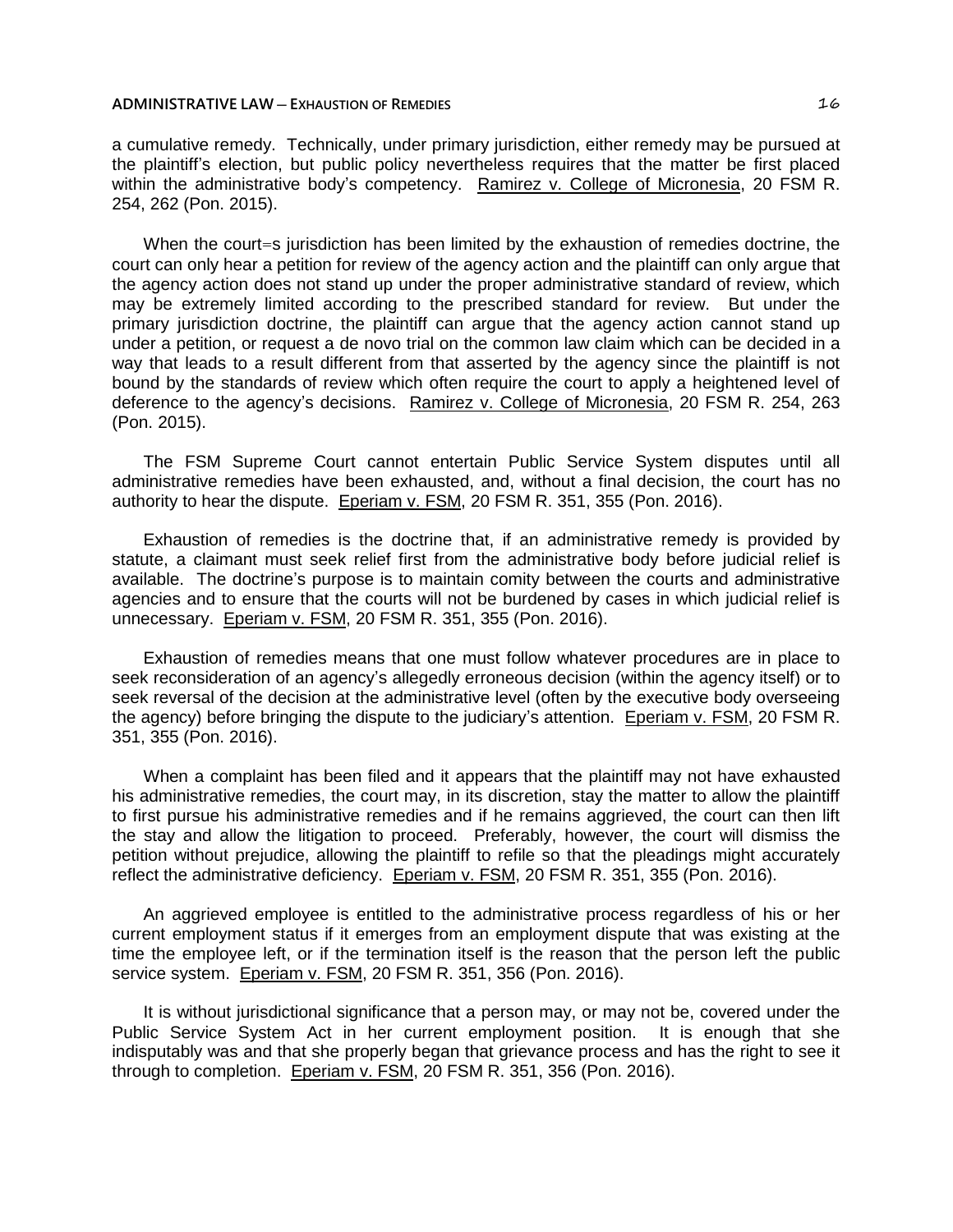a cumulative remedy. Technically, under primary jurisdiction, either remedy may be pursued at the plaintiff's election, but public policy nevertheless requires that the matter be first placed within the administrative body's competency. Ramirez v. College of Micronesia, 20 FSM R. 254, 262 (Pon. 2015).

When the court=s jurisdiction has been limited by the exhaustion of remedies doctrine, the court can only hear a petition for review of the agency action and the plaintiff can only argue that the agency action does not stand up under the proper administrative standard of review, which may be extremely limited according to the prescribed standard for review. But under the primary jurisdiction doctrine, the plaintiff can argue that the agency action cannot stand up under a petition, or request a de novo trial on the common law claim which can be decided in a way that leads to a result different from that asserted by the agency since the plaintiff is not bound by the standards of review which often require the court to apply a heightened level of deference to the agency's decisions. Ramirez v. College of Micronesia, 20 FSM R. 254, 263 (Pon. 2015).

The FSM Supreme Court cannot entertain Public Service System disputes until all administrative remedies have been exhausted, and, without a final decision, the court has no authority to hear the dispute. Eperiam v. FSM, 20 FSM R. 351, 355 (Pon. 2016).

Exhaustion of remedies is the doctrine that, if an administrative remedy is provided by statute, a claimant must seek relief first from the administrative body before judicial relief is available. The doctrine's purpose is to maintain comity between the courts and administrative agencies and to ensure that the courts will not be burdened by cases in which judicial relief is unnecessary. Eperiam v. FSM, 20 FSM R. 351, 355 (Pon. 2016).

Exhaustion of remedies means that one must follow whatever procedures are in place to seek reconsideration of an agency's allegedly erroneous decision (within the agency itself) or to seek reversal of the decision at the administrative level (often by the executive body overseeing the agency) before bringing the dispute to the judiciary's attention. Eperiam v. FSM, 20 FSM R. 351, 355 (Pon. 2016).

When a complaint has been filed and it appears that the plaintiff may not have exhausted his administrative remedies, the court may, in its discretion, stay the matter to allow the plaintiff to first pursue his administrative remedies and if he remains aggrieved, the court can then lift the stay and allow the litigation to proceed. Preferably, however, the court will dismiss the petition without prejudice, allowing the plaintiff to refile so that the pleadings might accurately reflect the administrative deficiency. Eperiam v. FSM, 20 FSM R. 351, 355 (Pon. 2016).

An aggrieved employee is entitled to the administrative process regardless of his or her current employment status if it emerges from an employment dispute that was existing at the time the employee left, or if the termination itself is the reason that the person left the public service system. Eperiam v. FSM, 20 FSM R. 351, 356 (Pon. 2016).

It is without jurisdictional significance that a person may, or may not be, covered under the Public Service System Act in her current employment position. It is enough that she indisputably was and that she properly began that grievance process and has the right to see it through to completion. Eperiam v. FSM, 20 FSM R. 351, 356 (Pon. 2016).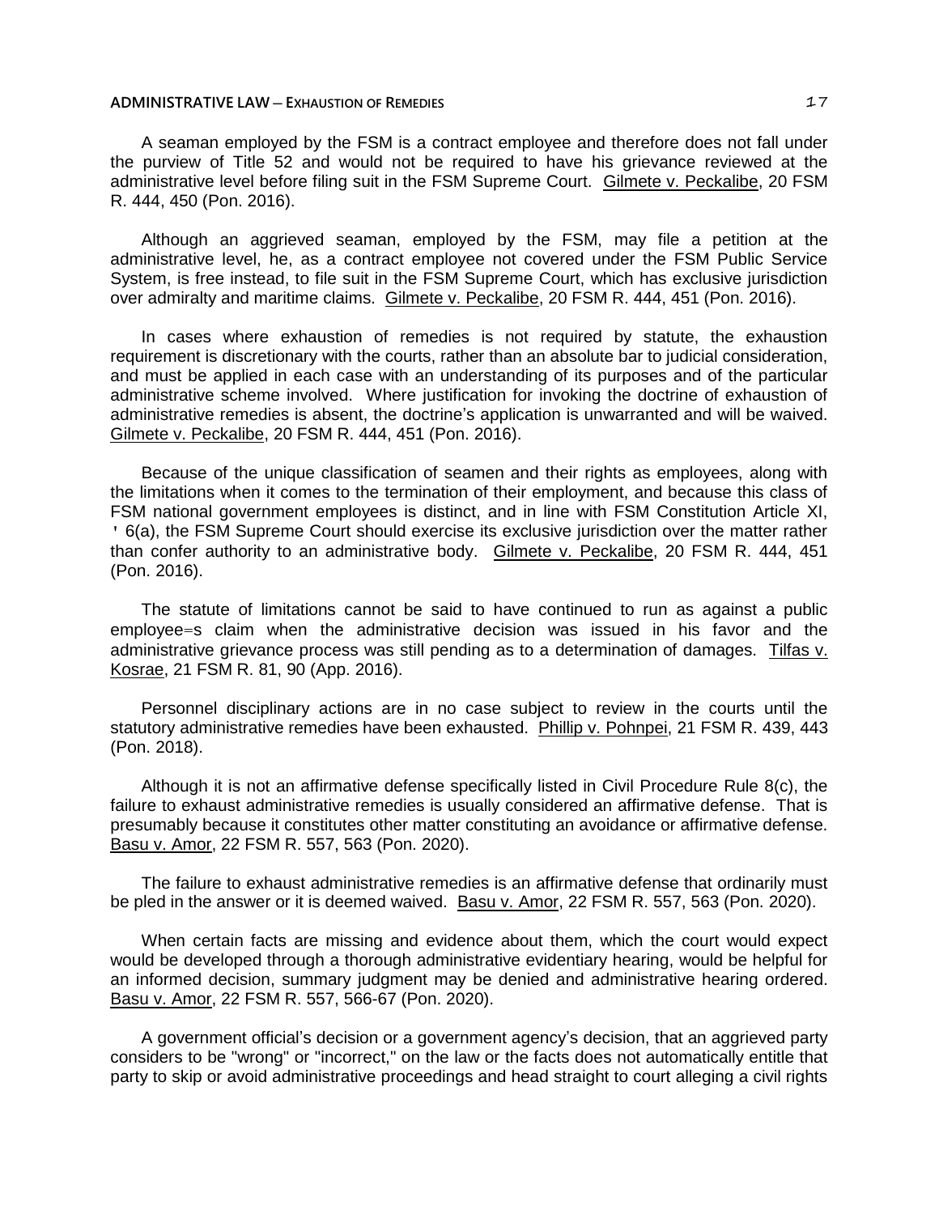A seaman employed by the FSM is a contract employee and therefore does not fall under the purview of Title 52 and would not be required to have his grievance reviewed at the administrative level before filing suit in the FSM Supreme Court. Gilmete v. Peckalibe, 20 FSM R. 444, 450 (Pon. 2016).

Although an aggrieved seaman, employed by the FSM, may file a petition at the administrative level, he, as a contract employee not covered under the FSM Public Service System, is free instead, to file suit in the FSM Supreme Court, which has exclusive jurisdiction over admiralty and maritime claims. Gilmete v. Peckalibe, 20 FSM R. 444, 451 (Pon. 2016).

In cases where exhaustion of remedies is not required by statute, the exhaustion requirement is discretionary with the courts, rather than an absolute bar to judicial consideration, and must be applied in each case with an understanding of its purposes and of the particular administrative scheme involved. Where justification for invoking the doctrine of exhaustion of administrative remedies is absent, the doctrine's application is unwarranted and will be waived. Gilmete v. Peckalibe, 20 FSM R. 444, 451 (Pon. 2016).

Because of the unique classification of seamen and their rights as employees, along with the limitations when it comes to the termination of their employment, and because this class of FSM national government employees is distinct, and in line with FSM Constitution Article XI, ' 6(a), the FSM Supreme Court should exercise its exclusive jurisdiction over the matter rather than confer authority to an administrative body. Gilmete v. Peckalibe, 20 FSM R. 444, 451 (Pon. 2016).

The statute of limitations cannot be said to have continued to run as against a public employee=s claim when the administrative decision was issued in his favor and the administrative grievance process was still pending as to a determination of damages. Tilfas v. Kosrae, 21 FSM R. 81, 90 (App. 2016).

Personnel disciplinary actions are in no case subject to review in the courts until the statutory administrative remedies have been exhausted. Phillip v. Pohnpei, 21 FSM R. 439, 443 (Pon. 2018).

Although it is not an affirmative defense specifically listed in Civil Procedure Rule 8(c), the failure to exhaust administrative remedies is usually considered an affirmative defense. That is presumably because it constitutes other matter constituting an avoidance or affirmative defense. Basu v. Amor, 22 FSM R. 557, 563 (Pon. 2020).

The failure to exhaust administrative remedies is an affirmative defense that ordinarily must be pled in the answer or it is deemed waived. Basu v. Amor, 22 FSM R. 557, 563 (Pon. 2020).

When certain facts are missing and evidence about them, which the court would expect would be developed through a thorough administrative evidentiary hearing, would be helpful for an informed decision, summary judgment may be denied and administrative hearing ordered. Basu v. Amor, 22 FSM R. 557, 566-67 (Pon. 2020).

A government official's decision or a government agency's decision, that an aggrieved party considers to be "wrong" or "incorrect," on the law or the facts does not automatically entitle that party to skip or avoid administrative proceedings and head straight to court alleging a civil rights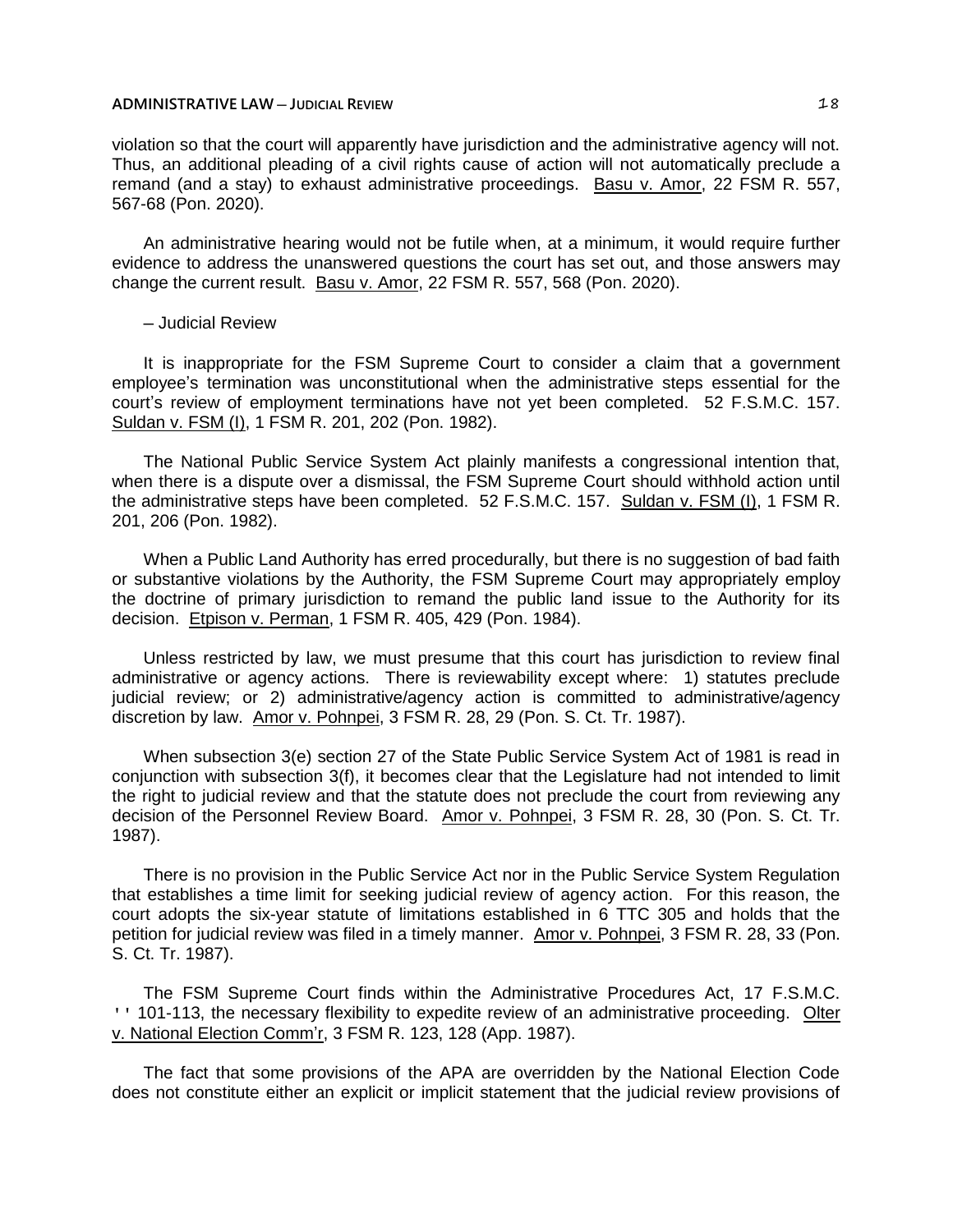violation so that the court will apparently have jurisdiction and the administrative agency will not. Thus, an additional pleading of a civil rights cause of action will not automatically preclude a remand (and a stay) to exhaust administrative proceedings. Basu v. Amor, 22 FSM R. 557, 567-68 (Pon. 2020).

An administrative hearing would not be futile when, at a minimum, it would require further evidence to address the unanswered questions the court has set out, and those answers may change the current result. Basu v. Amor, 22 FSM R. 557, 568 (Pon. 2020).

– Judicial Review

It is inappropriate for the FSM Supreme Court to consider a claim that a government employee's termination was unconstitutional when the administrative steps essential for the court's review of employment terminations have not yet been completed. 52 F.S.M.C. 157. Suldan v. FSM (I), 1 FSM R. 201, 202 (Pon. 1982).

The National Public Service System Act plainly manifests a congressional intention that, when there is a dispute over a dismissal, the FSM Supreme Court should withhold action until the administrative steps have been completed. 52 F.S.M.C. 157. Suldan v. FSM (I), 1 FSM R. 201, 206 (Pon. 1982).

When a Public Land Authority has erred procedurally, but there is no suggestion of bad faith or substantive violations by the Authority, the FSM Supreme Court may appropriately employ the doctrine of primary jurisdiction to remand the public land issue to the Authority for its decision. Etpison v. Perman, 1 FSM R. 405, 429 (Pon. 1984).

Unless restricted by law, we must presume that this court has jurisdiction to review final administrative or agency actions. There is reviewability except where: 1) statutes preclude judicial review; or 2) administrative/agency action is committed to administrative/agency discretion by law. Amor v. Pohnpei, 3 FSM R. 28, 29 (Pon. S. Ct. Tr. 1987).

When subsection 3(e) section 27 of the State Public Service System Act of 1981 is read in conjunction with subsection 3(f), it becomes clear that the Legislature had not intended to limit the right to judicial review and that the statute does not preclude the court from reviewing any decision of the Personnel Review Board. Amor v. Pohnpei, 3 FSM R. 28, 30 (Pon. S. Ct. Tr. 1987).

There is no provision in the Public Service Act nor in the Public Service System Regulation that establishes a time limit for seeking judicial review of agency action. For this reason, the court adopts the six-year statute of limitations established in 6 TTC 305 and holds that the petition for judicial review was filed in a timely manner. Amor v. Pohnpei, 3 FSM R. 28, 33 (Pon. S. Ct. Tr. 1987).

The FSM Supreme Court finds within the Administrative Procedures Act, 17 F.S.M.C. '' 101-113, the necessary flexibility to expedite review of an administrative proceeding. Olter v. National Election Comm'r, 3 FSM R. 123, 128 (App. 1987).

The fact that some provisions of the APA are overridden by the National Election Code does not constitute either an explicit or implicit statement that the judicial review provisions of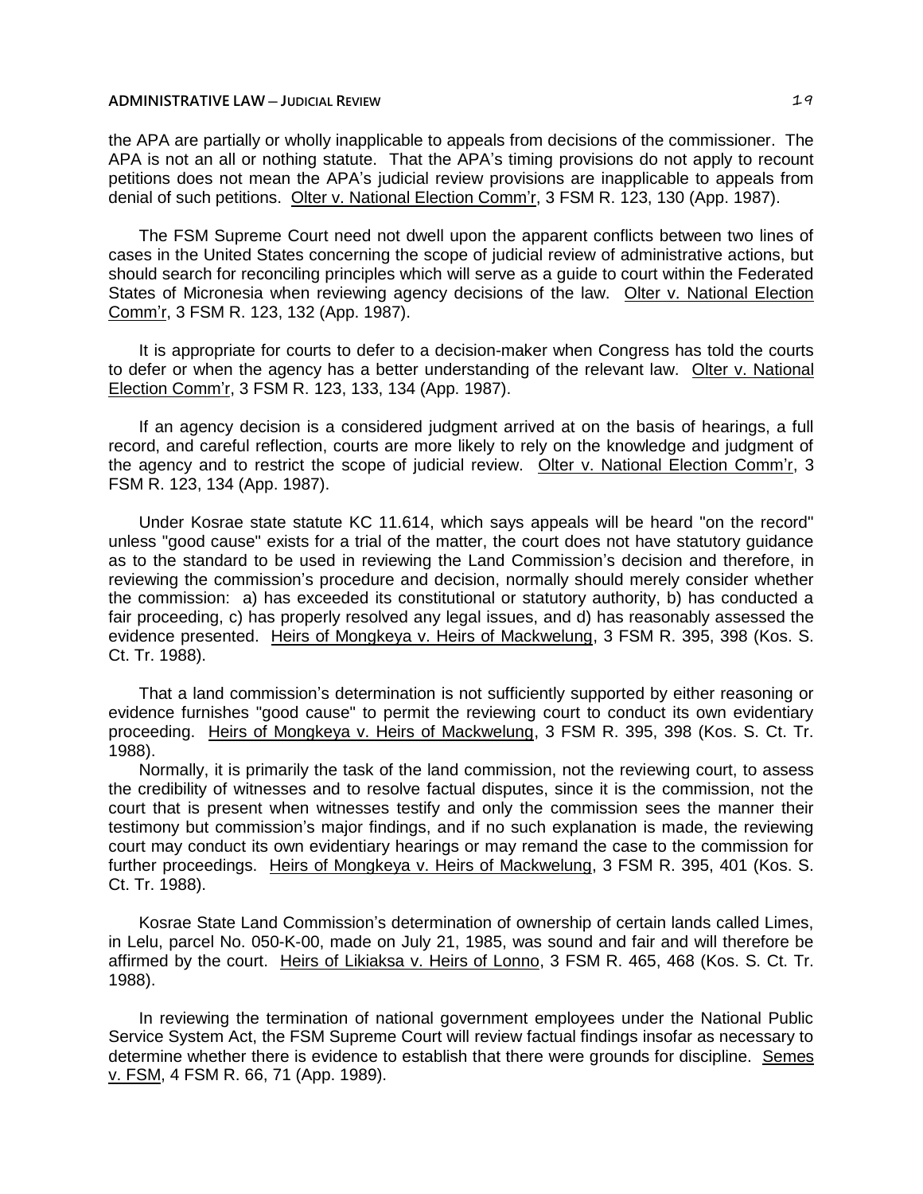the APA are partially or wholly inapplicable to appeals from decisions of the commissioner. The APA is not an all or nothing statute. That the APA's timing provisions do not apply to recount petitions does not mean the APA's judicial review provisions are inapplicable to appeals from denial of such petitions. Olter v. National Election Comm'r, 3 FSM R. 123, 130 (App. 1987).

The FSM Supreme Court need not dwell upon the apparent conflicts between two lines of cases in the United States concerning the scope of judicial review of administrative actions, but should search for reconciling principles which will serve as a guide to court within the Federated States of Micronesia when reviewing agency decisions of the law. Olter v. National Election Comm'r, 3 FSM R. 123, 132 (App. 1987).

It is appropriate for courts to defer to a decision-maker when Congress has told the courts to defer or when the agency has a better understanding of the relevant law. Olter v. National Election Comm'r, 3 FSM R. 123, 133, 134 (App. 1987).

If an agency decision is a considered judgment arrived at on the basis of hearings, a full record, and careful reflection, courts are more likely to rely on the knowledge and judgment of the agency and to restrict the scope of judicial review. Olter v. National Election Comm'r, 3 FSM R. 123, 134 (App. 1987).

Under Kosrae state statute KC 11.614, which says appeals will be heard "on the record" unless "good cause" exists for a trial of the matter, the court does not have statutory guidance as to the standard to be used in reviewing the Land Commission's decision and therefore, in reviewing the commission's procedure and decision, normally should merely consider whether the commission: a) has exceeded its constitutional or statutory authority, b) has conducted a fair proceeding, c) has properly resolved any legal issues, and d) has reasonably assessed the evidence presented. Heirs of Mongkeya v. Heirs of Mackwelung, 3 FSM R. 395, 398 (Kos. S. Ct. Tr. 1988).

That a land commission's determination is not sufficiently supported by either reasoning or evidence furnishes "good cause" to permit the reviewing court to conduct its own evidentiary proceeding. Heirs of Mongkeya v. Heirs of Mackwelung, 3 FSM R. 395, 398 (Kos. S. Ct. Tr. 1988).

Normally, it is primarily the task of the land commission, not the reviewing court, to assess the credibility of witnesses and to resolve factual disputes, since it is the commission, not the court that is present when witnesses testify and only the commission sees the manner their testimony but commission's major findings, and if no such explanation is made, the reviewing court may conduct its own evidentiary hearings or may remand the case to the commission for further proceedings. Heirs of Mongkeya v. Heirs of Mackwelung, 3 FSM R. 395, 401 (Kos. S. Ct. Tr. 1988).

Kosrae State Land Commission's determination of ownership of certain lands called Limes, in Lelu, parcel No. 050-K-00, made on July 21, 1985, was sound and fair and will therefore be affirmed by the court. Heirs of Likiaksa v. Heirs of Lonno, 3 FSM R. 465, 468 (Kos. S. Ct. Tr. 1988).

In reviewing the termination of national government employees under the National Public Service System Act, the FSM Supreme Court will review factual findings insofar as necessary to determine whether there is evidence to establish that there were grounds for discipline. Semes v. FSM, 4 FSM R. 66, 71 (App. 1989).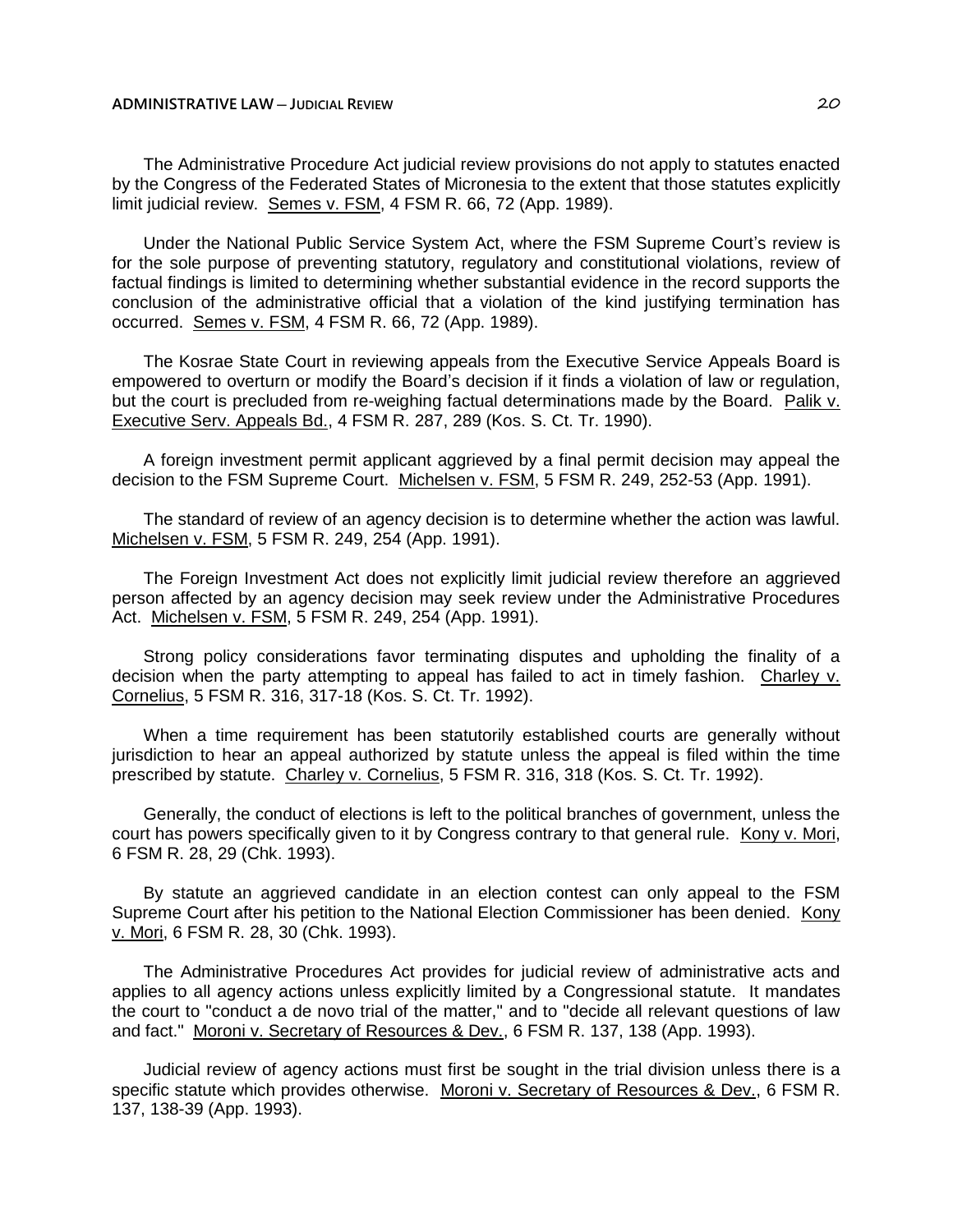The Administrative Procedure Act judicial review provisions do not apply to statutes enacted by the Congress of the Federated States of Micronesia to the extent that those statutes explicitly limit judicial review. Semes v. FSM, 4 FSM R. 66, 72 (App. 1989).

Under the National Public Service System Act, where the FSM Supreme Court's review is for the sole purpose of preventing statutory, regulatory and constitutional violations, review of factual findings is limited to determining whether substantial evidence in the record supports the conclusion of the administrative official that a violation of the kind justifying termination has occurred. Semes v. FSM, 4 FSM R. 66, 72 (App. 1989).

The Kosrae State Court in reviewing appeals from the Executive Service Appeals Board is empowered to overturn or modify the Board's decision if it finds a violation of law or regulation, but the court is precluded from re-weighing factual determinations made by the Board. Palik v. Executive Serv. Appeals Bd., 4 FSM R. 287, 289 (Kos. S. Ct. Tr. 1990).

A foreign investment permit applicant aggrieved by a final permit decision may appeal the decision to the FSM Supreme Court. Michelsen v. FSM, 5 FSM R. 249, 252-53 (App. 1991).

The standard of review of an agency decision is to determine whether the action was lawful. Michelsen v. FSM, 5 FSM R. 249, 254 (App. 1991).

The Foreign Investment Act does not explicitly limit judicial review therefore an aggrieved person affected by an agency decision may seek review under the Administrative Procedures Act. Michelsen v. FSM, 5 FSM R. 249, 254 (App. 1991).

Strong policy considerations favor terminating disputes and upholding the finality of a decision when the party attempting to appeal has failed to act in timely fashion. Charley v. Cornelius, 5 FSM R. 316, 317-18 (Kos. S. Ct. Tr. 1992).

When a time requirement has been statutorily established courts are generally without jurisdiction to hear an appeal authorized by statute unless the appeal is filed within the time prescribed by statute. Charley v. Cornelius, 5 FSM R. 316, 318 (Kos. S. Ct. Tr. 1992).

Generally, the conduct of elections is left to the political branches of government, unless the court has powers specifically given to it by Congress contrary to that general rule. Kony v. Mori, 6 FSM R. 28, 29 (Chk. 1993).

By statute an aggrieved candidate in an election contest can only appeal to the FSM Supreme Court after his petition to the National Election Commissioner has been denied. Kony v. Mori, 6 FSM R. 28, 30 (Chk. 1993).

The Administrative Procedures Act provides for judicial review of administrative acts and applies to all agency actions unless explicitly limited by a Congressional statute. It mandates the court to "conduct a de novo trial of the matter," and to "decide all relevant questions of law and fact." Moroni v. Secretary of Resources & Dev., 6 FSM R. 137, 138 (App. 1993).

Judicial review of agency actions must first be sought in the trial division unless there is a specific statute which provides otherwise. Moroni v. Secretary of Resources & Dev., 6 FSM R. 137, 138-39 (App. 1993).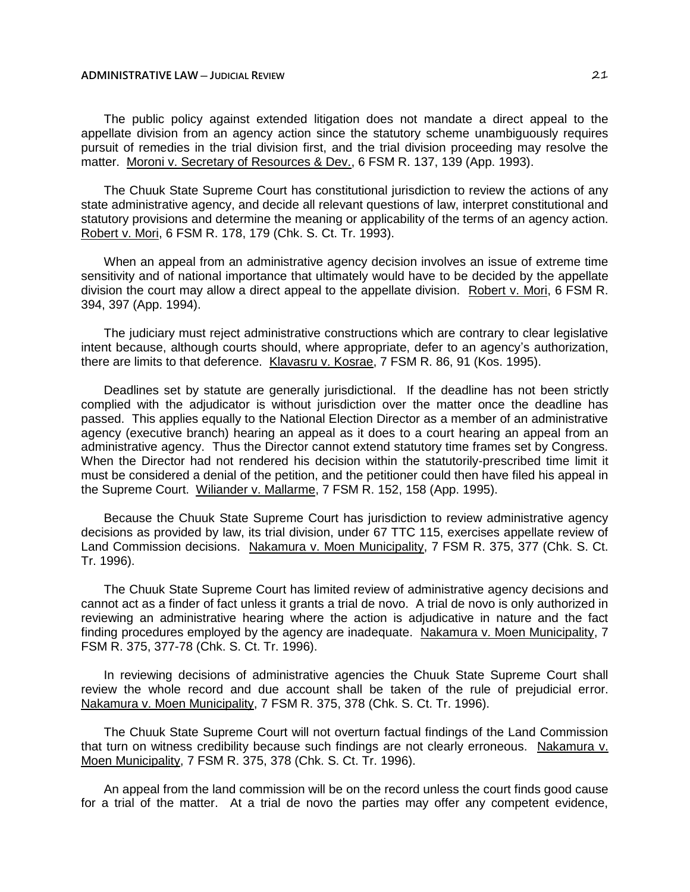The public policy against extended litigation does not mandate a direct appeal to the appellate division from an agency action since the statutory scheme unambiguously requires pursuit of remedies in the trial division first, and the trial division proceeding may resolve the matter. Moroni v. Secretary of Resources & Dev., 6 FSM R. 137, 139 (App. 1993).

The Chuuk State Supreme Court has constitutional jurisdiction to review the actions of any state administrative agency, and decide all relevant questions of law, interpret constitutional and statutory provisions and determine the meaning or applicability of the terms of an agency action. Robert v. Mori, 6 FSM R. 178, 179 (Chk. S. Ct. Tr. 1993).

When an appeal from an administrative agency decision involves an issue of extreme time sensitivity and of national importance that ultimately would have to be decided by the appellate division the court may allow a direct appeal to the appellate division. Robert v. Mori, 6 FSM R. 394, 397 (App. 1994).

The judiciary must reject administrative constructions which are contrary to clear legislative intent because, although courts should, where appropriate, defer to an agency's authorization, there are limits to that deference. Klavasru v. Kosrae, 7 FSM R. 86, 91 (Kos. 1995).

Deadlines set by statute are generally jurisdictional. If the deadline has not been strictly complied with the adjudicator is without jurisdiction over the matter once the deadline has passed. This applies equally to the National Election Director as a member of an administrative agency (executive branch) hearing an appeal as it does to a court hearing an appeal from an administrative agency. Thus the Director cannot extend statutory time frames set by Congress. When the Director had not rendered his decision within the statutorily-prescribed time limit it must be considered a denial of the petition, and the petitioner could then have filed his appeal in the Supreme Court. Wiliander v. Mallarme, 7 FSM R. 152, 158 (App. 1995).

Because the Chuuk State Supreme Court has jurisdiction to review administrative agency decisions as provided by law, its trial division, under 67 TTC 115, exercises appellate review of Land Commission decisions. Nakamura v. Moen Municipality, 7 FSM R. 375, 377 (Chk. S. Ct. Tr. 1996).

The Chuuk State Supreme Court has limited review of administrative agency decisions and cannot act as a finder of fact unless it grants a trial de novo. A trial de novo is only authorized in reviewing an administrative hearing where the action is adjudicative in nature and the fact finding procedures employed by the agency are inadequate. Nakamura v. Moen Municipality, 7 FSM R. 375, 377-78 (Chk. S. Ct. Tr. 1996).

In reviewing decisions of administrative agencies the Chuuk State Supreme Court shall review the whole record and due account shall be taken of the rule of prejudicial error. Nakamura v. Moen Municipality, 7 FSM R. 375, 378 (Chk. S. Ct. Tr. 1996).

The Chuuk State Supreme Court will not overturn factual findings of the Land Commission that turn on witness credibility because such findings are not clearly erroneous. Nakamura v. Moen Municipality, 7 FSM R. 375, 378 (Chk. S. Ct. Tr. 1996).

An appeal from the land commission will be on the record unless the court finds good cause for a trial of the matter. At a trial de novo the parties may offer any competent evidence,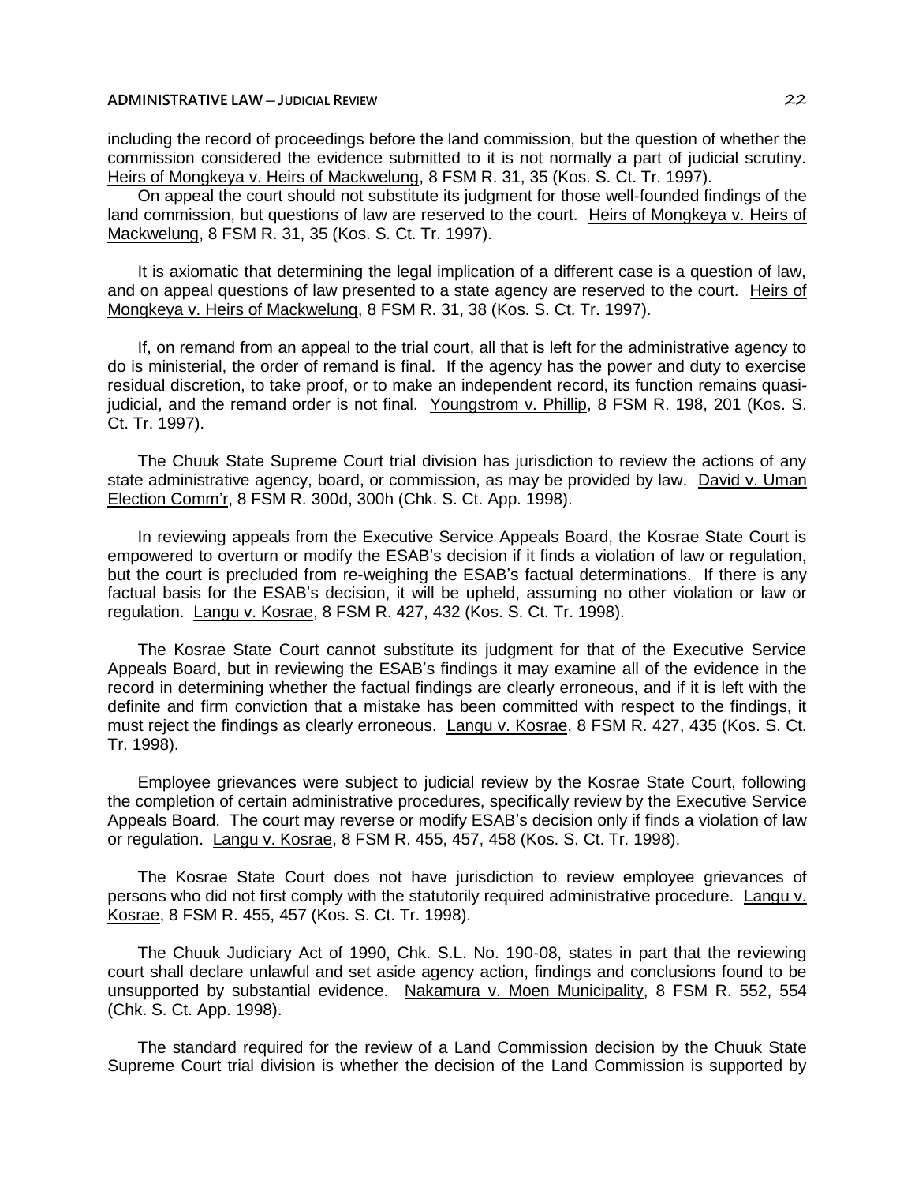including the record of proceedings before the land commission, but the question of whether the commission considered the evidence submitted to it is not normally a part of judicial scrutiny. Heirs of Mongkeya v. Heirs of Mackwelung, 8 FSM R. 31, 35 (Kos. S. Ct. Tr. 1997).

On appeal the court should not substitute its judgment for those well-founded findings of the land commission, but questions of law are reserved to the court. Heirs of Mongkeya v. Heirs of Mackwelung, 8 FSM R. 31, 35 (Kos. S. Ct. Tr. 1997).

It is axiomatic that determining the legal implication of a different case is a question of law, and on appeal questions of law presented to a state agency are reserved to the court. Heirs of Mongkeya v. Heirs of Mackwelung, 8 FSM R. 31, 38 (Kos. S. Ct. Tr. 1997).

If, on remand from an appeal to the trial court, all that is left for the administrative agency to do is ministerial, the order of remand is final. If the agency has the power and duty to exercise residual discretion, to take proof, or to make an independent record, its function remains quasi-judicial, and the remand order is not final. Youngstrom v. Phillip, 8 FSM R. 198, 201 (Kos. S. Ct. Tr. 1997).

The Chuuk State Supreme Court trial division has jurisdiction to review the actions of any state administrative agency, board, or commission, as may be provided by law. David v. Uman Election Comm'r, 8 FSM R. 300d, 300h (Chk. S. Ct. App. 1998).

In reviewing appeals from the Executive Service Appeals Board, the Kosrae State Court is empowered to overturn or modify the ESAB's decision if it finds a violation of law or regulation, but the court is precluded from re-weighing the ESAB's factual determinations. If there is any factual basis for the ESAB's decision, it will be upheld, assuming no other violation or law or regulation. Langu v. Kosrae, 8 FSM R. 427, 432 (Kos. S. Ct. Tr. 1998).

The Kosrae State Court cannot substitute its judgment for that of the Executive Service Appeals Board, but in reviewing the ESAB's findings it may examine all of the evidence in the record in determining whether the factual findings are clearly erroneous, and if it is left with the definite and firm conviction that a mistake has been committed with respect to the findings, it must reject the findings as clearly erroneous. Langu v. Kosrae, 8 FSM R. 427, 435 (Kos. S. Ct. Tr. 1998).

Employee grievances were subject to judicial review by the Kosrae State Court, following the completion of certain administrative procedures, specifically review by the Executive Service Appeals Board. The court may reverse or modify ESAB's decision only if finds a violation of law or regulation. Langu v. Kosrae, 8 FSM R. 455, 457, 458 (Kos. S. Ct. Tr. 1998).

The Kosrae State Court does not have jurisdiction to review employee grievances of persons who did not first comply with the statutorily required administrative procedure. Langu v. Kosrae, 8 FSM R. 455, 457 (Kos. S. Ct. Tr. 1998).

The Chuuk Judiciary Act of 1990, Chk. S.L. No. 190-08, states in part that the reviewing court shall declare unlawful and set aside agency action, findings and conclusions found to be unsupported by substantial evidence. Nakamura v. Moen Municipality, 8 FSM R. 552, 554 (Chk. S. Ct. App. 1998).

The standard required for the review of a Land Commission decision by the Chuuk State Supreme Court trial division is whether the decision of the Land Commission is supported by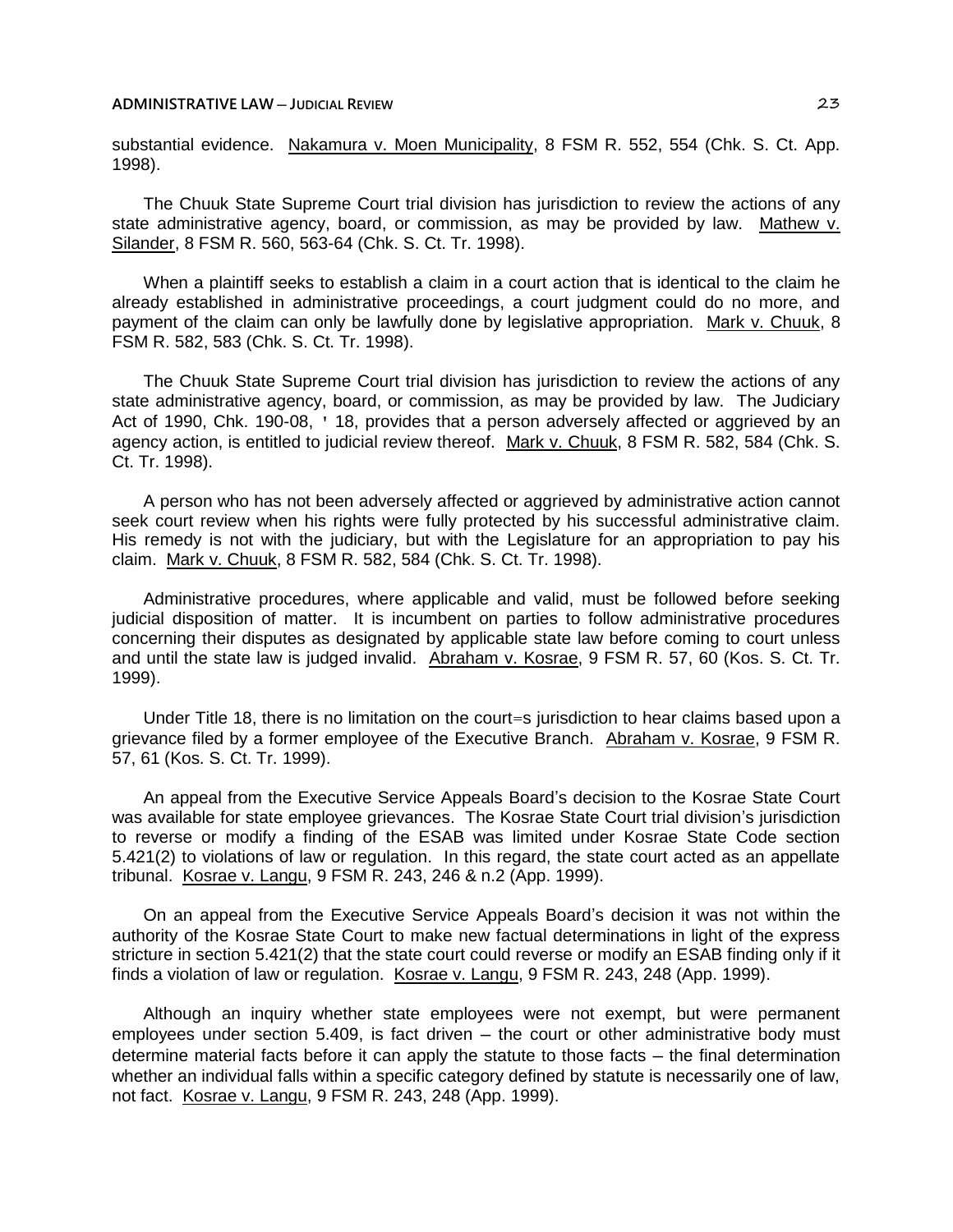substantial evidence. Nakamura v. Moen Municipality, 8 FSM R. 552, 554 (Chk. S. Ct. App. 1998).

The Chuuk State Supreme Court trial division has jurisdiction to review the actions of any state administrative agency, board, or commission, as may be provided by law. Mathew v. Silander, 8 FSM R. 560, 563-64 (Chk. S. Ct. Tr. 1998).

When a plaintiff seeks to establish a claim in a court action that is identical to the claim he already established in administrative proceedings, a court judgment could do no more, and payment of the claim can only be lawfully done by legislative appropriation. Mark v. Chuuk, 8 FSM R. 582, 583 (Chk. S. Ct. Tr. 1998).

The Chuuk State Supreme Court trial division has jurisdiction to review the actions of any state administrative agency, board, or commission, as may be provided by law. The Judiciary Act of 1990, Chk. 190-08, ' 18, provides that a person adversely affected or aggrieved by an agency action, is entitled to judicial review thereof. Mark v. Chuuk, 8 FSM R. 582, 584 (Chk. S. Ct. Tr. 1998).

A person who has not been adversely affected or aggrieved by administrative action cannot seek court review when his rights were fully protected by his successful administrative claim. His remedy is not with the judiciary, but with the Legislature for an appropriation to pay his claim. Mark v. Chuuk, 8 FSM R. 582, 584 (Chk. S. Ct. Tr. 1998).

Administrative procedures, where applicable and valid, must be followed before seeking judicial disposition of matter. It is incumbent on parties to follow administrative procedures concerning their disputes as designated by applicable state law before coming to court unless and until the state law is judged invalid. Abraham v. Kosrae, 9 FSM R. 57, 60 (Kos. S. Ct. Tr. 1999).

Under Title 18, there is no limitation on the court=s jurisdiction to hear claims based upon a grievance filed by a former employee of the Executive Branch. Abraham v. Kosrae, 9 FSM R. 57, 61 (Kos. S. Ct. Tr. 1999).

An appeal from the Executive Service Appeals Board's decision to the Kosrae State Court was available for state employee grievances. The Kosrae State Court trial division's jurisdiction to reverse or modify a finding of the ESAB was limited under Kosrae State Code section 5.421(2) to violations of law or regulation. In this regard, the state court acted as an appellate tribunal. Kosrae v. Langu, 9 FSM R. 243, 246 & n.2 (App. 1999).

On an appeal from the Executive Service Appeals Board's decision it was not within the authority of the Kosrae State Court to make new factual determinations in light of the express stricture in section 5.421(2) that the state court could reverse or modify an ESAB finding only if it finds a violation of law or regulation. Kosrae v. Langu, 9 FSM R. 243, 248 (App. 1999).

Although an inquiry whether state employees were not exempt, but were permanent employees under section 5.409, is fact driven – the court or other administrative body must determine material facts before it can apply the statute to those facts – the final determination whether an individual falls within a specific category defined by statute is necessarily one of law, not fact. Kosrae v. Langu, 9 FSM R. 243, 248 (App. 1999).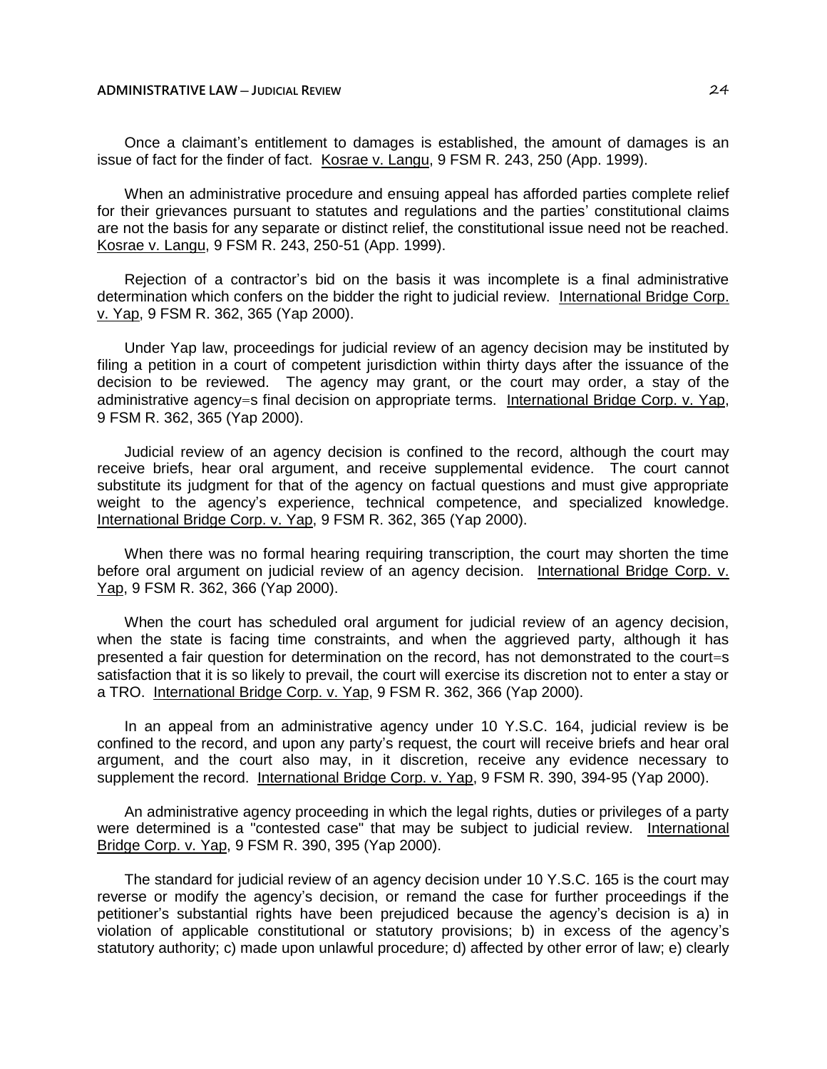Once a claimant's entitlement to damages is established, the amount of damages is an issue of fact for the finder of fact. Kosrae v. Langu, 9 FSM R. 243, 250 (App. 1999).

When an administrative procedure and ensuing appeal has afforded parties complete relief for their grievances pursuant to statutes and regulations and the parties' constitutional claims are not the basis for any separate or distinct relief, the constitutional issue need not be reached. Kosrae v. Langu, 9 FSM R. 243, 250-51 (App. 1999).

Rejection of a contractor's bid on the basis it was incomplete is a final administrative determination which confers on the bidder the right to judicial review. International Bridge Corp. v. Yap, 9 FSM R. 362, 365 (Yap 2000).

Under Yap law, proceedings for judicial review of an agency decision may be instituted by filing a petition in a court of competent jurisdiction within thirty days after the issuance of the decision to be reviewed. The agency may grant, or the court may order, a stay of the administrative agency=s final decision on appropriate terms. International Bridge Corp. v. Yap, 9 FSM R. 362, 365 (Yap 2000).

Judicial review of an agency decision is confined to the record, although the court may receive briefs, hear oral argument, and receive supplemental evidence. The court cannot substitute its judgment for that of the agency on factual questions and must give appropriate weight to the agency's experience, technical competence, and specialized knowledge. International Bridge Corp. v. Yap, 9 FSM R. 362, 365 (Yap 2000).

When there was no formal hearing requiring transcription, the court may shorten the time before oral argument on judicial review of an agency decision. International Bridge Corp. v. Yap, 9 FSM R. 362, 366 (Yap 2000).

When the court has scheduled oral argument for judicial review of an agency decision, when the state is facing time constraints, and when the aggrieved party, although it has presented a fair question for determination on the record, has not demonstrated to the court=s satisfaction that it is so likely to prevail, the court will exercise its discretion not to enter a stay or a TRO. International Bridge Corp. v. Yap, 9 FSM R. 362, 366 (Yap 2000).

In an appeal from an administrative agency under 10 Y.S.C. 164, judicial review is be confined to the record, and upon any party's request, the court will receive briefs and hear oral argument, and the court also may, in it discretion, receive any evidence necessary to supplement the record. International Bridge Corp. v. Yap, 9 FSM R. 390, 394-95 (Yap 2000).

An administrative agency proceeding in which the legal rights, duties or privileges of a party were determined is a "contested case" that may be subject to judicial review. International Bridge Corp. v. Yap, 9 FSM R. 390, 395 (Yap 2000).

The standard for judicial review of an agency decision under 10 Y.S.C. 165 is the court may reverse or modify the agency's decision, or remand the case for further proceedings if the petitioner's substantial rights have been prejudiced because the agency's decision is a) in violation of applicable constitutional or statutory provisions; b) in excess of the agency's statutory authority; c) made upon unlawful procedure; d) affected by other error of law; e) clearly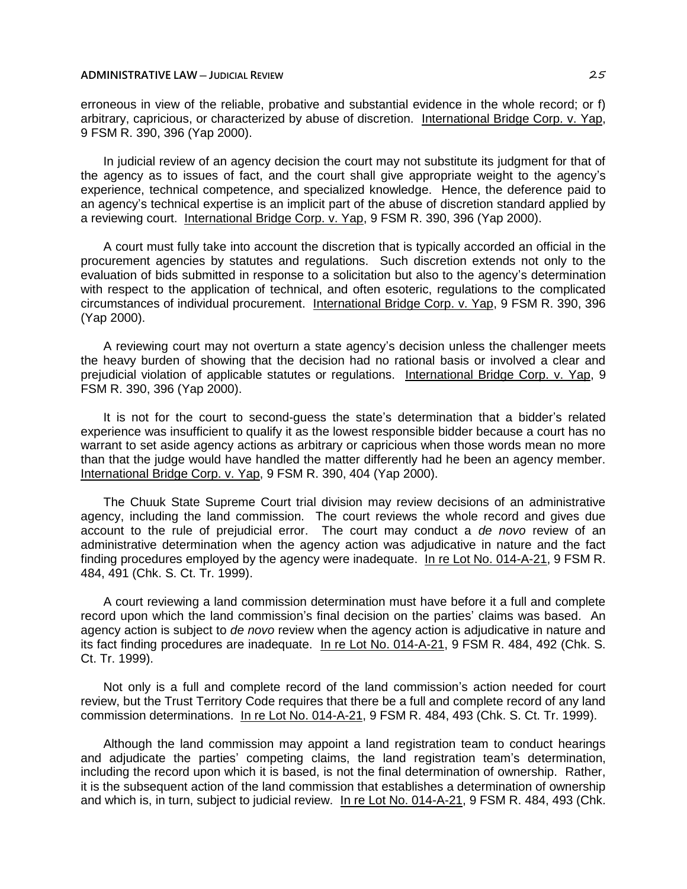erroneous in view of the reliable, probative and substantial evidence in the whole record; or f) arbitrary, capricious, or characterized by abuse of discretion. International Bridge Corp. v. Yap, 9 FSM R. 390, 396 (Yap 2000).

In judicial review of an agency decision the court may not substitute its judgment for that of the agency as to issues of fact, and the court shall give appropriate weight to the agency's experience, technical competence, and specialized knowledge. Hence, the deference paid to an agency's technical expertise is an implicit part of the abuse of discretion standard applied by a reviewing court. International Bridge Corp. v. Yap, 9 FSM R. 390, 396 (Yap 2000).

A court must fully take into account the discretion that is typically accorded an official in the procurement agencies by statutes and regulations. Such discretion extends not only to the evaluation of bids submitted in response to a solicitation but also to the agency's determination with respect to the application of technical, and often esoteric, regulations to the complicated circumstances of individual procurement. International Bridge Corp. v. Yap, 9 FSM R. 390, 396 (Yap 2000).

A reviewing court may not overturn a state agency's decision unless the challenger meets the heavy burden of showing that the decision had no rational basis or involved a clear and prejudicial violation of applicable statutes or regulations. International Bridge Corp. v. Yap, 9 FSM R. 390, 396 (Yap 2000).

It is not for the court to second-guess the state's determination that a bidder's related experience was insufficient to qualify it as the lowest responsible bidder because a court has no warrant to set aside agency actions as arbitrary or capricious when those words mean no more than that the judge would have handled the matter differently had he been an agency member. International Bridge Corp. v. Yap, 9 FSM R. 390, 404 (Yap 2000).

The Chuuk State Supreme Court trial division may review decisions of an administrative agency, including the land commission. The court reviews the whole record and gives due account to the rule of prejudicial error. The court may conduct a *de novo* review of an administrative determination when the agency action was adjudicative in nature and the fact finding procedures employed by the agency were inadequate. In re Lot No. 014-A-21, 9 FSM R. 484, 491 (Chk. S. Ct. Tr. 1999).

A court reviewing a land commission determination must have before it a full and complete record upon which the land commission's final decision on the parties' claims was based. An agency action is subject to *de novo* review when the agency action is adjudicative in nature and its fact finding procedures are inadequate. In re Lot No. 014-A-21, 9 FSM R. 484, 492 (Chk. S. Ct. Tr. 1999).

Not only is a full and complete record of the land commission's action needed for court review, but the Trust Territory Code requires that there be a full and complete record of any land commission determinations. In re Lot No. 014-A-21, 9 FSM R. 484, 493 (Chk. S. Ct. Tr. 1999).

Although the land commission may appoint a land registration team to conduct hearings and adjudicate the parties' competing claims, the land registration team's determination, including the record upon which it is based, is not the final determination of ownership. Rather, it is the subsequent action of the land commission that establishes a determination of ownership and which is, in turn, subject to judicial review. In re Lot No. 014-A-21, 9 FSM R. 484, 493 (Chk.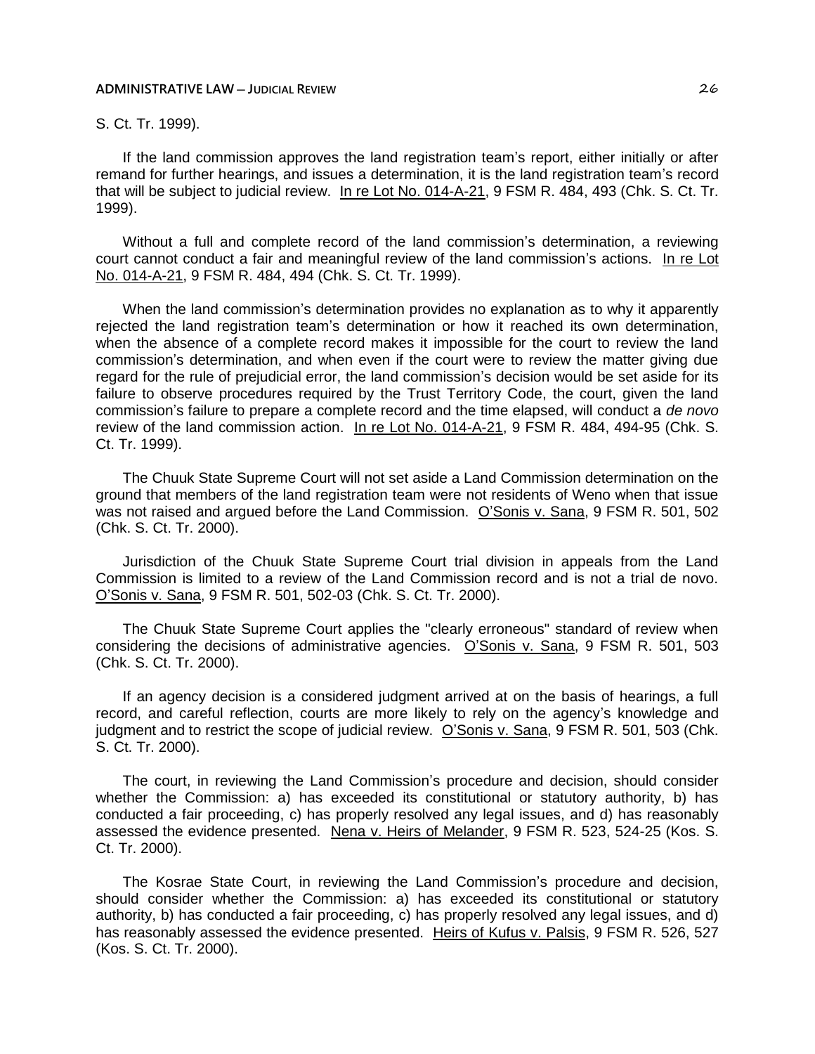S. Ct. Tr. 1999).

If the land commission approves the land registration team's report, either initially or after remand for further hearings, and issues a determination, it is the land registration team's record that will be subject to judicial review. In re Lot No. 014-A-21, 9 FSM R. 484, 493 (Chk. S. Ct. Tr. 1999).

Without a full and complete record of the land commission's determination, a reviewing court cannot conduct a fair and meaningful review of the land commission's actions. In re Lot No. 014-A-21, 9 FSM R. 484, 494 (Chk. S. Ct. Tr. 1999).

When the land commission's determination provides no explanation as to why it apparently rejected the land registration team's determination or how it reached its own determination, when the absence of a complete record makes it impossible for the court to review the land commission's determination, and when even if the court were to review the matter giving due regard for the rule of prejudicial error, the land commission's decision would be set aside for its failure to observe procedures required by the Trust Territory Code, the court, given the land commission's failure to prepare a complete record and the time elapsed, will conduct a *de novo* review of the land commission action. In re Lot No. 014-A-21, 9 FSM R. 484, 494-95 (Chk. S. Ct. Tr. 1999).

The Chuuk State Supreme Court will not set aside a Land Commission determination on the ground that members of the land registration team were not residents of Weno when that issue was not raised and argued before the Land Commission. O'Sonis v. Sana, 9 FSM R. 501, 502 (Chk. S. Ct. Tr. 2000).

Jurisdiction of the Chuuk State Supreme Court trial division in appeals from the Land Commission is limited to a review of the Land Commission record and is not a trial de novo. O'Sonis v. Sana, 9 FSM R. 501, 502-03 (Chk. S. Ct. Tr. 2000).

The Chuuk State Supreme Court applies the "clearly erroneous" standard of review when considering the decisions of administrative agencies. O'Sonis v. Sana, 9 FSM R. 501, 503 (Chk. S. Ct. Tr. 2000).

If an agency decision is a considered judgment arrived at on the basis of hearings, a full record, and careful reflection, courts are more likely to rely on the agency's knowledge and judgment and to restrict the scope of judicial review. O'Sonis v. Sana, 9 FSM R. 501, 503 (Chk. S. Ct. Tr. 2000).

The court, in reviewing the Land Commission's procedure and decision, should consider whether the Commission: a) has exceeded its constitutional or statutory authority, b) has conducted a fair proceeding, c) has properly resolved any legal issues, and d) has reasonably assessed the evidence presented. Nena v. Heirs of Melander, 9 FSM R. 523, 524-25 (Kos. S. Ct. Tr. 2000).

The Kosrae State Court, in reviewing the Land Commission's procedure and decision, should consider whether the Commission: a) has exceeded its constitutional or statutory authority, b) has conducted a fair proceeding, c) has properly resolved any legal issues, and d) has reasonably assessed the evidence presented. Heirs of Kufus v. Palsis, 9 FSM R. 526, 527 (Kos. S. Ct. Tr. 2000).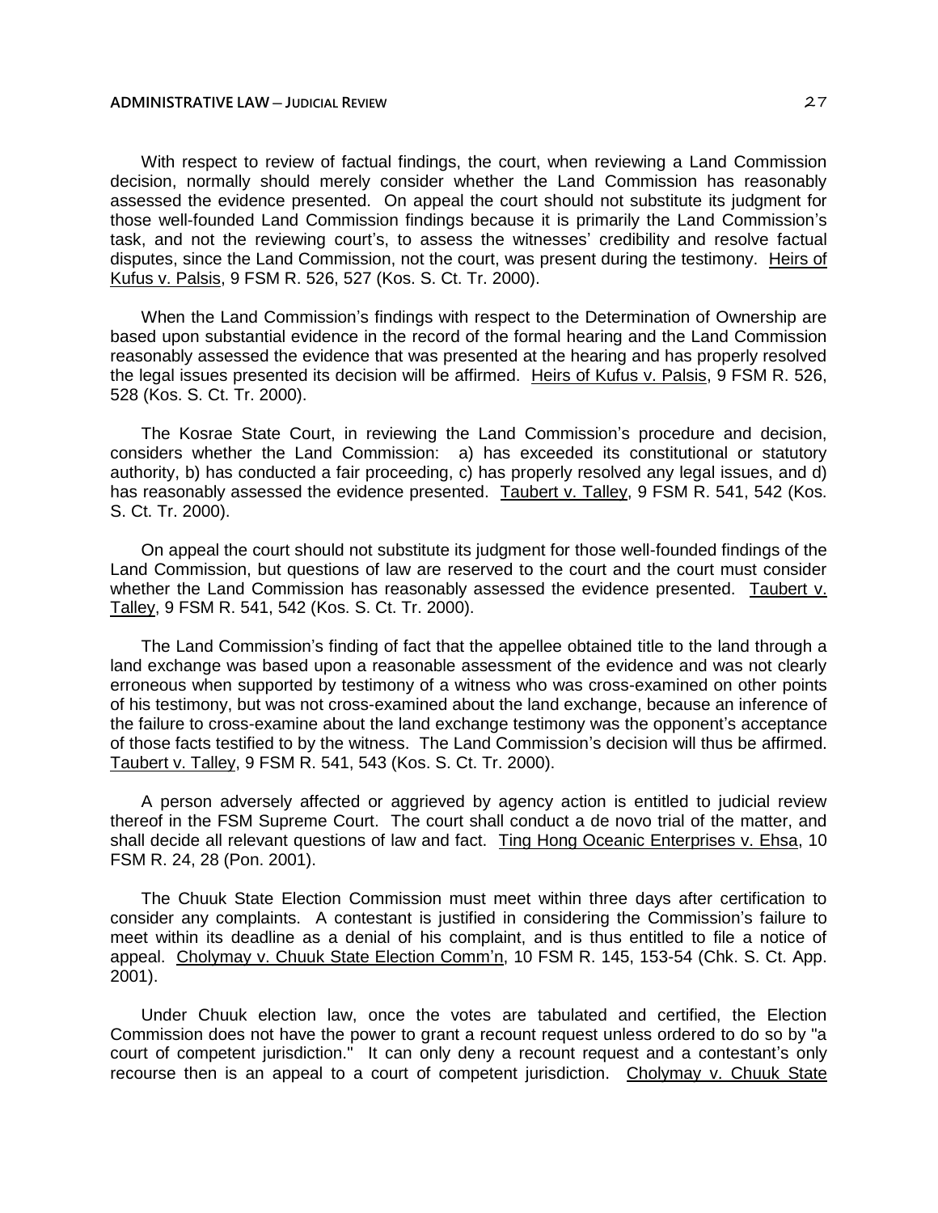With respect to review of factual findings, the court, when reviewing a Land Commission decision, normally should merely consider whether the Land Commission has reasonably assessed the evidence presented. On appeal the court should not substitute its judgment for those well-founded Land Commission findings because it is primarily the Land Commission's task, and not the reviewing court's, to assess the witnesses' credibility and resolve factual disputes, since the Land Commission, not the court, was present during the testimony. Heirs of Kufus v. Palsis, 9 FSM R. 526, 527 (Kos. S. Ct. Tr. 2000).

When the Land Commission's findings with respect to the Determination of Ownership are based upon substantial evidence in the record of the formal hearing and the Land Commission reasonably assessed the evidence that was presented at the hearing and has properly resolved the legal issues presented its decision will be affirmed. Heirs of Kufus v. Palsis, 9 FSM R. 526, 528 (Kos. S. Ct. Tr. 2000).

The Kosrae State Court, in reviewing the Land Commission's procedure and decision, considers whether the Land Commission: a) has exceeded its constitutional or statutory authority, b) has conducted a fair proceeding, c) has properly resolved any legal issues, and d) has reasonably assessed the evidence presented. Taubert v. Talley, 9 FSM R. 541, 542 (Kos. S. Ct. Tr. 2000).

On appeal the court should not substitute its judgment for those well-founded findings of the Land Commission, but questions of law are reserved to the court and the court must consider whether the Land Commission has reasonably assessed the evidence presented. Taubert v. Talley, 9 FSM R. 541, 542 (Kos. S. Ct. Tr. 2000).

The Land Commission's finding of fact that the appellee obtained title to the land through a land exchange was based upon a reasonable assessment of the evidence and was not clearly erroneous when supported by testimony of a witness who was cross-examined on other points of his testimony, but was not cross-examined about the land exchange, because an inference of the failure to cross-examine about the land exchange testimony was the opponent's acceptance of those facts testified to by the witness. The Land Commission's decision will thus be affirmed. Taubert v. Talley, 9 FSM R. 541, 543 (Kos. S. Ct. Tr. 2000).

A person adversely affected or aggrieved by agency action is entitled to judicial review thereof in the FSM Supreme Court. The court shall conduct a de novo trial of the matter, and shall decide all relevant questions of law and fact. Ting Hong Oceanic Enterprises v. Ehsa, 10 FSM R. 24, 28 (Pon. 2001).

The Chuuk State Election Commission must meet within three days after certification to consider any complaints. A contestant is justified in considering the Commission's failure to meet within its deadline as a denial of his complaint, and is thus entitled to file a notice of appeal. Cholymay v. Chuuk State Election Comm'n, 10 FSM R. 145, 153-54 (Chk. S. Ct. App. 2001).

Under Chuuk election law, once the votes are tabulated and certified, the Election Commission does not have the power to grant a recount request unless ordered to do so by "a court of competent jurisdiction." It can only deny a recount request and a contestant's only recourse then is an appeal to a court of competent jurisdiction. Cholymay v. Chuuk State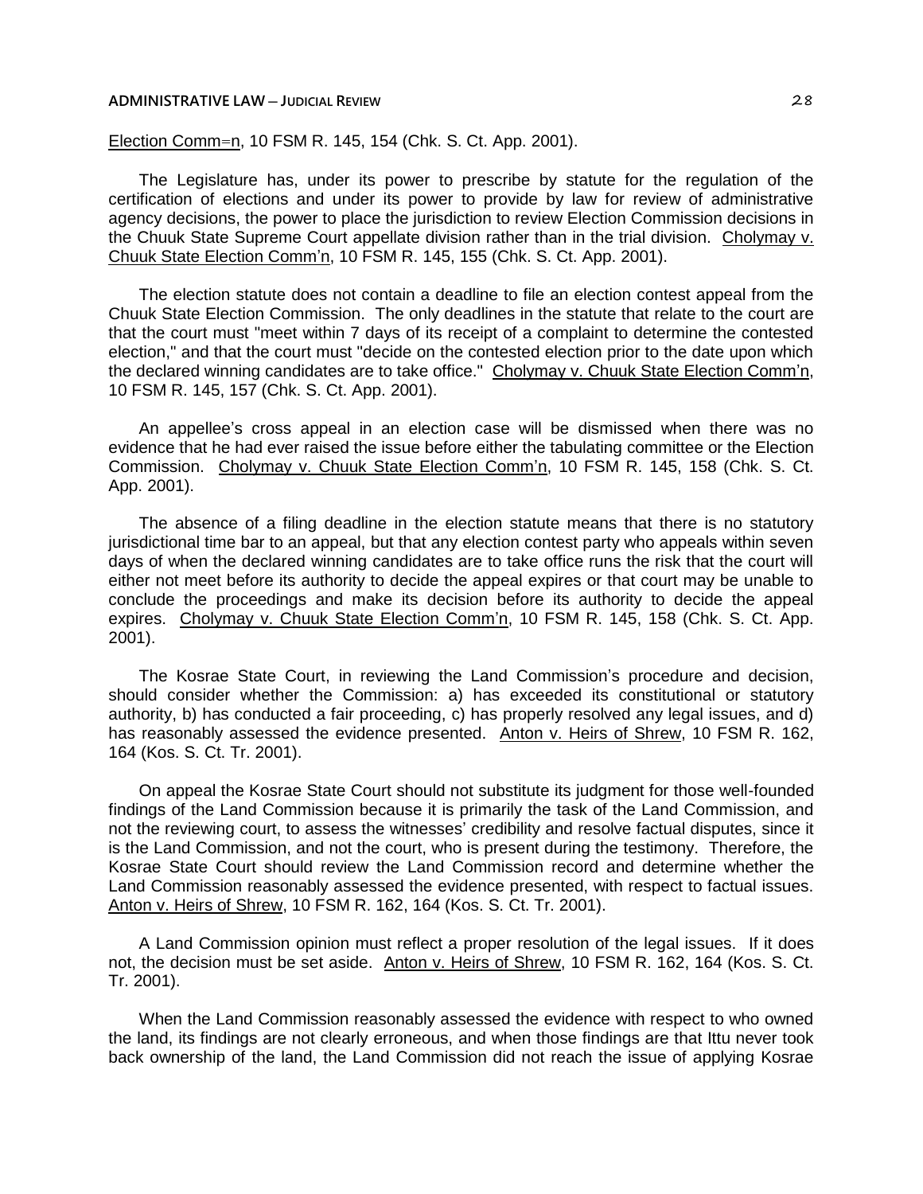Election Comm=n, 10 FSM R. 145, 154 (Chk. S. Ct. App. 2001).

The Legislature has, under its power to prescribe by statute for the regulation of the certification of elections and under its power to provide by law for review of administrative agency decisions, the power to place the jurisdiction to review Election Commission decisions in the Chuuk State Supreme Court appellate division rather than in the trial division. Cholymay v. Chuuk State Election Comm'n, 10 FSM R. 145, 155 (Chk. S. Ct. App. 2001).

The election statute does not contain a deadline to file an election contest appeal from the Chuuk State Election Commission. The only deadlines in the statute that relate to the court are that the court must "meet within 7 days of its receipt of a complaint to determine the contested election," and that the court must "decide on the contested election prior to the date upon which the declared winning candidates are to take office." Cholymay v. Chuuk State Election Comm'n, 10 FSM R. 145, 157 (Chk. S. Ct. App. 2001).

An appellee's cross appeal in an election case will be dismissed when there was no evidence that he had ever raised the issue before either the tabulating committee or the Election Commission. Cholymay v. Chuuk State Election Comm'n, 10 FSM R. 145, 158 (Chk. S. Ct. App. 2001).

The absence of a filing deadline in the election statute means that there is no statutory jurisdictional time bar to an appeal, but that any election contest party who appeals within seven days of when the declared winning candidates are to take office runs the risk that the court will either not meet before its authority to decide the appeal expires or that court may be unable to conclude the proceedings and make its decision before its authority to decide the appeal expires. Cholymay v. Chuuk State Election Comm'n, 10 FSM R. 145, 158 (Chk. S. Ct. App. 2001).

The Kosrae State Court, in reviewing the Land Commission's procedure and decision, should consider whether the Commission: a) has exceeded its constitutional or statutory authority, b) has conducted a fair proceeding, c) has properly resolved any legal issues, and d) has reasonably assessed the evidence presented. Anton v. Heirs of Shrew, 10 FSM R. 162, 164 (Kos. S. Ct. Tr. 2001).

On appeal the Kosrae State Court should not substitute its judgment for those well-founded findings of the Land Commission because it is primarily the task of the Land Commission, and not the reviewing court, to assess the witnesses' credibility and resolve factual disputes, since it is the Land Commission, and not the court, who is present during the testimony. Therefore, the Kosrae State Court should review the Land Commission record and determine whether the Land Commission reasonably assessed the evidence presented, with respect to factual issues. Anton v. Heirs of Shrew, 10 FSM R. 162, 164 (Kos. S. Ct. Tr. 2001).

A Land Commission opinion must reflect a proper resolution of the legal issues. If it does not, the decision must be set aside. Anton v. Heirs of Shrew, 10 FSM R. 162, 164 (Kos. S. Ct. Tr. 2001).

When the Land Commission reasonably assessed the evidence with respect to who owned the land, its findings are not clearly erroneous, and when those findings are that Ittu never took back ownership of the land, the Land Commission did not reach the issue of applying Kosrae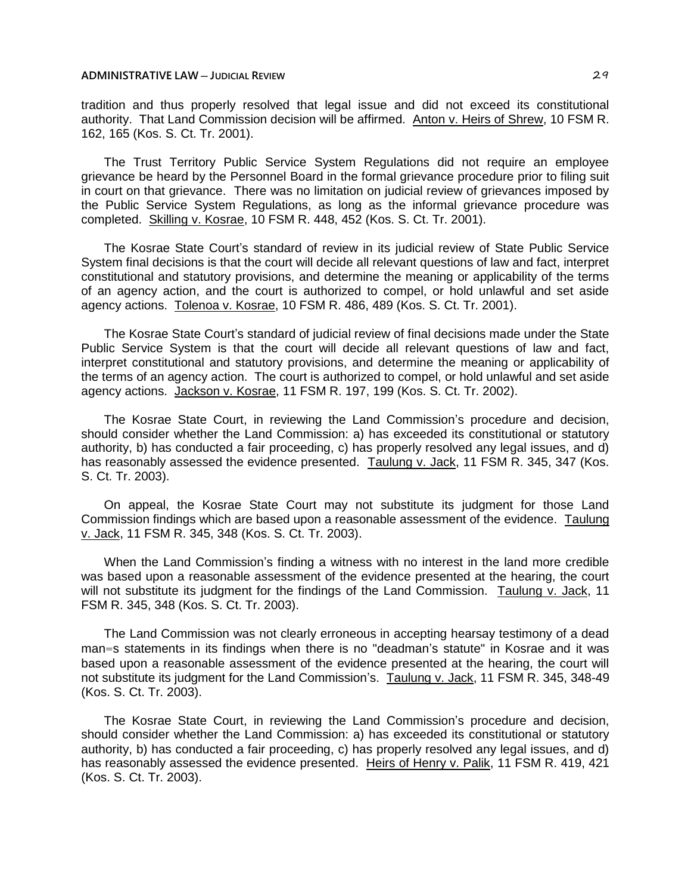tradition and thus properly resolved that legal issue and did not exceed its constitutional authority. That Land Commission decision will be affirmed. Anton v. Heirs of Shrew, 10 FSM R. 162, 165 (Kos. S. Ct. Tr. 2001).

The Trust Territory Public Service System Regulations did not require an employee grievance be heard by the Personnel Board in the formal grievance procedure prior to filing suit in court on that grievance. There was no limitation on judicial review of grievances imposed by the Public Service System Regulations, as long as the informal grievance procedure was completed. Skilling v. Kosrae, 10 FSM R. 448, 452 (Kos. S. Ct. Tr. 2001).

The Kosrae State Court's standard of review in its judicial review of State Public Service System final decisions is that the court will decide all relevant questions of law and fact, interpret constitutional and statutory provisions, and determine the meaning or applicability of the terms of an agency action, and the court is authorized to compel, or hold unlawful and set aside agency actions. Tolenoa v. Kosrae, 10 FSM R. 486, 489 (Kos. S. Ct. Tr. 2001).

The Kosrae State Court's standard of judicial review of final decisions made under the State Public Service System is that the court will decide all relevant questions of law and fact, interpret constitutional and statutory provisions, and determine the meaning or applicability of the terms of an agency action. The court is authorized to compel, or hold unlawful and set aside agency actions. Jackson v. Kosrae, 11 FSM R. 197, 199 (Kos. S. Ct. Tr. 2002).

The Kosrae State Court, in reviewing the Land Commission's procedure and decision, should consider whether the Land Commission: a) has exceeded its constitutional or statutory authority, b) has conducted a fair proceeding, c) has properly resolved any legal issues, and d) has reasonably assessed the evidence presented. Taulung v. Jack, 11 FSM R. 345, 347 (Kos. S. Ct. Tr. 2003).

On appeal, the Kosrae State Court may not substitute its judgment for those Land Commission findings which are based upon a reasonable assessment of the evidence. Taulung v. Jack, 11 FSM R. 345, 348 (Kos. S. Ct. Tr. 2003).

When the Land Commission's finding a witness with no interest in the land more credible was based upon a reasonable assessment of the evidence presented at the hearing, the court will not substitute its judgment for the findings of the Land Commission. Taulung v. Jack, 11 FSM R. 345, 348 (Kos. S. Ct. Tr. 2003).

The Land Commission was not clearly erroneous in accepting hearsay testimony of a dead man=s statements in its findings when there is no "deadman's statute" in Kosrae and it was based upon a reasonable assessment of the evidence presented at the hearing, the court will not substitute its judgment for the Land Commission's. Taulung v. Jack, 11 FSM R. 345, 348-49 (Kos. S. Ct. Tr. 2003).

The Kosrae State Court, in reviewing the Land Commission's procedure and decision, should consider whether the Land Commission: a) has exceeded its constitutional or statutory authority, b) has conducted a fair proceeding, c) has properly resolved any legal issues, and d) has reasonably assessed the evidence presented. Heirs of Henry v. Palik, 11 FSM R. 419, 421 (Kos. S. Ct. Tr. 2003).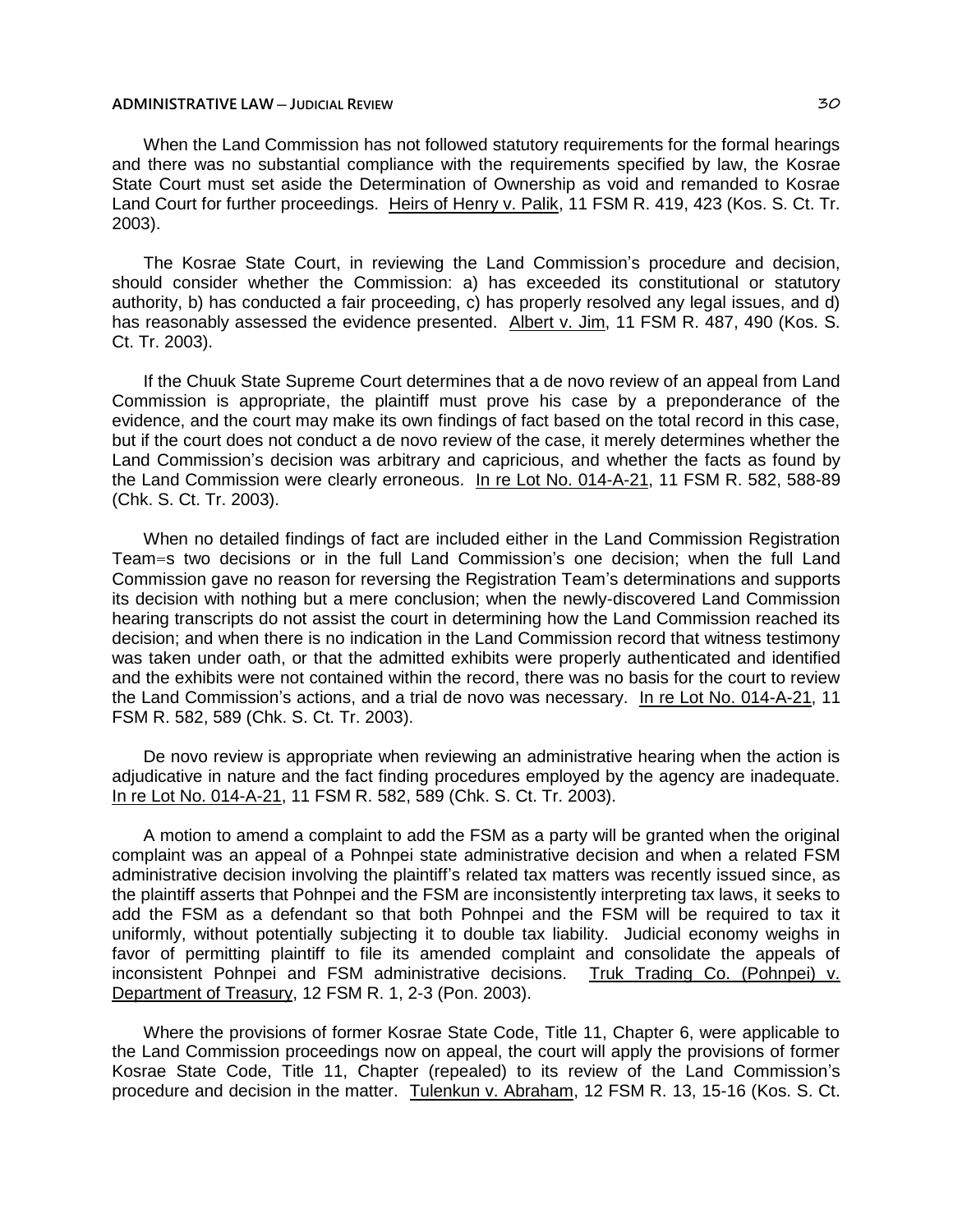When the Land Commission has not followed statutory requirements for the formal hearings and there was no substantial compliance with the requirements specified by law, the Kosrae State Court must set aside the Determination of Ownership as void and remanded to Kosrae Land Court for further proceedings. Heirs of Henry v. Palik, 11 FSM R. 419, 423 (Kos. S. Ct. Tr. 2003).

The Kosrae State Court, in reviewing the Land Commission's procedure and decision, should consider whether the Commission: a) has exceeded its constitutional or statutory authority, b) has conducted a fair proceeding, c) has properly resolved any legal issues, and d) has reasonably assessed the evidence presented. Albert v. Jim, 11 FSM R. 487, 490 (Kos. S. Ct. Tr. 2003).

If the Chuuk State Supreme Court determines that a de novo review of an appeal from Land Commission is appropriate, the plaintiff must prove his case by a preponderance of the evidence, and the court may make its own findings of fact based on the total record in this case, but if the court does not conduct a de novo review of the case, it merely determines whether the Land Commission's decision was arbitrary and capricious, and whether the facts as found by the Land Commission were clearly erroneous. In re Lot No. 014-A-21, 11 FSM R. 582, 588-89 (Chk. S. Ct. Tr. 2003).

When no detailed findings of fact are included either in the Land Commission Registration Team=s two decisions or in the full Land Commission's one decision; when the full Land Commission gave no reason for reversing the Registration Team's determinations and supports its decision with nothing but a mere conclusion; when the newly-discovered Land Commission hearing transcripts do not assist the court in determining how the Land Commission reached its decision; and when there is no indication in the Land Commission record that witness testimony was taken under oath, or that the admitted exhibits were properly authenticated and identified and the exhibits were not contained within the record, there was no basis for the court to review the Land Commission's actions, and a trial de novo was necessary. In re Lot No. 014-A-21, 11 FSM R. 582, 589 (Chk. S. Ct. Tr. 2003).

De novo review is appropriate when reviewing an administrative hearing when the action is adjudicative in nature and the fact finding procedures employed by the agency are inadequate. In re Lot No. 014-A-21, 11 FSM R. 582, 589 (Chk. S. Ct. Tr. 2003).

A motion to amend a complaint to add the FSM as a party will be granted when the original complaint was an appeal of a Pohnpei state administrative decision and when a related FSM administrative decision involving the plaintiff's related tax matters was recently issued since, as the plaintiff asserts that Pohnpei and the FSM are inconsistently interpreting tax laws, it seeks to add the FSM as a defendant so that both Pohnpei and the FSM will be required to tax it uniformly, without potentially subjecting it to double tax liability. Judicial economy weighs in favor of permitting plaintiff to file its amended complaint and consolidate the appeals of inconsistent Pohnpei and FSM administrative decisions. Truk Trading Co. (Pohnpei) v. Department of Treasury, 12 FSM R. 1, 2-3 (Pon. 2003).

Where the provisions of former Kosrae State Code, Title 11, Chapter 6, were applicable to the Land Commission proceedings now on appeal, the court will apply the provisions of former Kosrae State Code, Title 11, Chapter (repealed) to its review of the Land Commission's procedure and decision in the matter. Tulenkun v. Abraham, 12 FSM R. 13, 15-16 (Kos. S. Ct.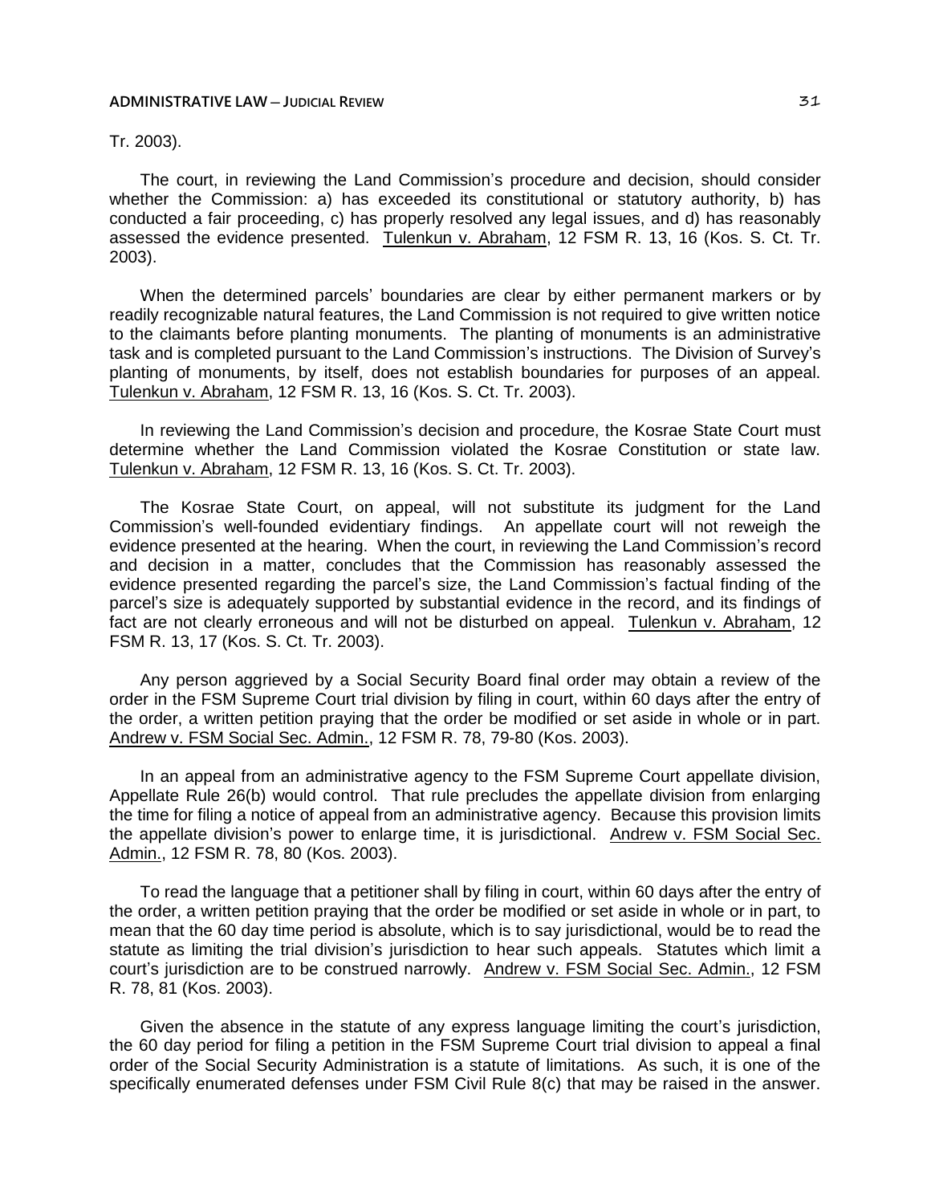Tr. 2003).

The court, in reviewing the Land Commission's procedure and decision, should consider whether the Commission: a) has exceeded its constitutional or statutory authority, b) has conducted a fair proceeding, c) has properly resolved any legal issues, and d) has reasonably assessed the evidence presented. Tulenkun v. Abraham, 12 FSM R. 13, 16 (Kos. S. Ct. Tr. 2003).

When the determined parcels' boundaries are clear by either permanent markers or by readily recognizable natural features, the Land Commission is not required to give written notice to the claimants before planting monuments. The planting of monuments is an administrative task and is completed pursuant to the Land Commission's instructions. The Division of Survey's planting of monuments, by itself, does not establish boundaries for purposes of an appeal. Tulenkun v. Abraham, 12 FSM R. 13, 16 (Kos. S. Ct. Tr. 2003).

In reviewing the Land Commission's decision and procedure, the Kosrae State Court must determine whether the Land Commission violated the Kosrae Constitution or state law. Tulenkun v. Abraham, 12 FSM R. 13, 16 (Kos. S. Ct. Tr. 2003).

The Kosrae State Court, on appeal, will not substitute its judgment for the Land Commission's well-founded evidentiary findings. An appellate court will not reweigh the evidence presented at the hearing. When the court, in reviewing the Land Commission's record and decision in a matter, concludes that the Commission has reasonably assessed the evidence presented regarding the parcel's size, the Land Commission's factual finding of the parcel's size is adequately supported by substantial evidence in the record, and its findings of fact are not clearly erroneous and will not be disturbed on appeal. Tulenkun v. Abraham, 12 FSM R. 13, 17 (Kos. S. Ct. Tr. 2003).

Any person aggrieved by a Social Security Board final order may obtain a review of the order in the FSM Supreme Court trial division by filing in court, within 60 days after the entry of the order, a written petition praying that the order be modified or set aside in whole or in part. Andrew v. FSM Social Sec. Admin., 12 FSM R. 78, 79-80 (Kos. 2003).

In an appeal from an administrative agency to the FSM Supreme Court appellate division, Appellate Rule 26(b) would control. That rule precludes the appellate division from enlarging the time for filing a notice of appeal from an administrative agency. Because this provision limits the appellate division's power to enlarge time, it is jurisdictional. Andrew v. FSM Social Sec. Admin., 12 FSM R. 78, 80 (Kos. 2003).

To read the language that a petitioner shall by filing in court, within 60 days after the entry of the order, a written petition praying that the order be modified or set aside in whole or in part, to mean that the 60 day time period is absolute, which is to say jurisdictional, would be to read the statute as limiting the trial division's jurisdiction to hear such appeals. Statutes which limit a court's jurisdiction are to be construed narrowly. Andrew v. FSM Social Sec. Admin., 12 FSM R. 78, 81 (Kos. 2003).

Given the absence in the statute of any express language limiting the court's jurisdiction, the 60 day period for filing a petition in the FSM Supreme Court trial division to appeal a final order of the Social Security Administration is a statute of limitations. As such, it is one of the specifically enumerated defenses under FSM Civil Rule 8(c) that may be raised in the answer.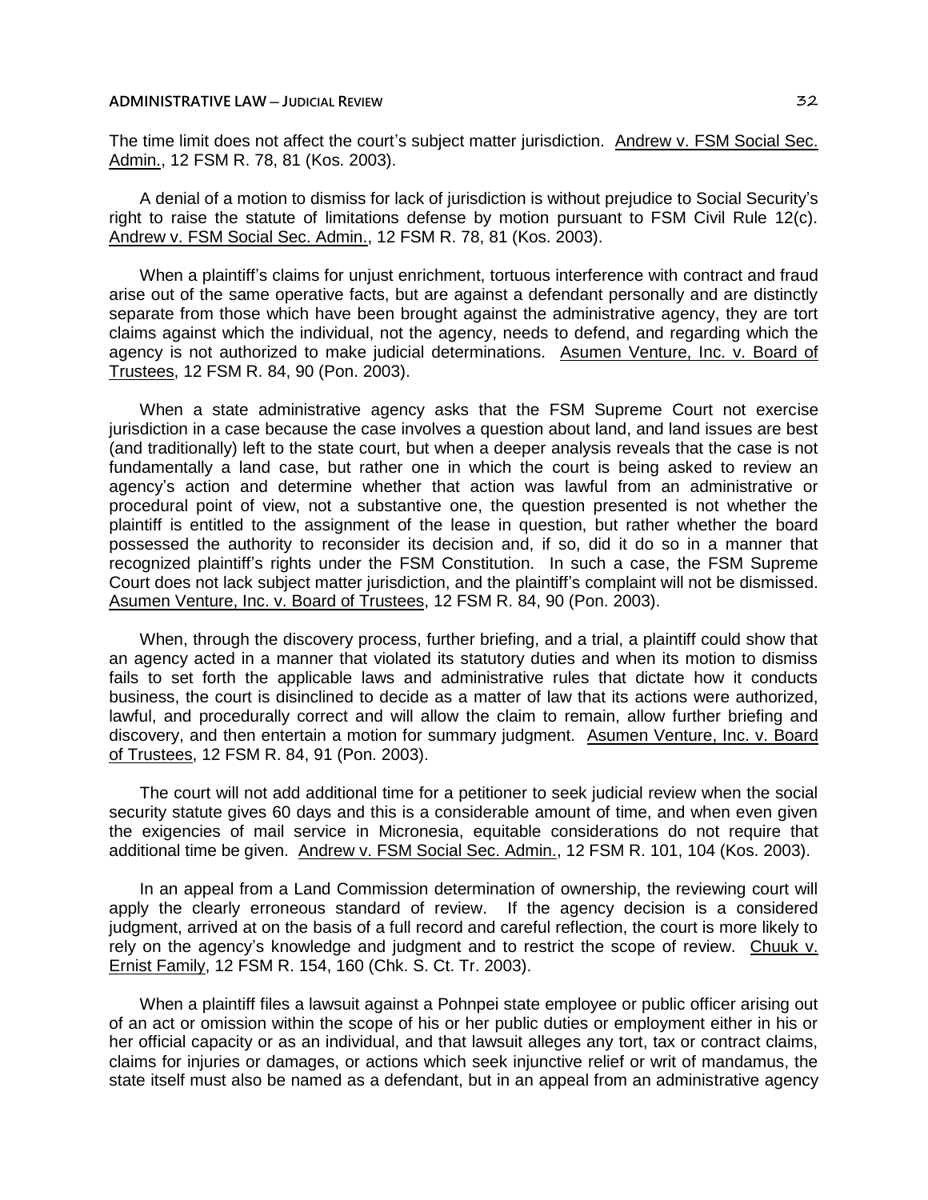The time limit does not affect the court's subject matter jurisdiction. Andrew v. FSM Social Sec. Admin., 12 FSM R. 78, 81 (Kos. 2003).

A denial of a motion to dismiss for lack of jurisdiction is without prejudice to Social Security's right to raise the statute of limitations defense by motion pursuant to FSM Civil Rule 12(c). Andrew v. FSM Social Sec. Admin., 12 FSM R. 78, 81 (Kos. 2003).

When a plaintiff's claims for unjust enrichment, tortuous interference with contract and fraud arise out of the same operative facts, but are against a defendant personally and are distinctly separate from those which have been brought against the administrative agency, they are tort claims against which the individual, not the agency, needs to defend, and regarding which the agency is not authorized to make judicial determinations. Asumen Venture, Inc. v. Board of Trustees, 12 FSM R. 84, 90 (Pon. 2003).

When a state administrative agency asks that the FSM Supreme Court not exercise jurisdiction in a case because the case involves a question about land, and land issues are best (and traditionally) left to the state court, but when a deeper analysis reveals that the case is not fundamentally a land case, but rather one in which the court is being asked to review an agency's action and determine whether that action was lawful from an administrative or procedural point of view, not a substantive one, the question presented is not whether the plaintiff is entitled to the assignment of the lease in question, but rather whether the board possessed the authority to reconsider its decision and, if so, did it do so in a manner that recognized plaintiff's rights under the FSM Constitution. In such a case, the FSM Supreme Court does not lack subject matter jurisdiction, and the plaintiff's complaint will not be dismissed. Asumen Venture, Inc. v. Board of Trustees, 12 FSM R. 84, 90 (Pon. 2003).

When, through the discovery process, further briefing, and a trial, a plaintiff could show that an agency acted in a manner that violated its statutory duties and when its motion to dismiss fails to set forth the applicable laws and administrative rules that dictate how it conducts business, the court is disinclined to decide as a matter of law that its actions were authorized, lawful, and procedurally correct and will allow the claim to remain, allow further briefing and discovery, and then entertain a motion for summary judgment. Asumen Venture, Inc. v. Board of Trustees, 12 FSM R. 84, 91 (Pon. 2003).

The court will not add additional time for a petitioner to seek judicial review when the social security statute gives 60 days and this is a considerable amount of time, and when even given the exigencies of mail service in Micronesia, equitable considerations do not require that additional time be given. Andrew v. FSM Social Sec. Admin., 12 FSM R. 101, 104 (Kos. 2003).

In an appeal from a Land Commission determination of ownership, the reviewing court will apply the clearly erroneous standard of review. If the agency decision is a considered judgment, arrived at on the basis of a full record and careful reflection, the court is more likely to rely on the agency's knowledge and judgment and to restrict the scope of review. Chuuk v. Ernist Family, 12 FSM R. 154, 160 (Chk. S. Ct. Tr. 2003).

When a plaintiff files a lawsuit against a Pohnpei state employee or public officer arising out of an act or omission within the scope of his or her public duties or employment either in his or her official capacity or as an individual, and that lawsuit alleges any tort, tax or contract claims, claims for injuries or damages, or actions which seek injunctive relief or writ of mandamus, the state itself must also be named as a defendant, but in an appeal from an administrative agency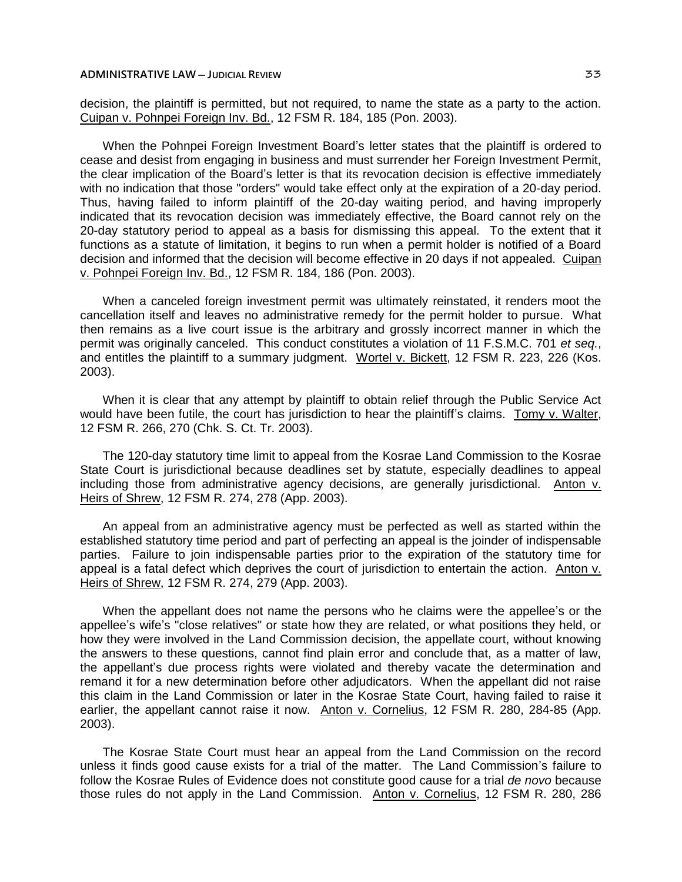decision, the plaintiff is permitted, but not required, to name the state as a party to the action. Cuipan v. Pohnpei Foreign Inv. Bd., 12 FSM R. 184, 185 (Pon. 2003).

When the Pohnpei Foreign Investment Board's letter states that the plaintiff is ordered to cease and desist from engaging in business and must surrender her Foreign Investment Permit, the clear implication of the Board's letter is that its revocation decision is effective immediately with no indication that those "orders" would take effect only at the expiration of a 20-day period. Thus, having failed to inform plaintiff of the 20-day waiting period, and having improperly indicated that its revocation decision was immediately effective, the Board cannot rely on the 20-day statutory period to appeal as a basis for dismissing this appeal. To the extent that it functions as a statute of limitation, it begins to run when a permit holder is notified of a Board decision and informed that the decision will become effective in 20 days if not appealed. Cuipan v. Pohnpei Foreign Inv. Bd., 12 FSM R. 184, 186 (Pon. 2003).

When a canceled foreign investment permit was ultimately reinstated, it renders moot the cancellation itself and leaves no administrative remedy for the permit holder to pursue. What then remains as a live court issue is the arbitrary and grossly incorrect manner in which the permit was originally canceled. This conduct constitutes a violation of 11 F.S.M.C. 701 *et seq.*, and entitles the plaintiff to a summary judgment. Wortel v. Bickett, 12 FSM R. 223, 226 (Kos. 2003).

When it is clear that any attempt by plaintiff to obtain relief through the Public Service Act would have been futile, the court has jurisdiction to hear the plaintiff's claims. Tomy v. Walter, 12 FSM R. 266, 270 (Chk. S. Ct. Tr. 2003).

The 120-day statutory time limit to appeal from the Kosrae Land Commission to the Kosrae State Court is jurisdictional because deadlines set by statute, especially deadlines to appeal including those from administrative agency decisions, are generally jurisdictional. Anton v. Heirs of Shrew, 12 FSM R. 274, 278 (App. 2003).

An appeal from an administrative agency must be perfected as well as started within the established statutory time period and part of perfecting an appeal is the joinder of indispensable parties. Failure to join indispensable parties prior to the expiration of the statutory time for appeal is a fatal defect which deprives the court of jurisdiction to entertain the action. Anton v. Heirs of Shrew, 12 FSM R. 274, 279 (App. 2003).

When the appellant does not name the persons who he claims were the appellee's or the appellee's wife's "close relatives" or state how they are related, or what positions they held, or how they were involved in the Land Commission decision, the appellate court, without knowing the answers to these questions, cannot find plain error and conclude that, as a matter of law, the appellant's due process rights were violated and thereby vacate the determination and remand it for a new determination before other adjudicators. When the appellant did not raise this claim in the Land Commission or later in the Kosrae State Court, having failed to raise it earlier, the appellant cannot raise it now. Anton v. Cornelius, 12 FSM R. 280, 284-85 (App. 2003).

The Kosrae State Court must hear an appeal from the Land Commission on the record unless it finds good cause exists for a trial of the matter. The Land Commission's failure to follow the Kosrae Rules of Evidence does not constitute good cause for a trial *de novo* because those rules do not apply in the Land Commission. Anton v. Cornelius, 12 FSM R. 280, 286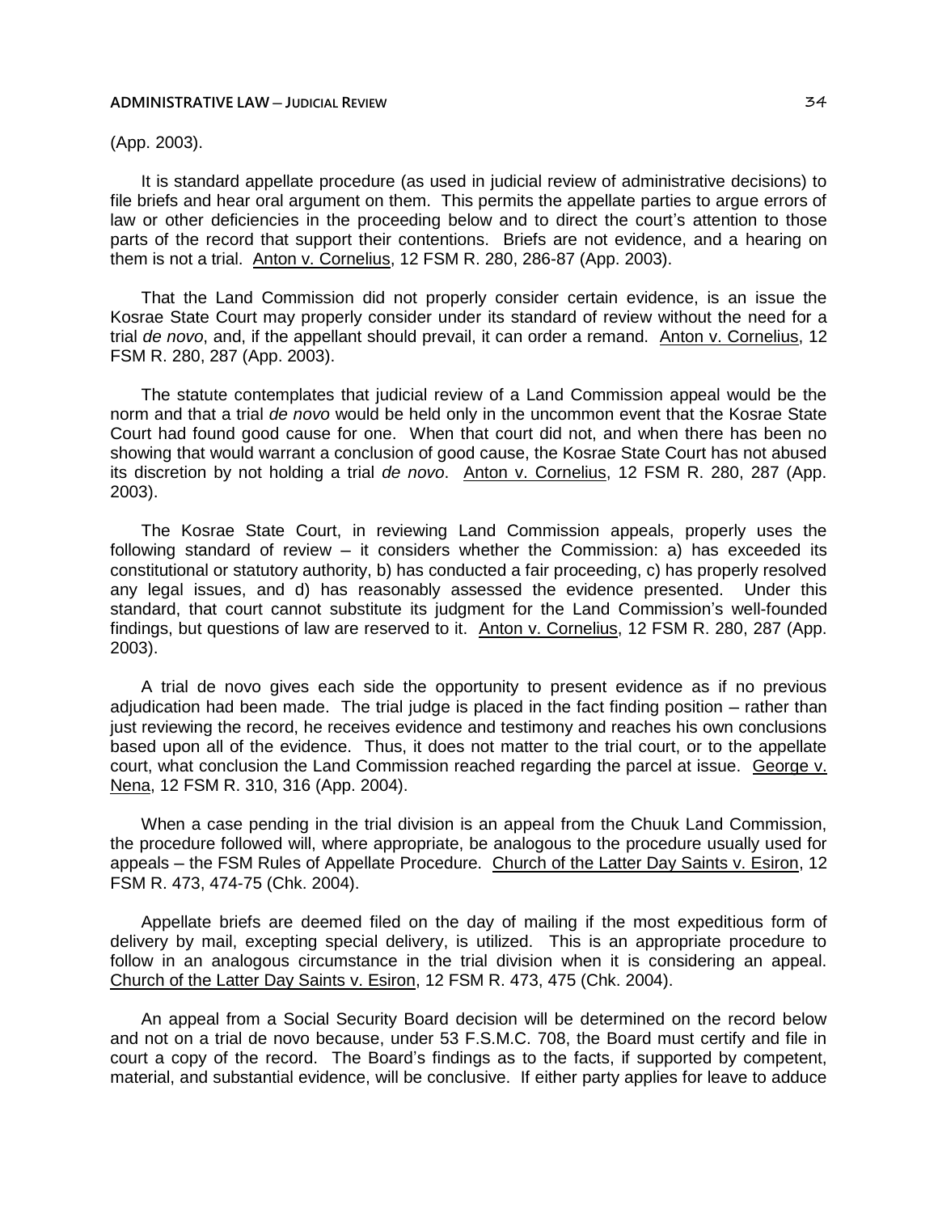(App. 2003).

It is standard appellate procedure (as used in judicial review of administrative decisions) to file briefs and hear oral argument on them. This permits the appellate parties to argue errors of law or other deficiencies in the proceeding below and to direct the court's attention to those parts of the record that support their contentions. Briefs are not evidence, and a hearing on them is not a trial. Anton v. Cornelius, 12 FSM R. 280, 286-87 (App. 2003).

That the Land Commission did not properly consider certain evidence, is an issue the Kosrae State Court may properly consider under its standard of review without the need for a trial *de novo*, and, if the appellant should prevail, it can order a remand. Anton v. Cornelius, 12 FSM R. 280, 287 (App. 2003).

The statute contemplates that judicial review of a Land Commission appeal would be the norm and that a trial *de novo* would be held only in the uncommon event that the Kosrae State Court had found good cause for one. When that court did not, and when there has been no showing that would warrant a conclusion of good cause, the Kosrae State Court has not abused its discretion by not holding a trial *de novo*. Anton v. Cornelius, 12 FSM R. 280, 287 (App. 2003).

The Kosrae State Court, in reviewing Land Commission appeals, properly uses the following standard of review – it considers whether the Commission: a) has exceeded its constitutional or statutory authority, b) has conducted a fair proceeding, c) has properly resolved any legal issues, and d) has reasonably assessed the evidence presented. Under this standard, that court cannot substitute its judgment for the Land Commission's well-founded findings, but questions of law are reserved to it. Anton v. Cornelius, 12 FSM R. 280, 287 (App. 2003).

A trial de novo gives each side the opportunity to present evidence as if no previous adjudication had been made. The trial judge is placed in the fact finding position – rather than just reviewing the record, he receives evidence and testimony and reaches his own conclusions based upon all of the evidence. Thus, it does not matter to the trial court, or to the appellate court, what conclusion the Land Commission reached regarding the parcel at issue. George v. Nena, 12 FSM R. 310, 316 (App. 2004).

When a case pending in the trial division is an appeal from the Chuuk Land Commission, the procedure followed will, where appropriate, be analogous to the procedure usually used for appeals – the FSM Rules of Appellate Procedure. Church of the Latter Day Saints v. Esiron, 12 FSM R. 473, 474-75 (Chk. 2004).

Appellate briefs are deemed filed on the day of mailing if the most expeditious form of delivery by mail, excepting special delivery, is utilized. This is an appropriate procedure to follow in an analogous circumstance in the trial division when it is considering an appeal. Church of the Latter Day Saints v. Esiron, 12 FSM R. 473, 475 (Chk. 2004).

An appeal from a Social Security Board decision will be determined on the record below and not on a trial de novo because, under 53 F.S.M.C. 708, the Board must certify and file in court a copy of the record. The Board's findings as to the facts, if supported by competent, material, and substantial evidence, will be conclusive. If either party applies for leave to adduce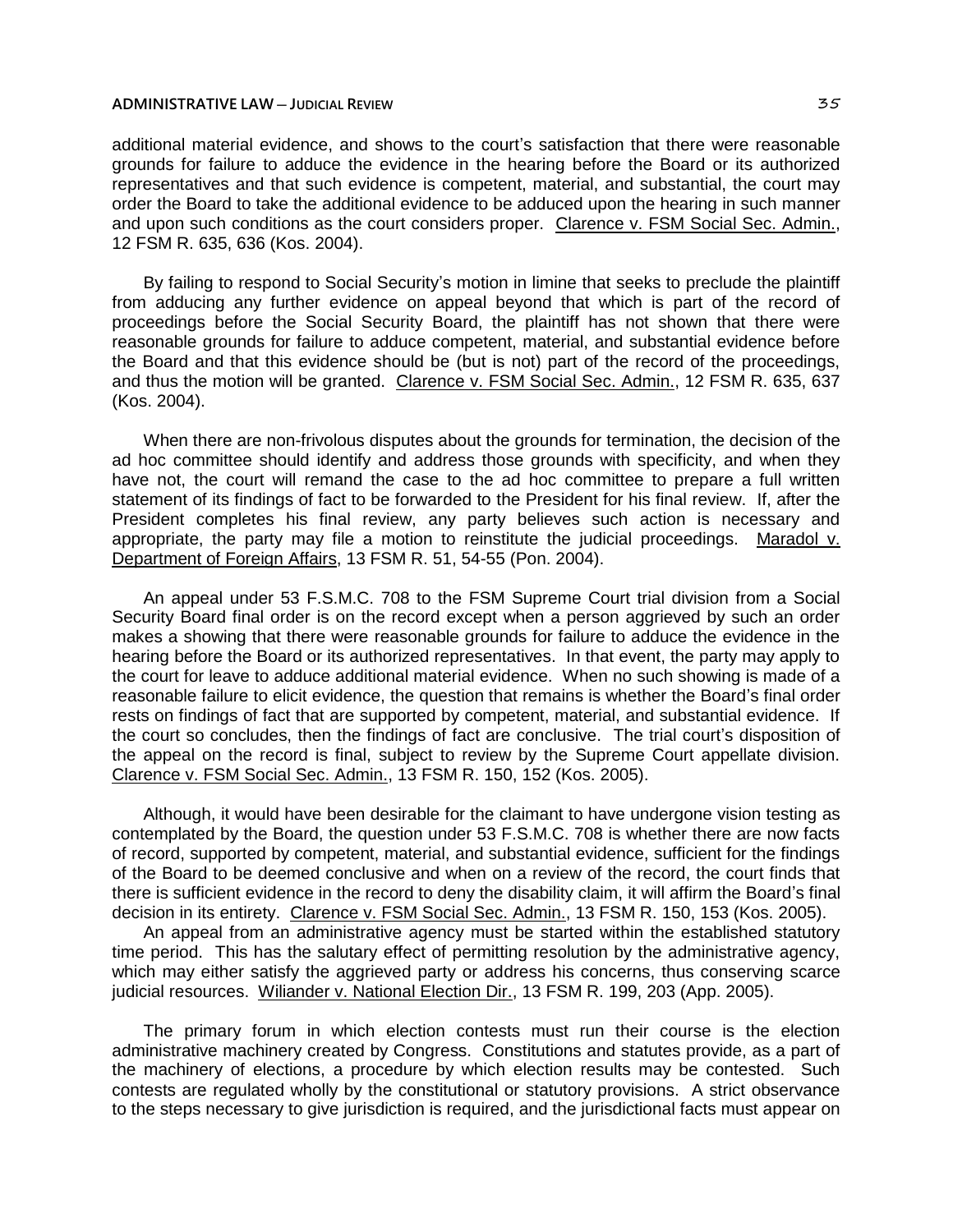additional material evidence, and shows to the court's satisfaction that there were reasonable grounds for failure to adduce the evidence in the hearing before the Board or its authorized representatives and that such evidence is competent, material, and substantial, the court may order the Board to take the additional evidence to be adduced upon the hearing in such manner and upon such conditions as the court considers proper. Clarence v. FSM Social Sec. Admin., 12 FSM R. 635, 636 (Kos. 2004).

By failing to respond to Social Security's motion in limine that seeks to preclude the plaintiff from adducing any further evidence on appeal beyond that which is part of the record of proceedings before the Social Security Board, the plaintiff has not shown that there were reasonable grounds for failure to adduce competent, material, and substantial evidence before the Board and that this evidence should be (but is not) part of the record of the proceedings, and thus the motion will be granted. Clarence v. FSM Social Sec. Admin., 12 FSM R. 635, 637 (Kos. 2004).

When there are non-frivolous disputes about the grounds for termination, the decision of the ad hoc committee should identify and address those grounds with specificity, and when they have not, the court will remand the case to the ad hoc committee to prepare a full written statement of its findings of fact to be forwarded to the President for his final review. If, after the President completes his final review, any party believes such action is necessary and appropriate, the party may file a motion to reinstitute the judicial proceedings. Maradol v. Department of Foreign Affairs, 13 FSM R. 51, 54-55 (Pon. 2004).

An appeal under 53 F.S.M.C. 708 to the FSM Supreme Court trial division from a Social Security Board final order is on the record except when a person aggrieved by such an order makes a showing that there were reasonable grounds for failure to adduce the evidence in the hearing before the Board or its authorized representatives. In that event, the party may apply to the court for leave to adduce additional material evidence. When no such showing is made of a reasonable failure to elicit evidence, the question that remains is whether the Board's final order rests on findings of fact that are supported by competent, material, and substantial evidence. If the court so concludes, then the findings of fact are conclusive. The trial court's disposition of the appeal on the record is final, subject to review by the Supreme Court appellate division. Clarence v. FSM Social Sec. Admin., 13 FSM R. 150, 152 (Kos. 2005).

Although, it would have been desirable for the claimant to have undergone vision testing as contemplated by the Board, the question under 53 F.S.M.C. 708 is whether there are now facts of record, supported by competent, material, and substantial evidence, sufficient for the findings of the Board to be deemed conclusive and when on a review of the record, the court finds that there is sufficient evidence in the record to deny the disability claim, it will affirm the Board's final decision in its entirety. Clarence v. FSM Social Sec. Admin., 13 FSM R. 150, 153 (Kos. 2005).

An appeal from an administrative agency must be started within the established statutory time period. This has the salutary effect of permitting resolution by the administrative agency, which may either satisfy the aggrieved party or address his concerns, thus conserving scarce judicial resources. Wiliander v. National Election Dir., 13 FSM R. 199, 203 (App. 2005).

The primary forum in which election contests must run their course is the election administrative machinery created by Congress. Constitutions and statutes provide, as a part of the machinery of elections, a procedure by which election results may be contested. Such contests are regulated wholly by the constitutional or statutory provisions. A strict observance to the steps necessary to give jurisdiction is required, and the jurisdictional facts must appear on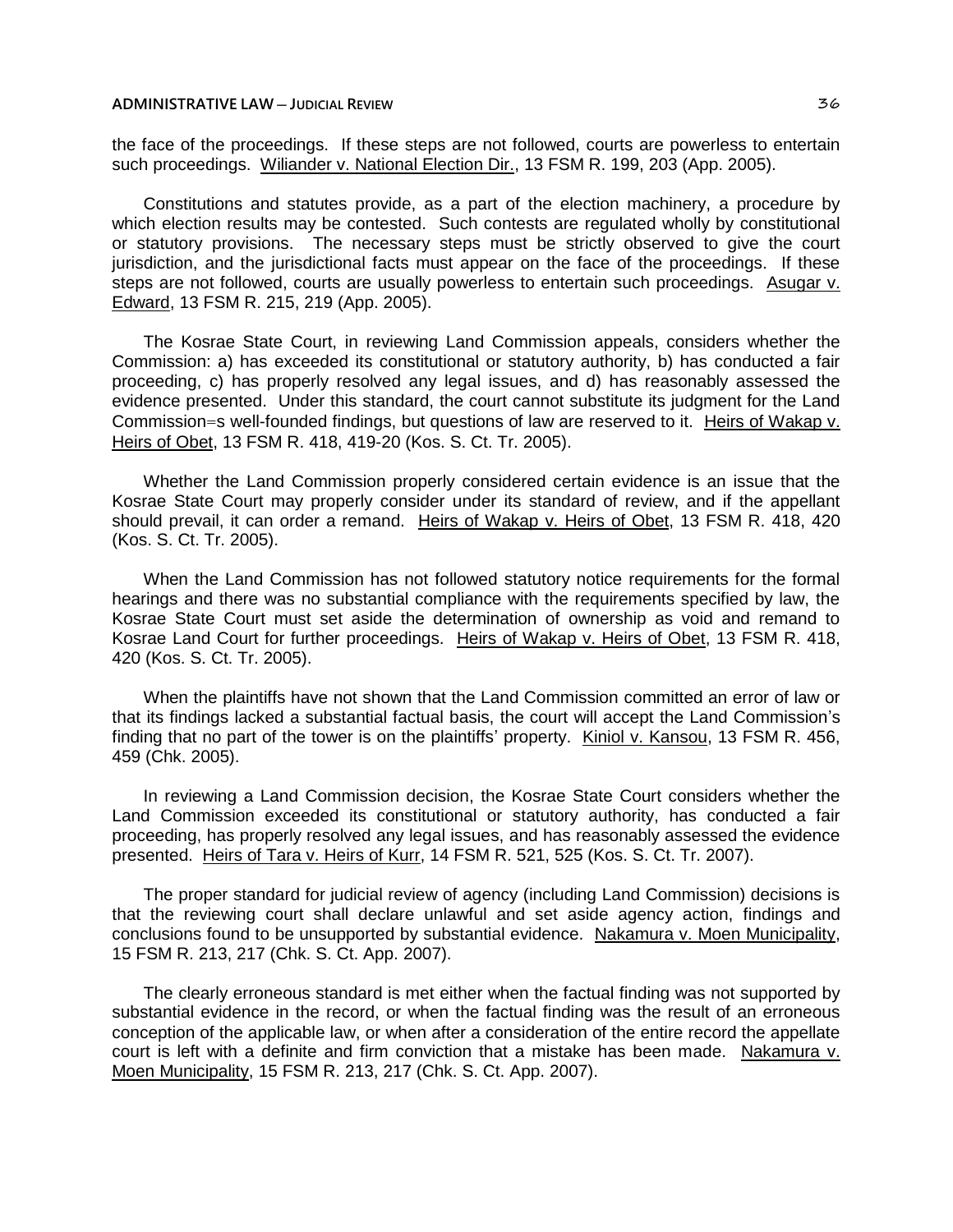the face of the proceedings. If these steps are not followed, courts are powerless to entertain such proceedings. Wiliander v. National Election Dir., 13 FSM R. 199, 203 (App. 2005).

Constitutions and statutes provide, as a part of the election machinery, a procedure by which election results may be contested. Such contests are regulated wholly by constitutional or statutory provisions. The necessary steps must be strictly observed to give the court jurisdiction, and the jurisdictional facts must appear on the face of the proceedings. If these steps are not followed, courts are usually powerless to entertain such proceedings. Asugar v. Edward, 13 FSM R. 215, 219 (App. 2005).

The Kosrae State Court, in reviewing Land Commission appeals, considers whether the Commission: a) has exceeded its constitutional or statutory authority, b) has conducted a fair proceeding, c) has properly resolved any legal issues, and d) has reasonably assessed the evidence presented. Under this standard, the court cannot substitute its judgment for the Land Commission=s well-founded findings, but questions of law are reserved to it. Heirs of Wakap v. Heirs of Obet, 13 FSM R. 418, 419-20 (Kos. S. Ct. Tr. 2005).

Whether the Land Commission properly considered certain evidence is an issue that the Kosrae State Court may properly consider under its standard of review, and if the appellant should prevail, it can order a remand. Heirs of Wakap v. Heirs of Obet, 13 FSM R. 418, 420 (Kos. S. Ct. Tr. 2005).

When the Land Commission has not followed statutory notice requirements for the formal hearings and there was no substantial compliance with the requirements specified by law, the Kosrae State Court must set aside the determination of ownership as void and remand to Kosrae Land Court for further proceedings. Heirs of Wakap v. Heirs of Obet, 13 FSM R. 418, 420 (Kos. S. Ct. Tr. 2005).

When the plaintiffs have not shown that the Land Commission committed an error of law or that its findings lacked a substantial factual basis, the court will accept the Land Commission's finding that no part of the tower is on the plaintiffs' property. Kiniol v. Kansou, 13 FSM R. 456, 459 (Chk. 2005).

In reviewing a Land Commission decision, the Kosrae State Court considers whether the Land Commission exceeded its constitutional or statutory authority, has conducted a fair proceeding, has properly resolved any legal issues, and has reasonably assessed the evidence presented. Heirs of Tara v. Heirs of Kurr, 14 FSM R. 521, 525 (Kos. S. Ct. Tr. 2007).

The proper standard for judicial review of agency (including Land Commission) decisions is that the reviewing court shall declare unlawful and set aside agency action, findings and conclusions found to be unsupported by substantial evidence. Nakamura v. Moen Municipality, 15 FSM R. 213, 217 (Chk. S. Ct. App. 2007).

The clearly erroneous standard is met either when the factual finding was not supported by substantial evidence in the record, or when the factual finding was the result of an erroneous conception of the applicable law, or when after a consideration of the entire record the appellate court is left with a definite and firm conviction that a mistake has been made. Nakamura v. Moen Municipality, 15 FSM R. 213, 217 (Chk. S. Ct. App. 2007).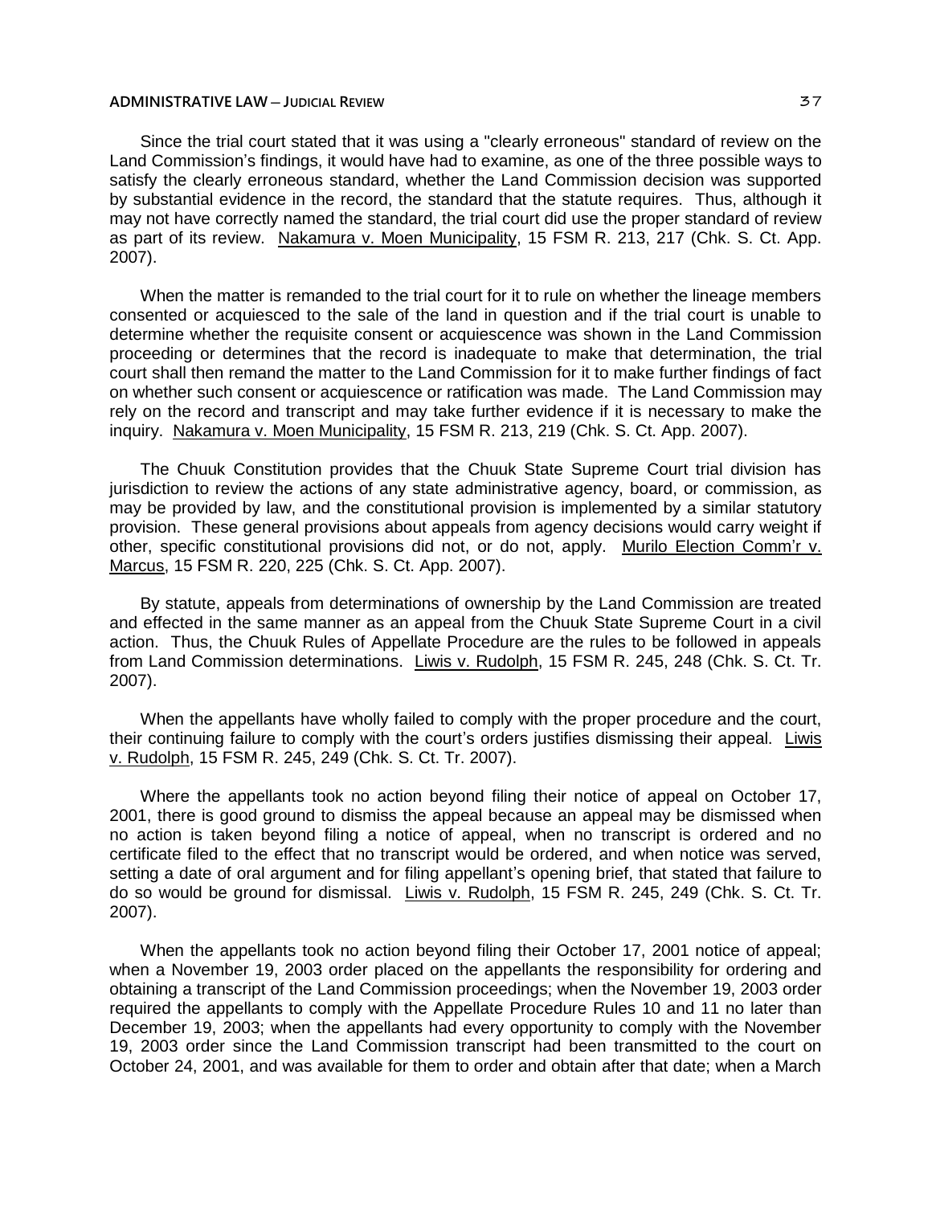Since the trial court stated that it was using a "clearly erroneous" standard of review on the Land Commission's findings, it would have had to examine, as one of the three possible ways to satisfy the clearly erroneous standard, whether the Land Commission decision was supported by substantial evidence in the record, the standard that the statute requires. Thus, although it may not have correctly named the standard, the trial court did use the proper standard of review as part of its review. Nakamura v. Moen Municipality, 15 FSM R. 213, 217 (Chk. S. Ct. App. 2007).

When the matter is remanded to the trial court for it to rule on whether the lineage members consented or acquiesced to the sale of the land in question and if the trial court is unable to determine whether the requisite consent or acquiescence was shown in the Land Commission proceeding or determines that the record is inadequate to make that determination, the trial court shall then remand the matter to the Land Commission for it to make further findings of fact on whether such consent or acquiescence or ratification was made. The Land Commission may rely on the record and transcript and may take further evidence if it is necessary to make the inquiry. Nakamura v. Moen Municipality, 15 FSM R. 213, 219 (Chk. S. Ct. App. 2007).

The Chuuk Constitution provides that the Chuuk State Supreme Court trial division has jurisdiction to review the actions of any state administrative agency, board, or commission, as may be provided by law, and the constitutional provision is implemented by a similar statutory provision. These general provisions about appeals from agency decisions would carry weight if other, specific constitutional provisions did not, or do not, apply. Murilo Election Comm'r v. Marcus, 15 FSM R. 220, 225 (Chk. S. Ct. App. 2007).

By statute, appeals from determinations of ownership by the Land Commission are treated and effected in the same manner as an appeal from the Chuuk State Supreme Court in a civil action. Thus, the Chuuk Rules of Appellate Procedure are the rules to be followed in appeals from Land Commission determinations. Liwis v. Rudolph, 15 FSM R. 245, 248 (Chk. S. Ct. Tr. 2007).

When the appellants have wholly failed to comply with the proper procedure and the court, their continuing failure to comply with the court's orders justifies dismissing their appeal. Liwis v. Rudolph, 15 FSM R. 245, 249 (Chk. S. Ct. Tr. 2007).

Where the appellants took no action beyond filing their notice of appeal on October 17, 2001, there is good ground to dismiss the appeal because an appeal may be dismissed when no action is taken beyond filing a notice of appeal, when no transcript is ordered and no certificate filed to the effect that no transcript would be ordered, and when notice was served, setting a date of oral argument and for filing appellant's opening brief, that stated that failure to do so would be ground for dismissal. Liwis v. Rudolph, 15 FSM R. 245, 249 (Chk. S. Ct. Tr. 2007).

When the appellants took no action beyond filing their October 17, 2001 notice of appeal; when a November 19, 2003 order placed on the appellants the responsibility for ordering and obtaining a transcript of the Land Commission proceedings; when the November 19, 2003 order required the appellants to comply with the Appellate Procedure Rules 10 and 11 no later than December 19, 2003; when the appellants had every opportunity to comply with the November 19, 2003 order since the Land Commission transcript had been transmitted to the court on October 24, 2001, and was available for them to order and obtain after that date; when a March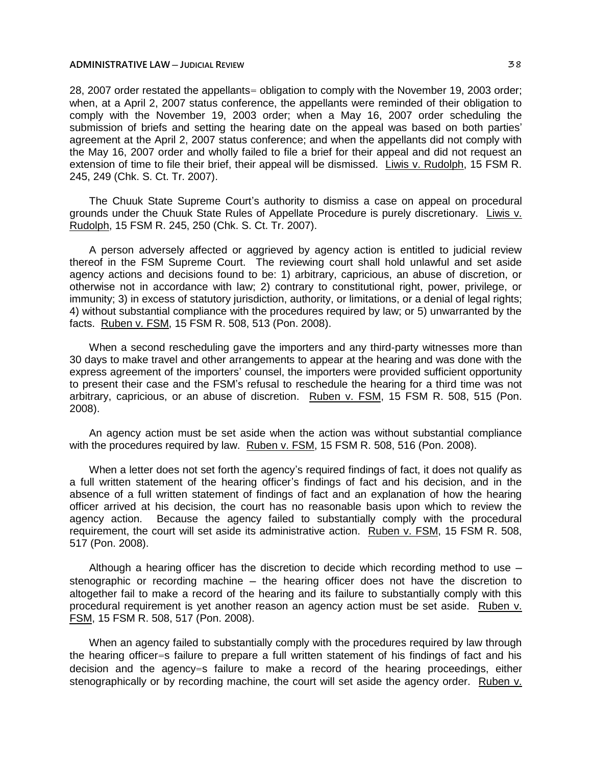28, 2007 order restated the appellants= obligation to comply with the November 19, 2003 order; when, at a April 2, 2007 status conference, the appellants were reminded of their obligation to comply with the November 19, 2003 order; when a May 16, 2007 order scheduling the submission of briefs and setting the hearing date on the appeal was based on both parties' agreement at the April 2, 2007 status conference; and when the appellants did not comply with the May 16, 2007 order and wholly failed to file a brief for their appeal and did not request an extension of time to file their brief, their appeal will be dismissed. Liwis v. Rudolph, 15 FSM R. 245, 249 (Chk. S. Ct. Tr. 2007).

The Chuuk State Supreme Court's authority to dismiss a case on appeal on procedural grounds under the Chuuk State Rules of Appellate Procedure is purely discretionary. Liwis v. Rudolph, 15 FSM R. 245, 250 (Chk. S. Ct. Tr. 2007).

A person adversely affected or aggrieved by agency action is entitled to judicial review thereof in the FSM Supreme Court. The reviewing court shall hold unlawful and set aside agency actions and decisions found to be: 1) arbitrary, capricious, an abuse of discretion, or otherwise not in accordance with law; 2) contrary to constitutional right, power, privilege, or immunity; 3) in excess of statutory jurisdiction, authority, or limitations, or a denial of legal rights; 4) without substantial compliance with the procedures required by law; or 5) unwarranted by the facts. Ruben v. FSM, 15 FSM R. 508, 513 (Pon. 2008).

When a second rescheduling gave the importers and any third-party witnesses more than 30 days to make travel and other arrangements to appear at the hearing and was done with the express agreement of the importers' counsel, the importers were provided sufficient opportunity to present their case and the FSM's refusal to reschedule the hearing for a third time was not arbitrary, capricious, or an abuse of discretion. Ruben v. FSM, 15 FSM R. 508, 515 (Pon. 2008).

An agency action must be set aside when the action was without substantial compliance with the procedures required by law. Ruben v. FSM, 15 FSM R. 508, 516 (Pon. 2008).

When a letter does not set forth the agency's required findings of fact, it does not qualify as a full written statement of the hearing officer's findings of fact and his decision, and in the absence of a full written statement of findings of fact and an explanation of how the hearing officer arrived at his decision, the court has no reasonable basis upon which to review the agency action. Because the agency failed to substantially comply with the procedural requirement, the court will set aside its administrative action. Ruben v. FSM, 15 FSM R. 508, 517 (Pon. 2008).

Although a hearing officer has the discretion to decide which recording method to use – stenographic or recording machine – the hearing officer does not have the discretion to altogether fail to make a record of the hearing and its failure to substantially comply with this procedural requirement is yet another reason an agency action must be set aside. Ruben v. FSM, 15 FSM R. 508, 517 (Pon. 2008).

When an agency failed to substantially comply with the procedures required by law through the hearing officer=s failure to prepare a full written statement of his findings of fact and his decision and the agency=s failure to make a record of the hearing proceedings, either stenographically or by recording machine, the court will set aside the agency order. Ruben v.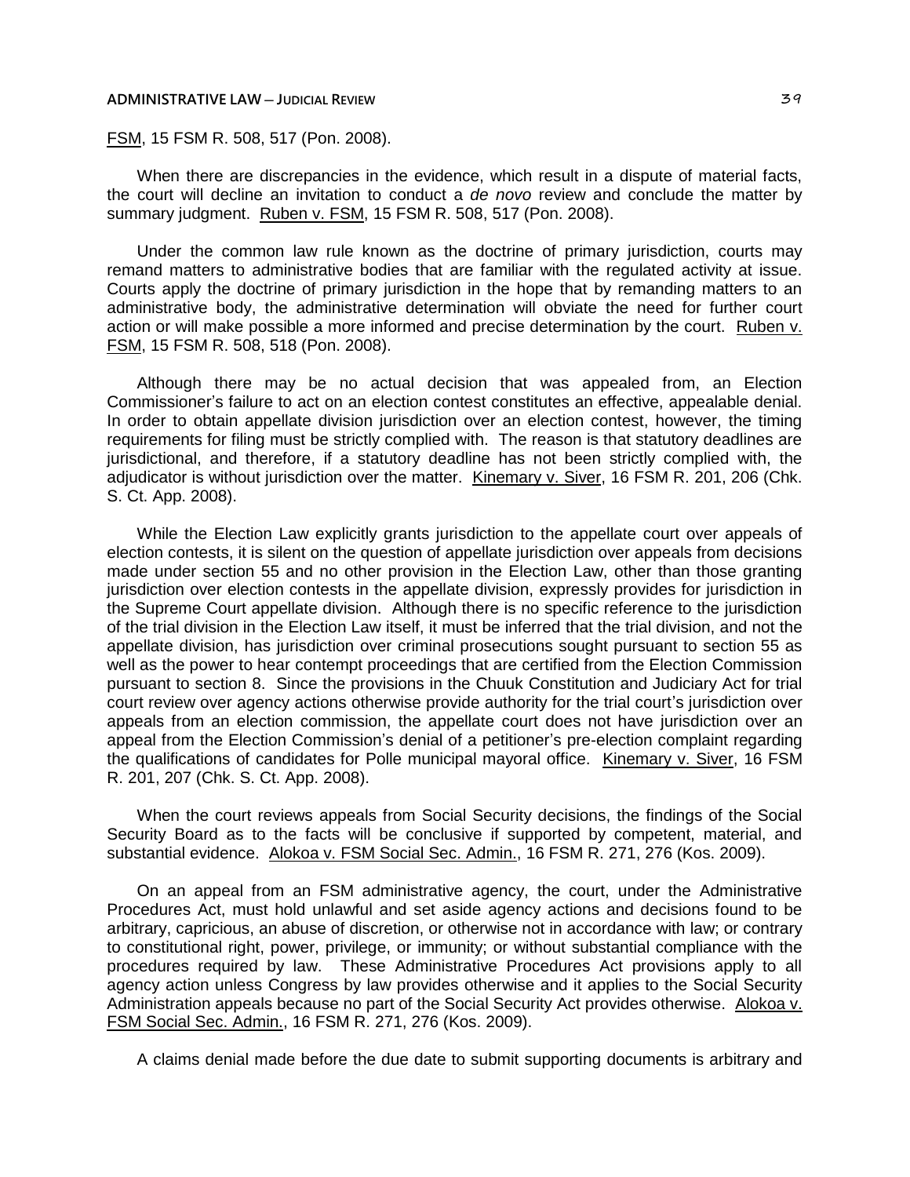FSM, 15 FSM R. 508, 517 (Pon. 2008).

When there are discrepancies in the evidence, which result in a dispute of material facts, the court will decline an invitation to conduct a *de novo* review and conclude the matter by summary judgment. Ruben v. FSM, 15 FSM R. 508, 517 (Pon. 2008).

Under the common law rule known as the doctrine of primary jurisdiction, courts may remand matters to administrative bodies that are familiar with the regulated activity at issue. Courts apply the doctrine of primary jurisdiction in the hope that by remanding matters to an administrative body, the administrative determination will obviate the need for further court action or will make possible a more informed and precise determination by the court. Ruben v. FSM, 15 FSM R. 508, 518 (Pon. 2008).

Although there may be no actual decision that was appealed from, an Election Commissioner's failure to act on an election contest constitutes an effective, appealable denial. In order to obtain appellate division jurisdiction over an election contest, however, the timing requirements for filing must be strictly complied with. The reason is that statutory deadlines are jurisdictional, and therefore, if a statutory deadline has not been strictly complied with, the adjudicator is without jurisdiction over the matter. Kinemary v. Siver, 16 FSM R. 201, 206 (Chk. S. Ct. App. 2008).

While the Election Law explicitly grants jurisdiction to the appellate court over appeals of election contests, it is silent on the question of appellate jurisdiction over appeals from decisions made under section 55 and no other provision in the Election Law, other than those granting jurisdiction over election contests in the appellate division, expressly provides for jurisdiction in the Supreme Court appellate division. Although there is no specific reference to the jurisdiction of the trial division in the Election Law itself, it must be inferred that the trial division, and not the appellate division, has jurisdiction over criminal prosecutions sought pursuant to section 55 as well as the power to hear contempt proceedings that are certified from the Election Commission pursuant to section 8. Since the provisions in the Chuuk Constitution and Judiciary Act for trial court review over agency actions otherwise provide authority for the trial court's jurisdiction over appeals from an election commission, the appellate court does not have jurisdiction over an appeal from the Election Commission's denial of a petitioner's pre-election complaint regarding the qualifications of candidates for Polle municipal mayoral office. Kinemary v. Siver, 16 FSM R. 201, 207 (Chk. S. Ct. App. 2008).

When the court reviews appeals from Social Security decisions, the findings of the Social Security Board as to the facts will be conclusive if supported by competent, material, and substantial evidence. Alokoa v. FSM Social Sec. Admin., 16 FSM R. 271, 276 (Kos. 2009).

On an appeal from an FSM administrative agency, the court, under the Administrative Procedures Act, must hold unlawful and set aside agency actions and decisions found to be arbitrary, capricious, an abuse of discretion, or otherwise not in accordance with law; or contrary to constitutional right, power, privilege, or immunity; or without substantial compliance with the procedures required by law. These Administrative Procedures Act provisions apply to all agency action unless Congress by law provides otherwise and it applies to the Social Security Administration appeals because no part of the Social Security Act provides otherwise. Alokoa v. FSM Social Sec. Admin., 16 FSM R. 271, 276 (Kos. 2009).

A claims denial made before the due date to submit supporting documents is arbitrary and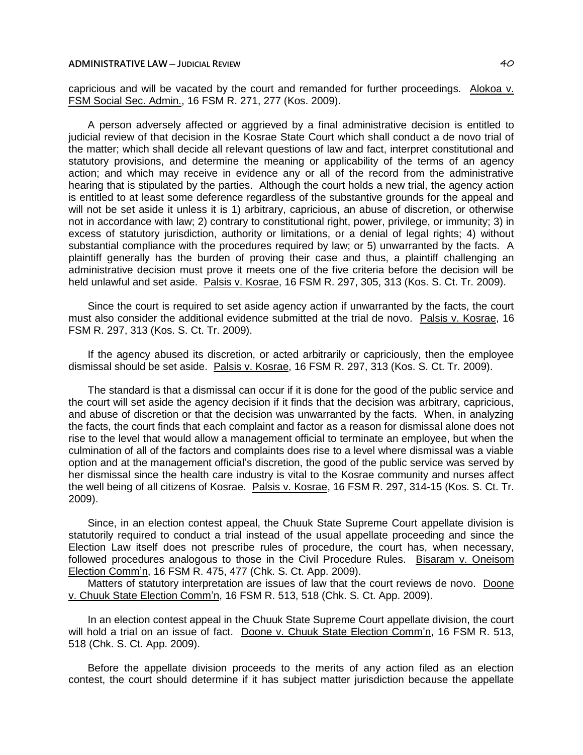capricious and will be vacated by the court and remanded for further proceedings. Alokoa v. FSM Social Sec. Admin., 16 FSM R. 271, 277 (Kos. 2009).

A person adversely affected or aggrieved by a final administrative decision is entitled to judicial review of that decision in the Kosrae State Court which shall conduct a de novo trial of the matter; which shall decide all relevant questions of law and fact, interpret constitutional and statutory provisions, and determine the meaning or applicability of the terms of an agency action; and which may receive in evidence any or all of the record from the administrative hearing that is stipulated by the parties. Although the court holds a new trial, the agency action is entitled to at least some deference regardless of the substantive grounds for the appeal and will not be set aside it unless it is 1) arbitrary, capricious, an abuse of discretion, or otherwise not in accordance with law; 2) contrary to constitutional right, power, privilege, or immunity; 3) in excess of statutory jurisdiction, authority or limitations, or a denial of legal rights; 4) without substantial compliance with the procedures required by law; or 5) unwarranted by the facts. A plaintiff generally has the burden of proving their case and thus, a plaintiff challenging an administrative decision must prove it meets one of the five criteria before the decision will be held unlawful and set aside. Palsis v. Kosrae, 16 FSM R. 297, 305, 313 (Kos. S. Ct. Tr. 2009).

Since the court is required to set aside agency action if unwarranted by the facts, the court must also consider the additional evidence submitted at the trial de novo. Palsis v. Kosrae, 16 FSM R. 297, 313 (Kos. S. Ct. Tr. 2009).

If the agency abused its discretion, or acted arbitrarily or capriciously, then the employee dismissal should be set aside. Palsis v. Kosrae, 16 FSM R. 297, 313 (Kos. S. Ct. Tr. 2009).

The standard is that a dismissal can occur if it is done for the good of the public service and the court will set aside the agency decision if it finds that the decision was arbitrary, capricious, and abuse of discretion or that the decision was unwarranted by the facts. When, in analyzing the facts, the court finds that each complaint and factor as a reason for dismissal alone does not rise to the level that would allow a management official to terminate an employee, but when the culmination of all of the factors and complaints does rise to a level where dismissal was a viable option and at the management official's discretion, the good of the public service was served by her dismissal since the health care industry is vital to the Kosrae community and nurses affect the well being of all citizens of Kosrae. Palsis v. Kosrae, 16 FSM R. 297, 314-15 (Kos. S. Ct. Tr. 2009).

Since, in an election contest appeal, the Chuuk State Supreme Court appellate division is statutorily required to conduct a trial instead of the usual appellate proceeding and since the Election Law itself does not prescribe rules of procedure, the court has, when necessary, followed procedures analogous to those in the Civil Procedure Rules. Bisaram v. Oneisom Election Comm'n, 16 FSM R. 475, 477 (Chk. S. Ct. App. 2009).

Matters of statutory interpretation are issues of law that the court reviews de novo. Doone v. Chuuk State Election Comm'n, 16 FSM R. 513, 518 (Chk. S. Ct. App. 2009).

In an election contest appeal in the Chuuk State Supreme Court appellate division, the court will hold a trial on an issue of fact. Doone v. Chuuk State Election Comm'n, 16 FSM R. 513, 518 (Chk. S. Ct. App. 2009).

Before the appellate division proceeds to the merits of any action filed as an election contest, the court should determine if it has subject matter jurisdiction because the appellate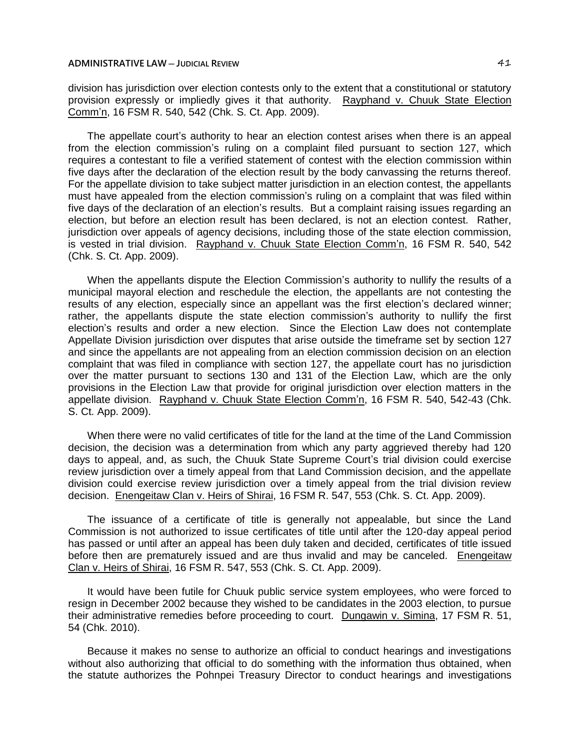division has jurisdiction over election contests only to the extent that a constitutional or statutory provision expressly or impliedly gives it that authority. Rayphand v. Chuuk State Election Comm'n, 16 FSM R. 540, 542 (Chk. S. Ct. App. 2009).

The appellate court's authority to hear an election contest arises when there is an appeal from the election commission's ruling on a complaint filed pursuant to section 127, which requires a contestant to file a verified statement of contest with the election commission within five days after the declaration of the election result by the body canvassing the returns thereof. For the appellate division to take subject matter jurisdiction in an election contest, the appellants must have appealed from the election commission's ruling on a complaint that was filed within five days of the declaration of an election's results. But a complaint raising issues regarding an election, but before an election result has been declared, is not an election contest. Rather, jurisdiction over appeals of agency decisions, including those of the state election commission, is vested in trial division. Rayphand v. Chuuk State Election Comm'n, 16 FSM R. 540, 542 (Chk. S. Ct. App. 2009).

When the appellants dispute the Election Commission's authority to nullify the results of a municipal mayoral election and reschedule the election, the appellants are not contesting the results of any election, especially since an appellant was the first election's declared winner; rather, the appellants dispute the state election commission's authority to nullify the first election's results and order a new election. Since the Election Law does not contemplate Appellate Division jurisdiction over disputes that arise outside the timeframe set by section 127 and since the appellants are not appealing from an election commission decision on an election complaint that was filed in compliance with section 127, the appellate court has no jurisdiction over the matter pursuant to sections 130 and 131 of the Election Law, which are the only provisions in the Election Law that provide for original jurisdiction over election matters in the appellate division. Rayphand v. Chuuk State Election Comm'n, 16 FSM R. 540, 542-43 (Chk. S. Ct. App. 2009).

When there were no valid certificates of title for the land at the time of the Land Commission decision, the decision was a determination from which any party aggrieved thereby had 120 days to appeal, and, as such, the Chuuk State Supreme Court's trial division could exercise review jurisdiction over a timely appeal from that Land Commission decision, and the appellate division could exercise review jurisdiction over a timely appeal from the trial division review decision. Enengeitaw Clan v. Heirs of Shirai, 16 FSM R. 547, 553 (Chk. S. Ct. App. 2009).

The issuance of a certificate of title is generally not appealable, but since the Land Commission is not authorized to issue certificates of title until after the 120-day appeal period has passed or until after an appeal has been duly taken and decided, certificates of title issued before then are prematurely issued and are thus invalid and may be canceled. Enengeitaw Clan v. Heirs of Shirai, 16 FSM R. 547, 553 (Chk. S. Ct. App. 2009).

It would have been futile for Chuuk public service system employees, who were forced to resign in December 2002 because they wished to be candidates in the 2003 election, to pursue their administrative remedies before proceeding to court. Dungawin v. Simina, 17 FSM R. 51, 54 (Chk. 2010).

Because it makes no sense to authorize an official to conduct hearings and investigations without also authorizing that official to do something with the information thus obtained, when the statute authorizes the Pohnpei Treasury Director to conduct hearings and investigations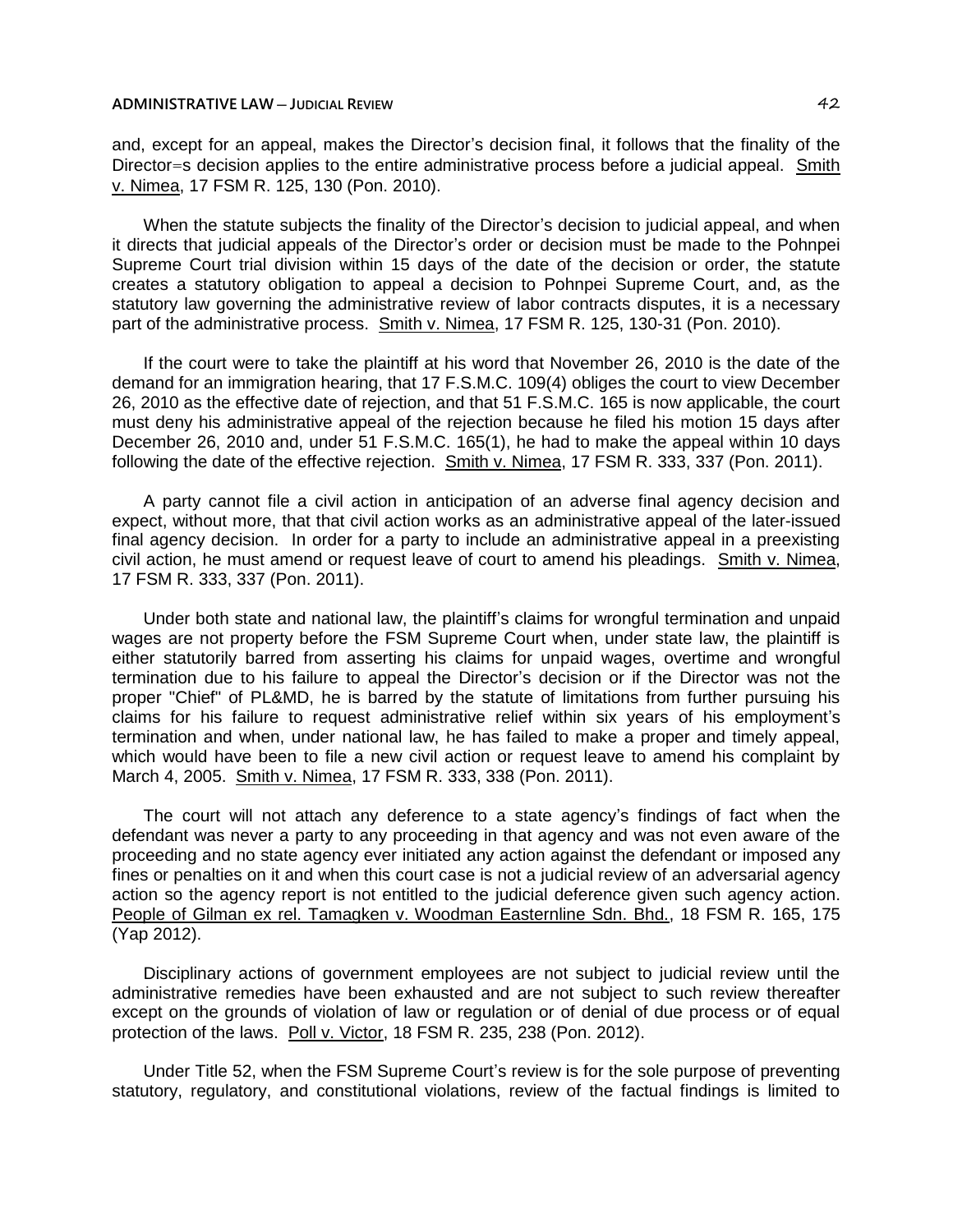and, except for an appeal, makes the Director's decision final, it follows that the finality of the Director=s decision applies to the entire administrative process before a judicial appeal. Smith v. Nimea, 17 FSM R. 125, 130 (Pon. 2010).

When the statute subjects the finality of the Director's decision to judicial appeal, and when it directs that judicial appeals of the Director's order or decision must be made to the Pohnpei Supreme Court trial division within 15 days of the date of the decision or order, the statute creates a statutory obligation to appeal a decision to Pohnpei Supreme Court, and, as the statutory law governing the administrative review of labor contracts disputes, it is a necessary part of the administrative process. Smith v. Nimea, 17 FSM R. 125, 130-31 (Pon. 2010).

If the court were to take the plaintiff at his word that November 26, 2010 is the date of the demand for an immigration hearing, that 17 F.S.M.C. 109(4) obliges the court to view December 26, 2010 as the effective date of rejection, and that 51 F.S.M.C. 165 is now applicable, the court must deny his administrative appeal of the rejection because he filed his motion 15 days after December 26, 2010 and, under 51 F.S.M.C. 165(1), he had to make the appeal within 10 days following the date of the effective rejection. Smith v. Nimea, 17 FSM R. 333, 337 (Pon. 2011).

A party cannot file a civil action in anticipation of an adverse final agency decision and expect, without more, that that civil action works as an administrative appeal of the later-issued final agency decision. In order for a party to include an administrative appeal in a preexisting civil action, he must amend or request leave of court to amend his pleadings. Smith v. Nimea, 17 FSM R. 333, 337 (Pon. 2011).

Under both state and national law, the plaintiff's claims for wrongful termination and unpaid wages are not property before the FSM Supreme Court when, under state law, the plaintiff is either statutorily barred from asserting his claims for unpaid wages, overtime and wrongful termination due to his failure to appeal the Director's decision or if the Director was not the proper "Chief" of PL&MD, he is barred by the statute of limitations from further pursuing his claims for his failure to request administrative relief within six years of his employment's termination and when, under national law, he has failed to make a proper and timely appeal, which would have been to file a new civil action or request leave to amend his complaint by March 4, 2005. Smith v. Nimea, 17 FSM R. 333, 338 (Pon. 2011).

The court will not attach any deference to a state agency's findings of fact when the defendant was never a party to any proceeding in that agency and was not even aware of the proceeding and no state agency ever initiated any action against the defendant or imposed any fines or penalties on it and when this court case is not a judicial review of an adversarial agency action so the agency report is not entitled to the judicial deference given such agency action. People of Gilman ex rel. Tamagken v. Woodman Easternline Sdn. Bhd., 18 FSM R. 165, 175 (Yap 2012).

Disciplinary actions of government employees are not subject to judicial review until the administrative remedies have been exhausted and are not subject to such review thereafter except on the grounds of violation of law or regulation or of denial of due process or of equal protection of the laws. Poll v. Victor, 18 FSM R. 235, 238 (Pon. 2012).

Under Title 52, when the FSM Supreme Court's review is for the sole purpose of preventing statutory, regulatory, and constitutional violations, review of the factual findings is limited to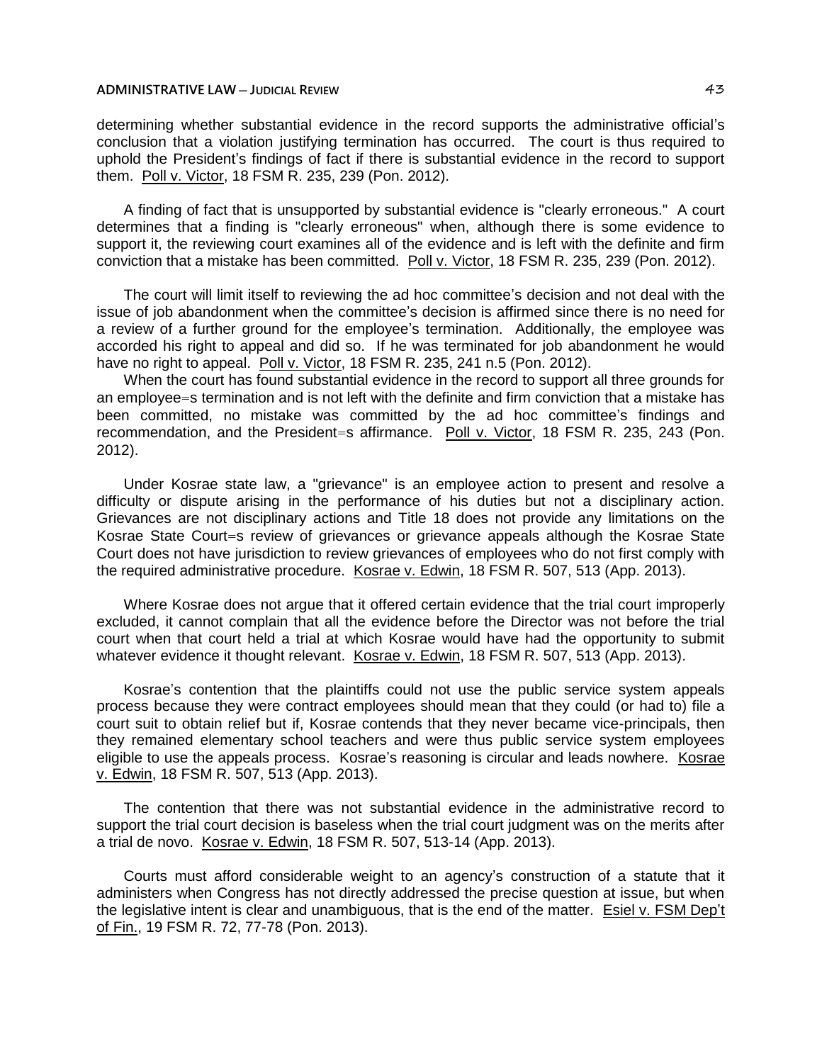determining whether substantial evidence in the record supports the administrative official's conclusion that a violation justifying termination has occurred. The court is thus required to uphold the President's findings of fact if there is substantial evidence in the record to support them. Poll v. Victor, 18 FSM R. 235, 239 (Pon. 2012).

A finding of fact that is unsupported by substantial evidence is "clearly erroneous." A court determines that a finding is "clearly erroneous" when, although there is some evidence to support it, the reviewing court examines all of the evidence and is left with the definite and firm conviction that a mistake has been committed. Poll v. Victor, 18 FSM R. 235, 239 (Pon. 2012).

The court will limit itself to reviewing the ad hoc committee's decision and not deal with the issue of job abandonment when the committee's decision is affirmed since there is no need for a review of a further ground for the employee's termination. Additionally, the employee was accorded his right to appeal and did so. If he was terminated for job abandonment he would have no right to appeal. Poll v. Victor, 18 FSM R. 235, 241 n.5 (Pon. 2012).

When the court has found substantial evidence in the record to support all three grounds for an employee=s termination and is not left with the definite and firm conviction that a mistake has been committed, no mistake was committed by the ad hoc committee's findings and recommendation, and the President=s affirmance. Poll v. Victor, 18 FSM R. 235, 243 (Pon. 2012).

Under Kosrae state law, a "grievance" is an employee action to present and resolve a difficulty or dispute arising in the performance of his duties but not a disciplinary action. Grievances are not disciplinary actions and Title 18 does not provide any limitations on the Kosrae State Court=s review of grievances or grievance appeals although the Kosrae State Court does not have jurisdiction to review grievances of employees who do not first comply with the required administrative procedure. Kosrae v. Edwin, 18 FSM R. 507, 513 (App. 2013).

Where Kosrae does not argue that it offered certain evidence that the trial court improperly excluded, it cannot complain that all the evidence before the Director was not before the trial court when that court held a trial at which Kosrae would have had the opportunity to submit whatever evidence it thought relevant. Kosrae v. Edwin, 18 FSM R. 507, 513 (App. 2013).

Kosrae's contention that the plaintiffs could not use the public service system appeals process because they were contract employees should mean that they could (or had to) file a court suit to obtain relief but if, Kosrae contends that they never became vice-principals, then they remained elementary school teachers and were thus public service system employees eligible to use the appeals process. Kosrae's reasoning is circular and leads nowhere. Kosrae v. Edwin, 18 FSM R. 507, 513 (App. 2013).

The contention that there was not substantial evidence in the administrative record to support the trial court decision is baseless when the trial court judgment was on the merits after a trial de novo. Kosrae v. Edwin, 18 FSM R. 507, 513-14 (App. 2013).

Courts must afford considerable weight to an agency's construction of a statute that it administers when Congress has not directly addressed the precise question at issue, but when the legislative intent is clear and unambiguous, that is the end of the matter. Esiel v. FSM Dep't of Fin., 19 FSM R. 72, 77-78 (Pon. 2013).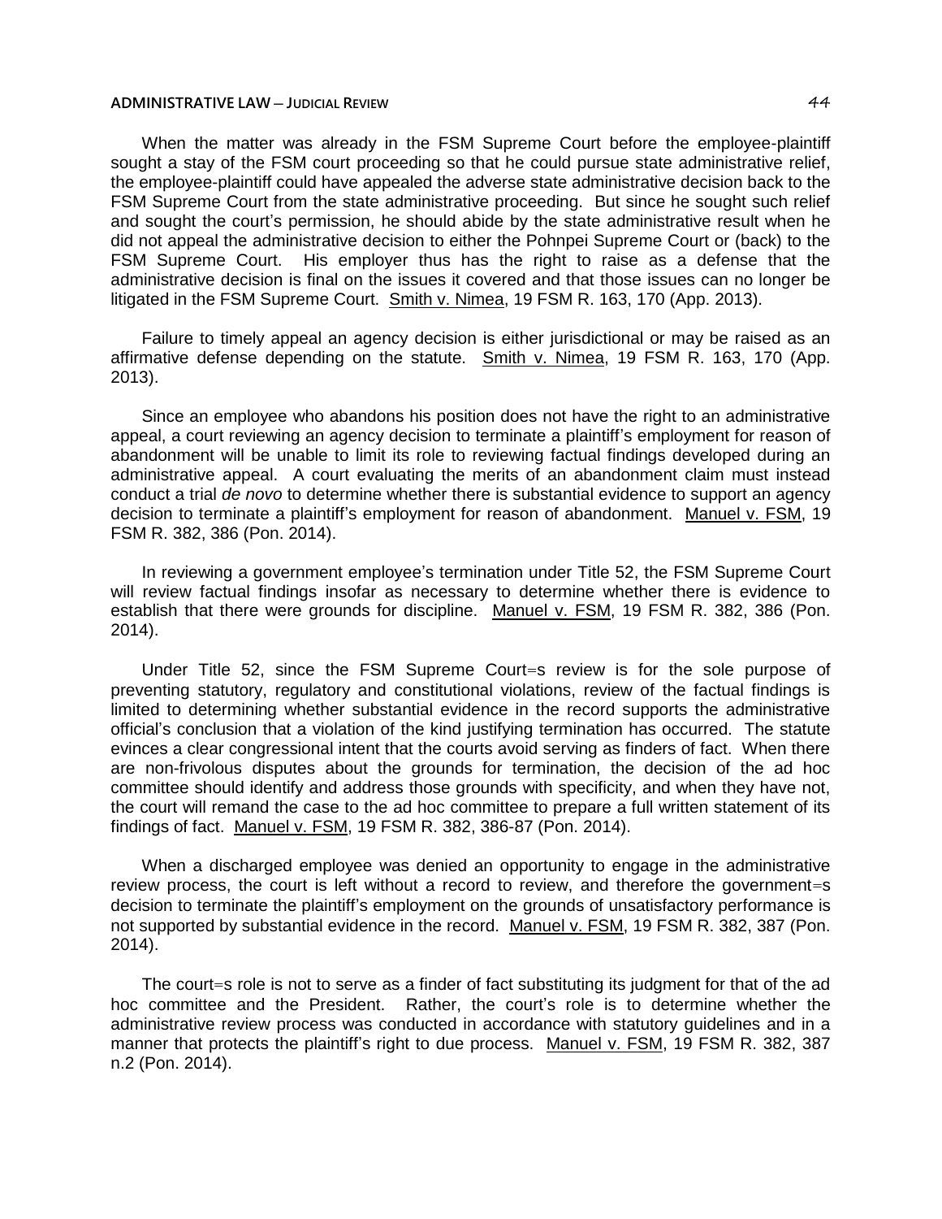When the matter was already in the FSM Supreme Court before the employee-plaintiff sought a stay of the FSM court proceeding so that he could pursue state administrative relief, the employee-plaintiff could have appealed the adverse state administrative decision back to the FSM Supreme Court from the state administrative proceeding. But since he sought such relief and sought the court's permission, he should abide by the state administrative result when he did not appeal the administrative decision to either the Pohnpei Supreme Court or (back) to the FSM Supreme Court. His employer thus has the right to raise as a defense that the administrative decision is final on the issues it covered and that those issues can no longer be litigated in the FSM Supreme Court. Smith v. Nimea, 19 FSM R. 163, 170 (App. 2013).

Failure to timely appeal an agency decision is either jurisdictional or may be raised as an affirmative defense depending on the statute. Smith v. Nimea, 19 FSM R. 163, 170 (App. 2013).

Since an employee who abandons his position does not have the right to an administrative appeal, a court reviewing an agency decision to terminate a plaintiff's employment for reason of abandonment will be unable to limit its role to reviewing factual findings developed during an administrative appeal. A court evaluating the merits of an abandonment claim must instead conduct a trial *de novo* to determine whether there is substantial evidence to support an agency decision to terminate a plaintiff's employment for reason of abandonment. Manuel v. FSM, 19 FSM R. 382, 386 (Pon. 2014).

In reviewing a government employee's termination under Title 52, the FSM Supreme Court will review factual findings insofar as necessary to determine whether there is evidence to establish that there were grounds for discipline. Manuel v. FSM, 19 FSM R. 382, 386 (Pon. 2014).

Under Title 52, since the FSM Supreme Court=s review is for the sole purpose of preventing statutory, regulatory and constitutional violations, review of the factual findings is limited to determining whether substantial evidence in the record supports the administrative official's conclusion that a violation of the kind justifying termination has occurred. The statute evinces a clear congressional intent that the courts avoid serving as finders of fact. When there are non-frivolous disputes about the grounds for termination, the decision of the ad hoc committee should identify and address those grounds with specificity, and when they have not, the court will remand the case to the ad hoc committee to prepare a full written statement of its findings of fact. Manuel v. FSM, 19 FSM R. 382, 386-87 (Pon. 2014).

When a discharged employee was denied an opportunity to engage in the administrative review process, the court is left without a record to review, and therefore the government=s decision to terminate the plaintiff's employment on the grounds of unsatisfactory performance is not supported by substantial evidence in the record. Manuel v. FSM, 19 FSM R. 382, 387 (Pon. 2014).

The court=s role is not to serve as a finder of fact substituting its judgment for that of the ad hoc committee and the President. Rather, the court's role is to determine whether the administrative review process was conducted in accordance with statutory guidelines and in a manner that protects the plaintiff's right to due process. Manuel v. FSM, 19 FSM R. 382, 387 n.2 (Pon. 2014).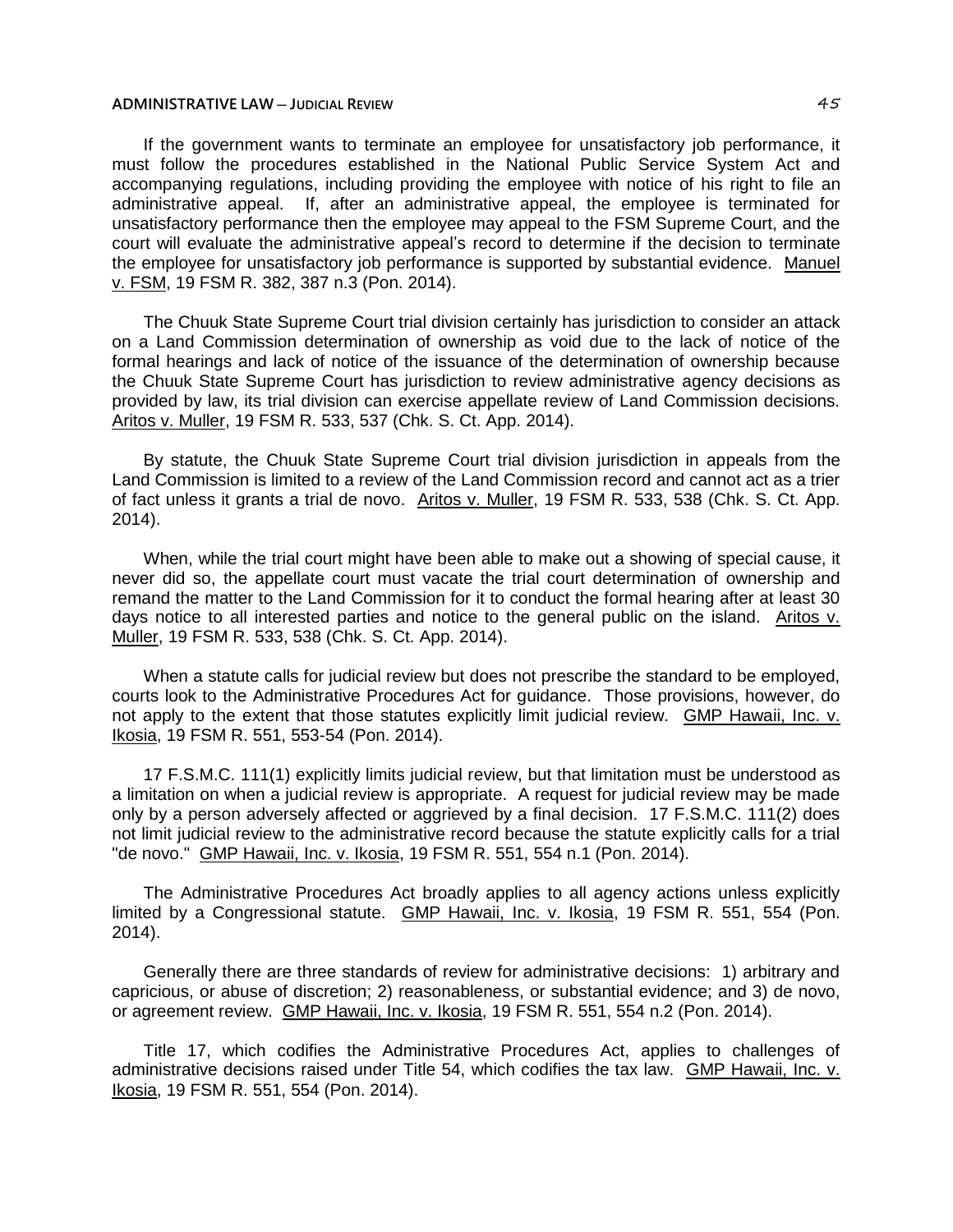If the government wants to terminate an employee for unsatisfactory job performance, it must follow the procedures established in the National Public Service System Act and accompanying regulations, including providing the employee with notice of his right to file an administrative appeal. If, after an administrative appeal, the employee is terminated for unsatisfactory performance then the employee may appeal to the FSM Supreme Court, and the court will evaluate the administrative appeal's record to determine if the decision to terminate the employee for unsatisfactory job performance is supported by substantial evidence. Manuel v. FSM, 19 FSM R. 382, 387 n.3 (Pon. 2014).

The Chuuk State Supreme Court trial division certainly has jurisdiction to consider an attack on a Land Commission determination of ownership as void due to the lack of notice of the formal hearings and lack of notice of the issuance of the determination of ownership because the Chuuk State Supreme Court has jurisdiction to review administrative agency decisions as provided by law, its trial division can exercise appellate review of Land Commission decisions. Aritos v. Muller, 19 FSM R. 533, 537 (Chk. S. Ct. App. 2014).

By statute, the Chuuk State Supreme Court trial division jurisdiction in appeals from the Land Commission is limited to a review of the Land Commission record and cannot act as a trier of fact unless it grants a trial de novo. Aritos v. Muller, 19 FSM R. 533, 538 (Chk. S. Ct. App. 2014).

When, while the trial court might have been able to make out a showing of special cause, it never did so, the appellate court must vacate the trial court determination of ownership and remand the matter to the Land Commission for it to conduct the formal hearing after at least 30 days notice to all interested parties and notice to the general public on the island. Aritos v. Muller, 19 FSM R. 533, 538 (Chk. S. Ct. App. 2014).

When a statute calls for judicial review but does not prescribe the standard to be employed, courts look to the Administrative Procedures Act for guidance. Those provisions, however, do not apply to the extent that those statutes explicitly limit judicial review. GMP Hawaii, Inc. v. Ikosia, 19 FSM R. 551, 553-54 (Pon. 2014).

17 F.S.M.C. 111(1) explicitly limits judicial review, but that limitation must be understood as a limitation on when a judicial review is appropriate. A request for judicial review may be made only by a person adversely affected or aggrieved by a final decision. 17 F.S.M.C. 111(2) does not limit judicial review to the administrative record because the statute explicitly calls for a trial "de novo." GMP Hawaii, Inc. v. Ikosia, 19 FSM R. 551, 554 n.1 (Pon. 2014).

The Administrative Procedures Act broadly applies to all agency actions unless explicitly limited by a Congressional statute. GMP Hawaii, Inc. v. Ikosia, 19 FSM R. 551, 554 (Pon. 2014).

Generally there are three standards of review for administrative decisions: 1) arbitrary and capricious, or abuse of discretion; 2) reasonableness, or substantial evidence; and 3) de novo, or agreement review. GMP Hawaii, Inc. v. Ikosia, 19 FSM R. 551, 554 n.2 (Pon. 2014).

Title 17, which codifies the Administrative Procedures Act, applies to challenges of administrative decisions raised under Title 54, which codifies the tax law. GMP Hawaii, Inc. v. Ikosia, 19 FSM R. 551, 554 (Pon. 2014).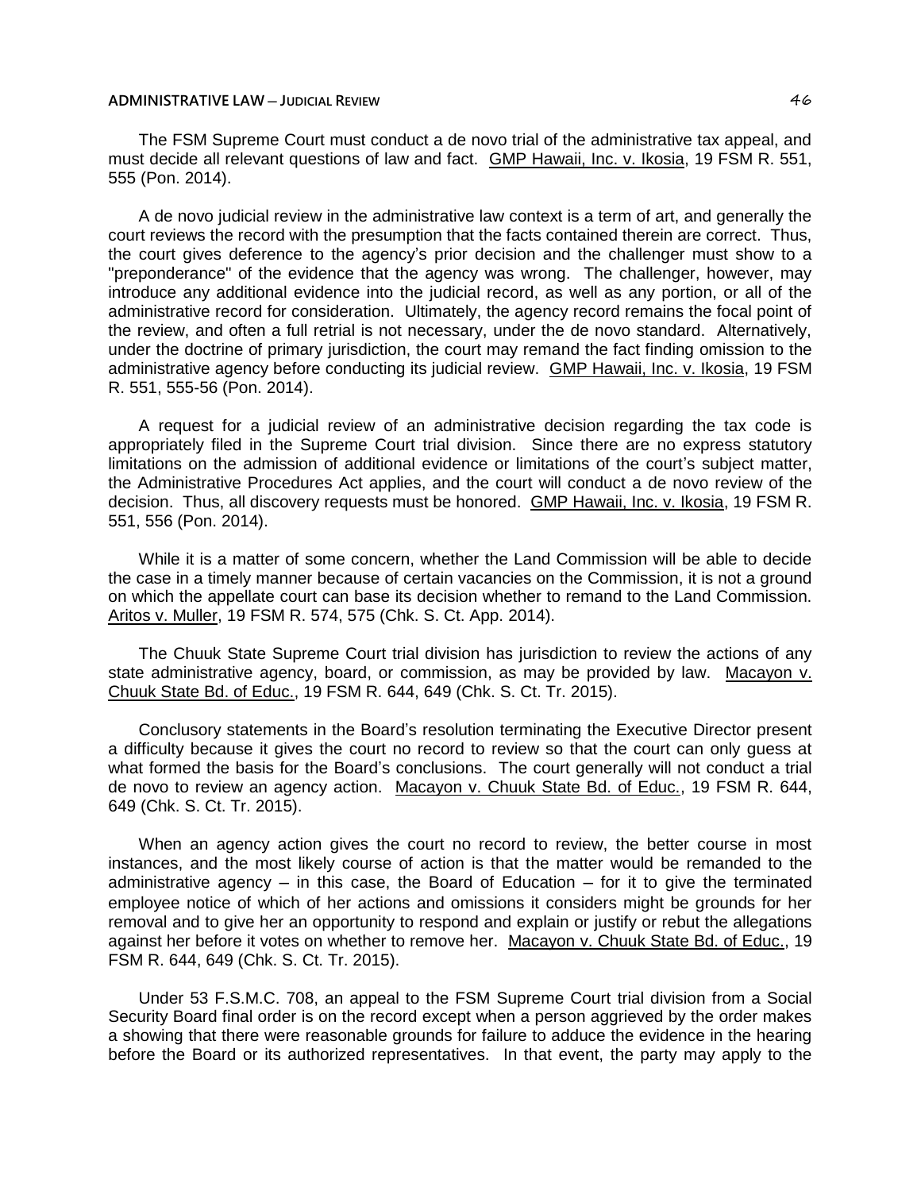The FSM Supreme Court must conduct a de novo trial of the administrative tax appeal, and must decide all relevant questions of law and fact. GMP Hawaii, Inc. v. Ikosia, 19 FSM R. 551, 555 (Pon. 2014).

A de novo judicial review in the administrative law context is a term of art, and generally the court reviews the record with the presumption that the facts contained therein are correct. Thus, the court gives deference to the agency's prior decision and the challenger must show to a "preponderance" of the evidence that the agency was wrong. The challenger, however, may introduce any additional evidence into the judicial record, as well as any portion, or all of the administrative record for consideration. Ultimately, the agency record remains the focal point of the review, and often a full retrial is not necessary, under the de novo standard. Alternatively, under the doctrine of primary jurisdiction, the court may remand the fact finding omission to the administrative agency before conducting its judicial review. GMP Hawaii, Inc. v. Ikosia, 19 FSM R. 551, 555-56 (Pon. 2014).

A request for a judicial review of an administrative decision regarding the tax code is appropriately filed in the Supreme Court trial division. Since there are no express statutory limitations on the admission of additional evidence or limitations of the court's subject matter, the Administrative Procedures Act applies, and the court will conduct a de novo review of the decision. Thus, all discovery requests must be honored. GMP Hawaii, Inc. v. Ikosia, 19 FSM R. 551, 556 (Pon. 2014).

While it is a matter of some concern, whether the Land Commission will be able to decide the case in a timely manner because of certain vacancies on the Commission, it is not a ground on which the appellate court can base its decision whether to remand to the Land Commission. Aritos v. Muller, 19 FSM R. 574, 575 (Chk. S. Ct. App. 2014).

The Chuuk State Supreme Court trial division has jurisdiction to review the actions of any state administrative agency, board, or commission, as may be provided by law. Macayon v. Chuuk State Bd. of Educ., 19 FSM R. 644, 649 (Chk. S. Ct. Tr. 2015).

Conclusory statements in the Board's resolution terminating the Executive Director present a difficulty because it gives the court no record to review so that the court can only guess at what formed the basis for the Board's conclusions. The court generally will not conduct a trial de novo to review an agency action. Macayon v. Chuuk State Bd. of Educ., 19 FSM R. 644, 649 (Chk. S. Ct. Tr. 2015).

When an agency action gives the court no record to review, the better course in most instances, and the most likely course of action is that the matter would be remanded to the administrative agency – in this case, the Board of Education – for it to give the terminated employee notice of which of her actions and omissions it considers might be grounds for her removal and to give her an opportunity to respond and explain or justify or rebut the allegations against her before it votes on whether to remove her. Macayon v. Chuuk State Bd. of Educ., 19 FSM R. 644, 649 (Chk. S. Ct. Tr. 2015).

Under 53 F.S.M.C. 708, an appeal to the FSM Supreme Court trial division from a Social Security Board final order is on the record except when a person aggrieved by the order makes a showing that there were reasonable grounds for failure to adduce the evidence in the hearing before the Board or its authorized representatives. In that event, the party may apply to the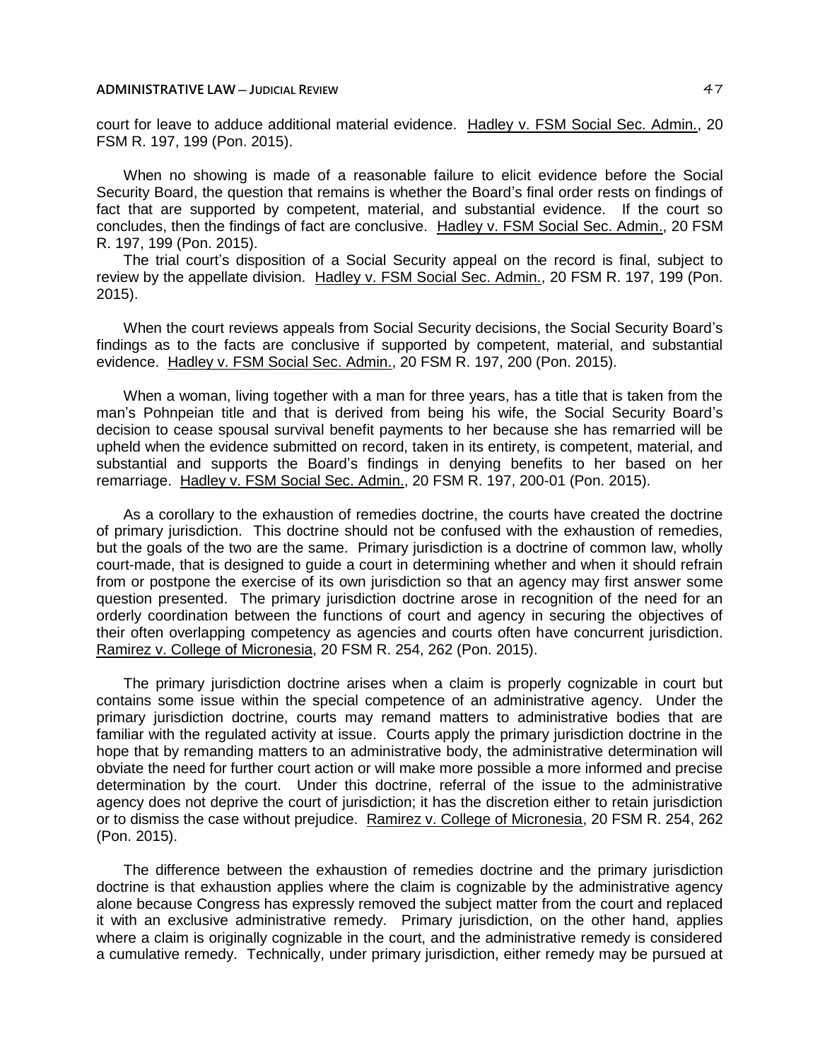court for leave to adduce additional material evidence. Hadley v. FSM Social Sec. Admin., 20 FSM R. 197, 199 (Pon. 2015).

When no showing is made of a reasonable failure to elicit evidence before the Social Security Board, the question that remains is whether the Board's final order rests on findings of fact that are supported by competent, material, and substantial evidence. If the court so concludes, then the findings of fact are conclusive. Hadley v. FSM Social Sec. Admin., 20 FSM R. 197, 199 (Pon. 2015).

The trial court's disposition of a Social Security appeal on the record is final, subject to review by the appellate division. Hadley v. FSM Social Sec. Admin., 20 FSM R. 197, 199 (Pon. 2015).

When the court reviews appeals from Social Security decisions, the Social Security Board's findings as to the facts are conclusive if supported by competent, material, and substantial evidence. Hadley v. FSM Social Sec. Admin., 20 FSM R. 197, 200 (Pon. 2015).

When a woman, living together with a man for three years, has a title that is taken from the man's Pohnpeian title and that is derived from being his wife, the Social Security Board's decision to cease spousal survival benefit payments to her because she has remarried will be upheld when the evidence submitted on record, taken in its entirety, is competent, material, and substantial and supports the Board's findings in denying benefits to her based on her remarriage. Hadley v. FSM Social Sec. Admin., 20 FSM R. 197, 200-01 (Pon. 2015).

As a corollary to the exhaustion of remedies doctrine, the courts have created the doctrine of primary jurisdiction. This doctrine should not be confused with the exhaustion of remedies, but the goals of the two are the same. Primary jurisdiction is a doctrine of common law, wholly court-made, that is designed to guide a court in determining whether and when it should refrain from or postpone the exercise of its own jurisdiction so that an agency may first answer some question presented. The primary jurisdiction doctrine arose in recognition of the need for an orderly coordination between the functions of court and agency in securing the objectives of their often overlapping competency as agencies and courts often have concurrent jurisdiction. Ramirez v. College of Micronesia, 20 FSM R. 254, 262 (Pon. 2015).

The primary jurisdiction doctrine arises when a claim is properly cognizable in court but contains some issue within the special competence of an administrative agency. Under the primary jurisdiction doctrine, courts may remand matters to administrative bodies that are familiar with the regulated activity at issue. Courts apply the primary jurisdiction doctrine in the hope that by remanding matters to an administrative body, the administrative determination will obviate the need for further court action or will make more possible a more informed and precise determination by the court. Under this doctrine, referral of the issue to the administrative agency does not deprive the court of jurisdiction; it has the discretion either to retain jurisdiction or to dismiss the case without prejudice. Ramirez v. College of Micronesia, 20 FSM R. 254, 262 (Pon. 2015).

The difference between the exhaustion of remedies doctrine and the primary jurisdiction doctrine is that exhaustion applies where the claim is cognizable by the administrative agency alone because Congress has expressly removed the subject matter from the court and replaced it with an exclusive administrative remedy. Primary jurisdiction, on the other hand, applies where a claim is originally cognizable in the court, and the administrative remedy is considered a cumulative remedy. Technically, under primary jurisdiction, either remedy may be pursued at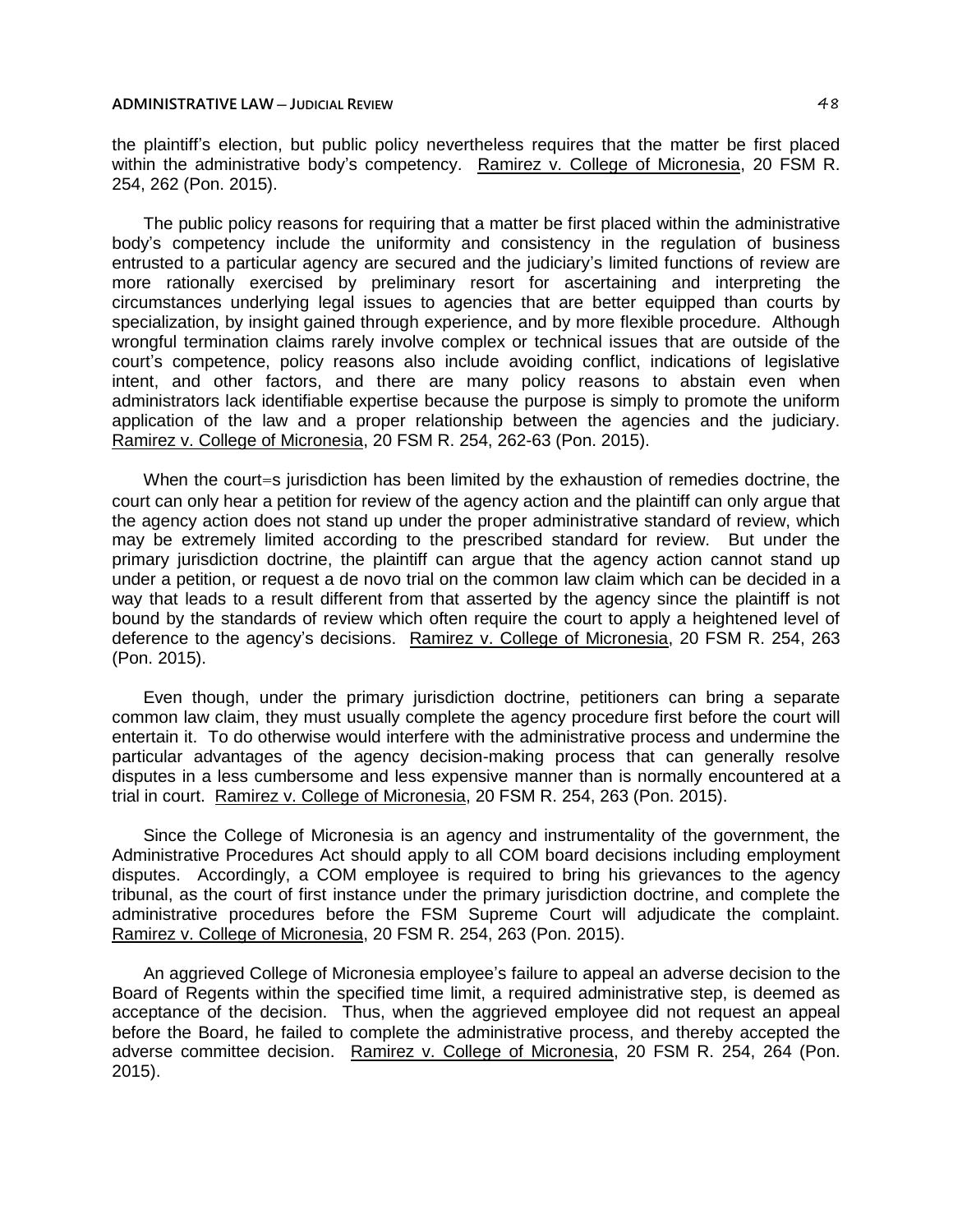the plaintiff's election, but public policy nevertheless requires that the matter be first placed within the administrative body's competency. Ramirez v. College of Micronesia, 20 FSM R. 254, 262 (Pon. 2015).

The public policy reasons for requiring that a matter be first placed within the administrative body's competency include the uniformity and consistency in the regulation of business entrusted to a particular agency are secured and the judiciary's limited functions of review are more rationally exercised by preliminary resort for ascertaining and interpreting the circumstances underlying legal issues to agencies that are better equipped than courts by specialization, by insight gained through experience, and by more flexible procedure. Although wrongful termination claims rarely involve complex or technical issues that are outside of the court's competence, policy reasons also include avoiding conflict, indications of legislative intent, and other factors, and there are many policy reasons to abstain even when administrators lack identifiable expertise because the purpose is simply to promote the uniform application of the law and a proper relationship between the agencies and the judiciary. Ramirez v. College of Micronesia, 20 FSM R. 254, 262-63 (Pon. 2015).

When the court=s jurisdiction has been limited by the exhaustion of remedies doctrine, the court can only hear a petition for review of the agency action and the plaintiff can only argue that the agency action does not stand up under the proper administrative standard of review, which may be extremely limited according to the prescribed standard for review. But under the primary jurisdiction doctrine, the plaintiff can argue that the agency action cannot stand up under a petition, or request a de novo trial on the common law claim which can be decided in a way that leads to a result different from that asserted by the agency since the plaintiff is not bound by the standards of review which often require the court to apply a heightened level of deference to the agency's decisions. Ramirez v. College of Micronesia, 20 FSM R. 254, 263 (Pon. 2015).

Even though, under the primary jurisdiction doctrine, petitioners can bring a separate common law claim, they must usually complete the agency procedure first before the court will entertain it. To do otherwise would interfere with the administrative process and undermine the particular advantages of the agency decision-making process that can generally resolve disputes in a less cumbersome and less expensive manner than is normally encountered at a trial in court. Ramirez v. College of Micronesia, 20 FSM R. 254, 263 (Pon. 2015).

Since the College of Micronesia is an agency and instrumentality of the government, the Administrative Procedures Act should apply to all COM board decisions including employment disputes. Accordingly, a COM employee is required to bring his grievances to the agency tribunal, as the court of first instance under the primary jurisdiction doctrine, and complete the administrative procedures before the FSM Supreme Court will adjudicate the complaint. Ramirez v. College of Micronesia, 20 FSM R. 254, 263 (Pon. 2015).

An aggrieved College of Micronesia employee's failure to appeal an adverse decision to the Board of Regents within the specified time limit, a required administrative step, is deemed as acceptance of the decision. Thus, when the aggrieved employee did not request an appeal before the Board, he failed to complete the administrative process, and thereby accepted the adverse committee decision. Ramirez v. College of Micronesia, 20 FSM R. 254, 264 (Pon. 2015).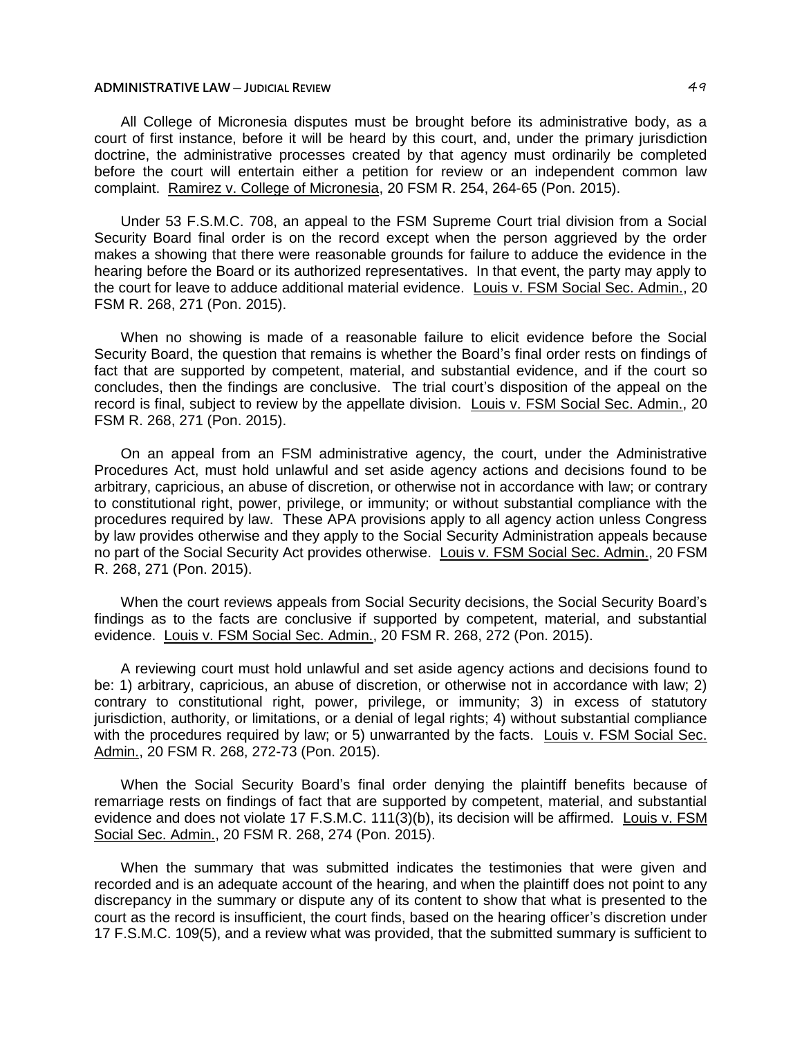All College of Micronesia disputes must be brought before its administrative body, as a court of first instance, before it will be heard by this court, and, under the primary jurisdiction doctrine, the administrative processes created by that agency must ordinarily be completed before the court will entertain either a petition for review or an independent common law complaint. Ramirez v. College of Micronesia, 20 FSM R. 254, 264-65 (Pon. 2015).

Under 53 F.S.M.C. 708, an appeal to the FSM Supreme Court trial division from a Social Security Board final order is on the record except when the person aggrieved by the order makes a showing that there were reasonable grounds for failure to adduce the evidence in the hearing before the Board or its authorized representatives. In that event, the party may apply to the court for leave to adduce additional material evidence. Louis v. FSM Social Sec. Admin., 20 FSM R. 268, 271 (Pon. 2015).

When no showing is made of a reasonable failure to elicit evidence before the Social Security Board, the question that remains is whether the Board's final order rests on findings of fact that are supported by competent, material, and substantial evidence, and if the court so concludes, then the findings are conclusive. The trial court's disposition of the appeal on the record is final, subject to review by the appellate division. Louis v. FSM Social Sec. Admin., 20 FSM R. 268, 271 (Pon. 2015).

On an appeal from an FSM administrative agency, the court, under the Administrative Procedures Act, must hold unlawful and set aside agency actions and decisions found to be arbitrary, capricious, an abuse of discretion, or otherwise not in accordance with law; or contrary to constitutional right, power, privilege, or immunity; or without substantial compliance with the procedures required by law. These APA provisions apply to all agency action unless Congress by law provides otherwise and they apply to the Social Security Administration appeals because no part of the Social Security Act provides otherwise. Louis v. FSM Social Sec. Admin., 20 FSM R. 268, 271 (Pon. 2015).

When the court reviews appeals from Social Security decisions, the Social Security Board's findings as to the facts are conclusive if supported by competent, material, and substantial evidence. Louis v. FSM Social Sec. Admin., 20 FSM R. 268, 272 (Pon. 2015).

A reviewing court must hold unlawful and set aside agency actions and decisions found to be: 1) arbitrary, capricious, an abuse of discretion, or otherwise not in accordance with law; 2) contrary to constitutional right, power, privilege, or immunity; 3) in excess of statutory jurisdiction, authority, or limitations, or a denial of legal rights; 4) without substantial compliance with the procedures required by law; or 5) unwarranted by the facts. Louis v. FSM Social Sec. Admin., 20 FSM R. 268, 272-73 (Pon. 2015).

When the Social Security Board's final order denying the plaintiff benefits because of remarriage rests on findings of fact that are supported by competent, material, and substantial evidence and does not violate 17 F.S.M.C. 111(3)(b), its decision will be affirmed. Louis v. FSM Social Sec. Admin., 20 FSM R. 268, 274 (Pon. 2015).

When the summary that was submitted indicates the testimonies that were given and recorded and is an adequate account of the hearing, and when the plaintiff does not point to any discrepancy in the summary or dispute any of its content to show that what is presented to the court as the record is insufficient, the court finds, based on the hearing officer's discretion under 17 F.S.M.C. 109(5), and a review what was provided, that the submitted summary is sufficient to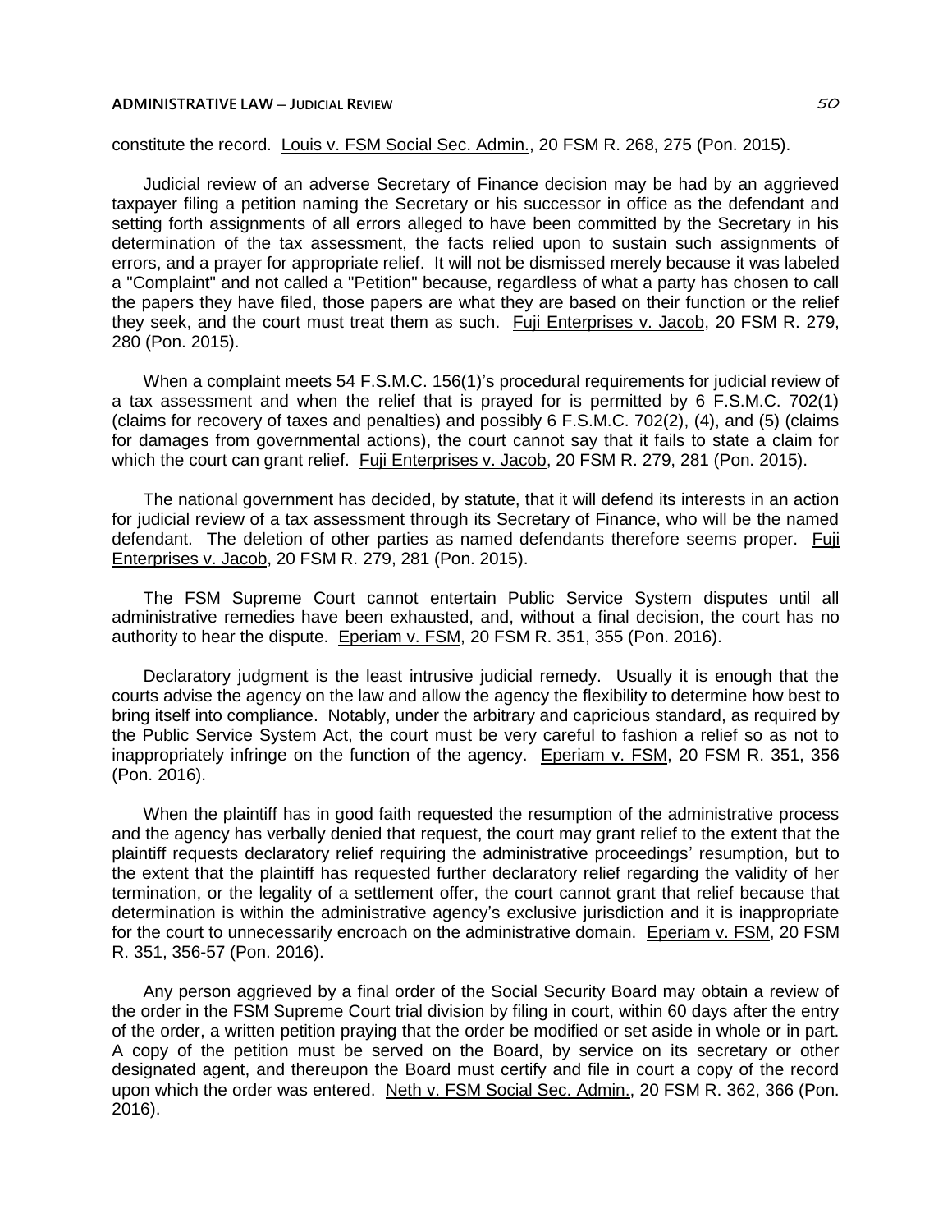constitute the record. Louis v. FSM Social Sec. Admin., 20 FSM R. 268, 275 (Pon. 2015).

Judicial review of an adverse Secretary of Finance decision may be had by an aggrieved taxpayer filing a petition naming the Secretary or his successor in office as the defendant and setting forth assignments of all errors alleged to have been committed by the Secretary in his determination of the tax assessment, the facts relied upon to sustain such assignments of errors, and a prayer for appropriate relief. It will not be dismissed merely because it was labeled a "Complaint" and not called a "Petition" because, regardless of what a party has chosen to call the papers they have filed, those papers are what they are based on their function or the relief they seek, and the court must treat them as such. Fuji Enterprises v. Jacob, 20 FSM R. 279, 280 (Pon. 2015).

When a complaint meets 54 F.S.M.C. 156(1)'s procedural requirements for judicial review of a tax assessment and when the relief that is prayed for is permitted by 6 F.S.M.C. 702(1) (claims for recovery of taxes and penalties) and possibly 6 F.S.M.C. 702(2), (4), and (5) (claims for damages from governmental actions), the court cannot say that it fails to state a claim for which the court can grant relief. Fuji Enterprises v. Jacob, 20 FSM R. 279, 281 (Pon. 2015).

The national government has decided, by statute, that it will defend its interests in an action for judicial review of a tax assessment through its Secretary of Finance, who will be the named defendant. The deletion of other parties as named defendants therefore seems proper. Fuji Enterprises v. Jacob, 20 FSM R. 279, 281 (Pon. 2015).

The FSM Supreme Court cannot entertain Public Service System disputes until all administrative remedies have been exhausted, and, without a final decision, the court has no authority to hear the dispute. Eperiam v. FSM, 20 FSM R. 351, 355 (Pon. 2016).

Declaratory judgment is the least intrusive judicial remedy. Usually it is enough that the courts advise the agency on the law and allow the agency the flexibility to determine how best to bring itself into compliance. Notably, under the arbitrary and capricious standard, as required by the Public Service System Act, the court must be very careful to fashion a relief so as not to inappropriately infringe on the function of the agency. Eperiam v. FSM, 20 FSM R. 351, 356 (Pon. 2016).

When the plaintiff has in good faith requested the resumption of the administrative process and the agency has verbally denied that request, the court may grant relief to the extent that the plaintiff requests declaratory relief requiring the administrative proceedings' resumption, but to the extent that the plaintiff has requested further declaratory relief regarding the validity of her termination, or the legality of a settlement offer, the court cannot grant that relief because that determination is within the administrative agency's exclusive jurisdiction and it is inappropriate for the court to unnecessarily encroach on the administrative domain. Eperiam v. FSM, 20 FSM R. 351, 356-57 (Pon. 2016).

Any person aggrieved by a final order of the Social Security Board may obtain a review of the order in the FSM Supreme Court trial division by filing in court, within 60 days after the entry of the order, a written petition praying that the order be modified or set aside in whole or in part. A copy of the petition must be served on the Board, by service on its secretary or other designated agent, and thereupon the Board must certify and file in court a copy of the record upon which the order was entered. Neth v. FSM Social Sec. Admin., 20 FSM R. 362, 366 (Pon. 2016).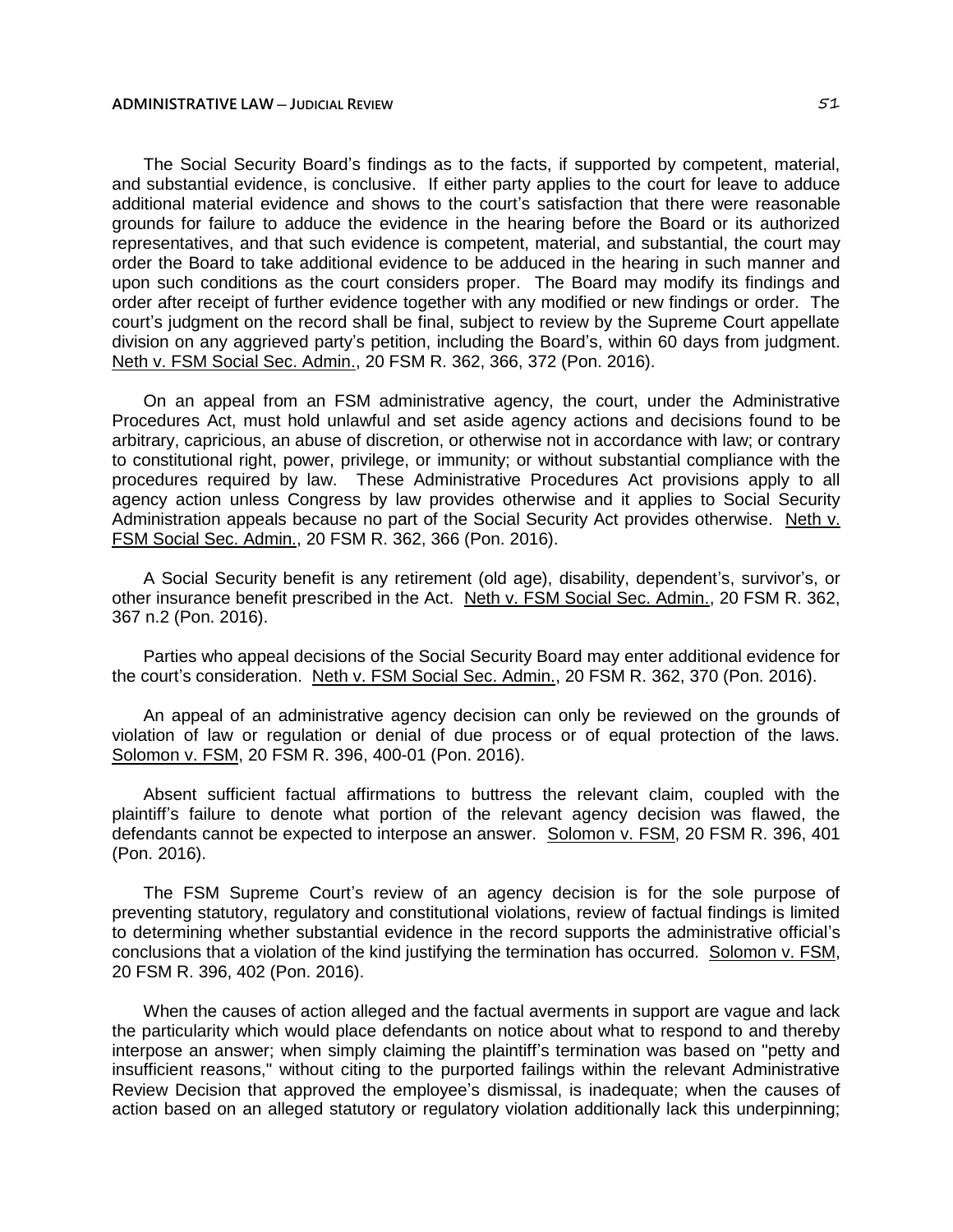The Social Security Board's findings as to the facts, if supported by competent, material, and substantial evidence, is conclusive. If either party applies to the court for leave to adduce additional material evidence and shows to the court's satisfaction that there were reasonable grounds for failure to adduce the evidence in the hearing before the Board or its authorized representatives, and that such evidence is competent, material, and substantial, the court may order the Board to take additional evidence to be adduced in the hearing in such manner and upon such conditions as the court considers proper. The Board may modify its findings and order after receipt of further evidence together with any modified or new findings or order. The court's judgment on the record shall be final, subject to review by the Supreme Court appellate division on any aggrieved party's petition, including the Board's, within 60 days from judgment. Neth v. FSM Social Sec. Admin., 20 FSM R. 362, 366, 372 (Pon. 2016).

On an appeal from an FSM administrative agency, the court, under the Administrative Procedures Act, must hold unlawful and set aside agency actions and decisions found to be arbitrary, capricious, an abuse of discretion, or otherwise not in accordance with law; or contrary to constitutional right, power, privilege, or immunity; or without substantial compliance with the procedures required by law. These Administrative Procedures Act provisions apply to all agency action unless Congress by law provides otherwise and it applies to Social Security Administration appeals because no part of the Social Security Act provides otherwise. Neth v. FSM Social Sec. Admin., 20 FSM R. 362, 366 (Pon. 2016).

A Social Security benefit is any retirement (old age), disability, dependent's, survivor's, or other insurance benefit prescribed in the Act. Neth v. FSM Social Sec. Admin., 20 FSM R. 362, 367 n.2 (Pon. 2016).

Parties who appeal decisions of the Social Security Board may enter additional evidence for the court's consideration. Neth v. FSM Social Sec. Admin., 20 FSM R. 362, 370 (Pon. 2016).

An appeal of an administrative agency decision can only be reviewed on the grounds of violation of law or regulation or denial of due process or of equal protection of the laws. Solomon v. FSM, 20 FSM R. 396, 400-01 (Pon. 2016).

Absent sufficient factual affirmations to buttress the relevant claim, coupled with the plaintiff's failure to denote what portion of the relevant agency decision was flawed, the defendants cannot be expected to interpose an answer. Solomon v. FSM, 20 FSM R. 396, 401 (Pon. 2016).

The FSM Supreme Court's review of an agency decision is for the sole purpose of preventing statutory, regulatory and constitutional violations, review of factual findings is limited to determining whether substantial evidence in the record supports the administrative official's conclusions that a violation of the kind justifying the termination has occurred. Solomon v. FSM, 20 FSM R. 396, 402 (Pon. 2016).

When the causes of action alleged and the factual averments in support are vague and lack the particularity which would place defendants on notice about what to respond to and thereby interpose an answer; when simply claiming the plaintiff's termination was based on "petty and insufficient reasons," without citing to the purported failings within the relevant Administrative Review Decision that approved the employee's dismissal, is inadequate; when the causes of action based on an alleged statutory or regulatory violation additionally lack this underpinning;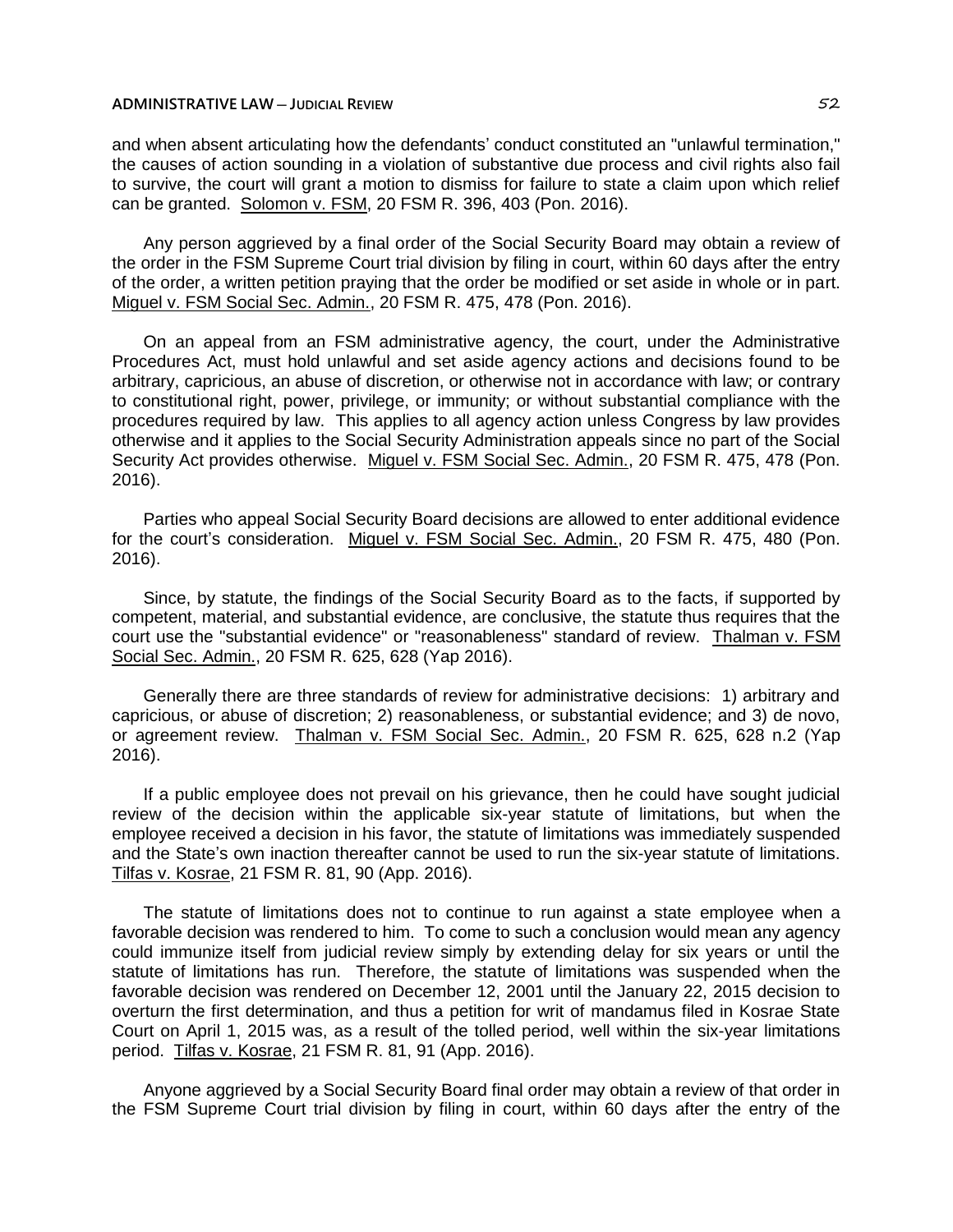and when absent articulating how the defendants' conduct constituted an "unlawful termination," the causes of action sounding in a violation of substantive due process and civil rights also fail to survive, the court will grant a motion to dismiss for failure to state a claim upon which relief can be granted. Solomon v. FSM, 20 FSM R. 396, 403 (Pon. 2016).

Any person aggrieved by a final order of the Social Security Board may obtain a review of the order in the FSM Supreme Court trial division by filing in court, within 60 days after the entry of the order, a written petition praying that the order be modified or set aside in whole or in part. Miguel v. FSM Social Sec. Admin., 20 FSM R. 475, 478 (Pon. 2016).

On an appeal from an FSM administrative agency, the court, under the Administrative Procedures Act, must hold unlawful and set aside agency actions and decisions found to be arbitrary, capricious, an abuse of discretion, or otherwise not in accordance with law; or contrary to constitutional right, power, privilege, or immunity; or without substantial compliance with the procedures required by law. This applies to all agency action unless Congress by law provides otherwise and it applies to the Social Security Administration appeals since no part of the Social Security Act provides otherwise. Miguel v. FSM Social Sec. Admin., 20 FSM R. 475, 478 (Pon. 2016).

Parties who appeal Social Security Board decisions are allowed to enter additional evidence for the court's consideration. Miguel v. FSM Social Sec. Admin., 20 FSM R. 475, 480 (Pon. 2016).

Since, by statute, the findings of the Social Security Board as to the facts, if supported by competent, material, and substantial evidence, are conclusive, the statute thus requires that the court use the "substantial evidence" or "reasonableness" standard of review. Thalman v. FSM Social Sec. Admin., 20 FSM R. 625, 628 (Yap 2016).

Generally there are three standards of review for administrative decisions: 1) arbitrary and capricious, or abuse of discretion; 2) reasonableness, or substantial evidence; and 3) de novo, or agreement review. Thalman v. FSM Social Sec. Admin., 20 FSM R. 625, 628 n.2 (Yap 2016).

If a public employee does not prevail on his grievance, then he could have sought judicial review of the decision within the applicable six-year statute of limitations, but when the employee received a decision in his favor, the statute of limitations was immediately suspended and the State's own inaction thereafter cannot be used to run the six-year statute of limitations. Tilfas v. Kosrae, 21 FSM R. 81, 90 (App. 2016).

The statute of limitations does not to continue to run against a state employee when a favorable decision was rendered to him. To come to such a conclusion would mean any agency could immunize itself from judicial review simply by extending delay for six years or until the statute of limitations has run. Therefore, the statute of limitations was suspended when the favorable decision was rendered on December 12, 2001 until the January 22, 2015 decision to overturn the first determination, and thus a petition for writ of mandamus filed in Kosrae State Court on April 1, 2015 was, as a result of the tolled period, well within the six-year limitations period. Tilfas v. Kosrae, 21 FSM R. 81, 91 (App. 2016).

Anyone aggrieved by a Social Security Board final order may obtain a review of that order in the FSM Supreme Court trial division by filing in court, within 60 days after the entry of the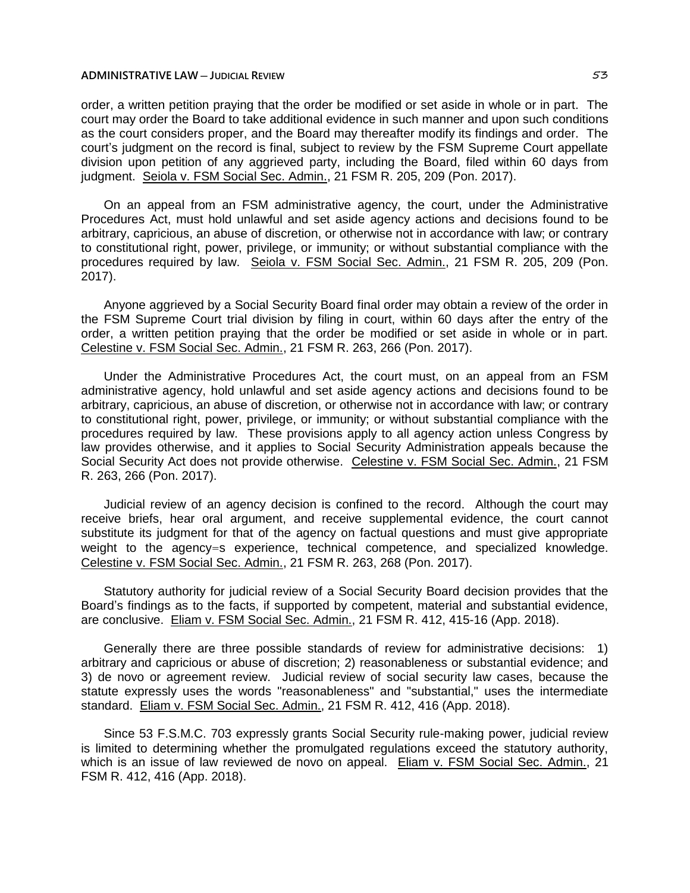order, a written petition praying that the order be modified or set aside in whole or in part. The court may order the Board to take additional evidence in such manner and upon such conditions as the court considers proper, and the Board may thereafter modify its findings and order. The court's judgment on the record is final, subject to review by the FSM Supreme Court appellate division upon petition of any aggrieved party, including the Board, filed within 60 days from judgment. Seiola v. FSM Social Sec. Admin., 21 FSM R. 205, 209 (Pon. 2017).

On an appeal from an FSM administrative agency, the court, under the Administrative Procedures Act, must hold unlawful and set aside agency actions and decisions found to be arbitrary, capricious, an abuse of discretion, or otherwise not in accordance with law; or contrary to constitutional right, power, privilege, or immunity; or without substantial compliance with the procedures required by law. Seiola v. FSM Social Sec. Admin., 21 FSM R. 205, 209 (Pon. 2017).

Anyone aggrieved by a Social Security Board final order may obtain a review of the order in the FSM Supreme Court trial division by filing in court, within 60 days after the entry of the order, a written petition praying that the order be modified or set aside in whole or in part. Celestine v. FSM Social Sec. Admin., 21 FSM R. 263, 266 (Pon. 2017).

Under the Administrative Procedures Act, the court must, on an appeal from an FSM administrative agency, hold unlawful and set aside agency actions and decisions found to be arbitrary, capricious, an abuse of discretion, or otherwise not in accordance with law; or contrary to constitutional right, power, privilege, or immunity; or without substantial compliance with the procedures required by law. These provisions apply to all agency action unless Congress by law provides otherwise, and it applies to Social Security Administration appeals because the Social Security Act does not provide otherwise. Celestine v. FSM Social Sec. Admin., 21 FSM R. 263, 266 (Pon. 2017).

Judicial review of an agency decision is confined to the record. Although the court may receive briefs, hear oral argument, and receive supplemental evidence, the court cannot substitute its judgment for that of the agency on factual questions and must give appropriate weight to the agency=s experience, technical competence, and specialized knowledge. Celestine v. FSM Social Sec. Admin., 21 FSM R. 263, 268 (Pon. 2017).

Statutory authority for judicial review of a Social Security Board decision provides that the Board's findings as to the facts, if supported by competent, material and substantial evidence, are conclusive. Eliam v. FSM Social Sec. Admin., 21 FSM R. 412, 415-16 (App. 2018).

Generally there are three possible standards of review for administrative decisions: 1) arbitrary and capricious or abuse of discretion; 2) reasonableness or substantial evidence; and 3) de novo or agreement review. Judicial review of social security law cases, because the statute expressly uses the words "reasonableness" and "substantial," uses the intermediate standard. Eliam v. FSM Social Sec. Admin., 21 FSM R. 412, 416 (App. 2018).

Since 53 F.S.M.C. 703 expressly grants Social Security rule-making power, judicial review is limited to determining whether the promulgated regulations exceed the statutory authority, which is an issue of law reviewed de novo on appeal. Eliam v. FSM Social Sec. Admin., 21 FSM R. 412, 416 (App. 2018).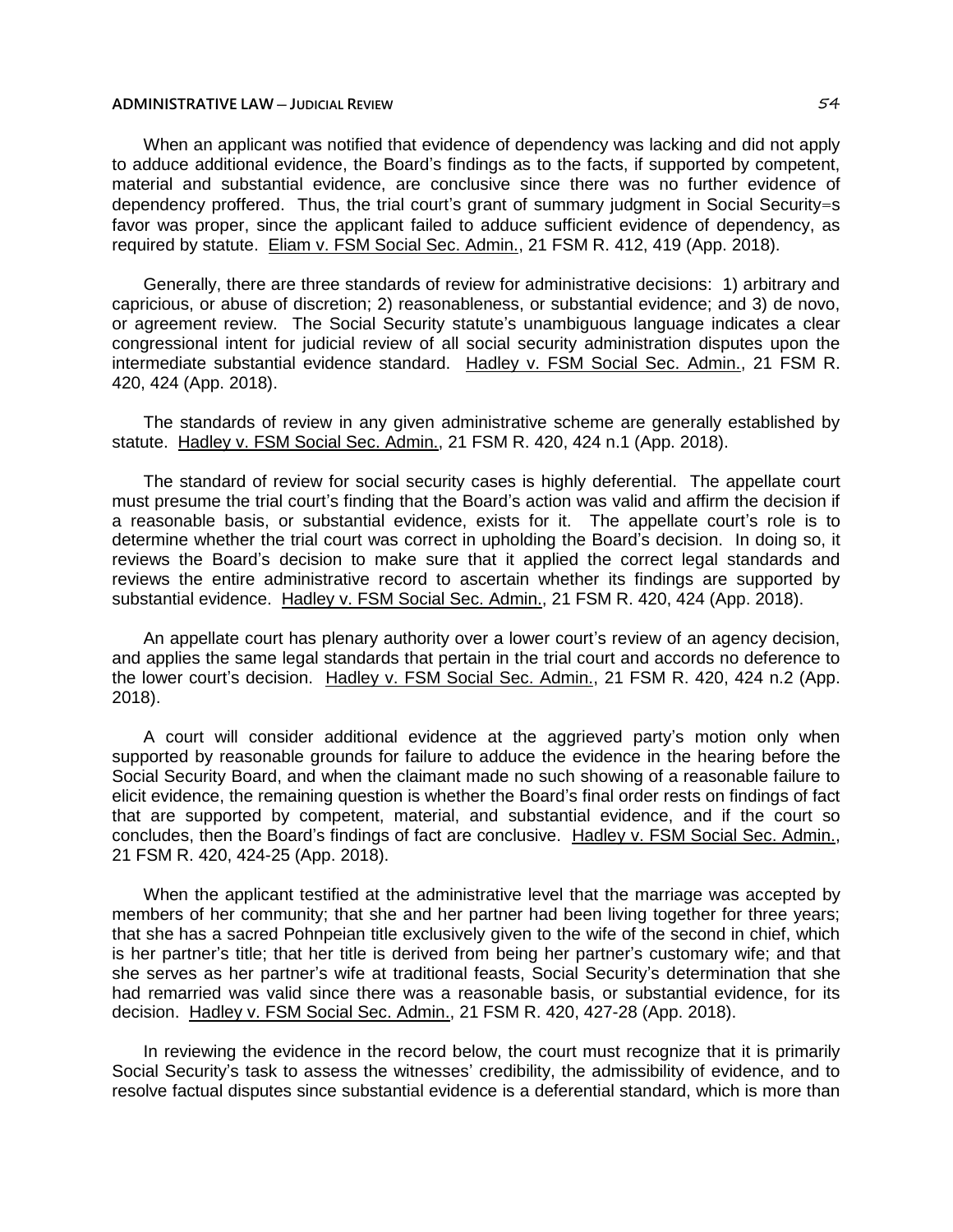When an applicant was notified that evidence of dependency was lacking and did not apply to adduce additional evidence, the Board's findings as to the facts, if supported by competent, material and substantial evidence, are conclusive since there was no further evidence of dependency proffered. Thus, the trial court's grant of summary judgment in Social Security=s favor was proper, since the applicant failed to adduce sufficient evidence of dependency, as required by statute. Eliam v. FSM Social Sec. Admin., 21 FSM R. 412, 419 (App. 2018).

Generally, there are three standards of review for administrative decisions: 1) arbitrary and capricious, or abuse of discretion; 2) reasonableness, or substantial evidence; and 3) de novo, or agreement review. The Social Security statute's unambiguous language indicates a clear congressional intent for judicial review of all social security administration disputes upon the intermediate substantial evidence standard. Hadley v. FSM Social Sec. Admin., 21 FSM R. 420, 424 (App. 2018).

The standards of review in any given administrative scheme are generally established by statute. Hadley v. FSM Social Sec. Admin., 21 FSM R. 420, 424 n.1 (App. 2018).

The standard of review for social security cases is highly deferential. The appellate court must presume the trial court's finding that the Board's action was valid and affirm the decision if a reasonable basis, or substantial evidence, exists for it. The appellate court's role is to determine whether the trial court was correct in upholding the Board's decision. In doing so, it reviews the Board's decision to make sure that it applied the correct legal standards and reviews the entire administrative record to ascertain whether its findings are supported by substantial evidence. Hadley v. FSM Social Sec. Admin., 21 FSM R. 420, 424 (App. 2018).

An appellate court has plenary authority over a lower court's review of an agency decision, and applies the same legal standards that pertain in the trial court and accords no deference to the lower court's decision. Hadley v. FSM Social Sec. Admin., 21 FSM R. 420, 424 n.2 (App. 2018).

A court will consider additional evidence at the aggrieved party's motion only when supported by reasonable grounds for failure to adduce the evidence in the hearing before the Social Security Board, and when the claimant made no such showing of a reasonable failure to elicit evidence, the remaining question is whether the Board's final order rests on findings of fact that are supported by competent, material, and substantial evidence, and if the court so concludes, then the Board's findings of fact are conclusive. Hadley v. FSM Social Sec. Admin., 21 FSM R. 420, 424-25 (App. 2018).

When the applicant testified at the administrative level that the marriage was accepted by members of her community; that she and her partner had been living together for three years; that she has a sacred Pohnpeian title exclusively given to the wife of the second in chief, which is her partner's title; that her title is derived from being her partner's customary wife; and that she serves as her partner's wife at traditional feasts, Social Security's determination that she had remarried was valid since there was a reasonable basis, or substantial evidence, for its decision. Hadley v. FSM Social Sec. Admin., 21 FSM R. 420, 427-28 (App. 2018).

In reviewing the evidence in the record below, the court must recognize that it is primarily Social Security's task to assess the witnesses' credibility, the admissibility of evidence, and to resolve factual disputes since substantial evidence is a deferential standard, which is more than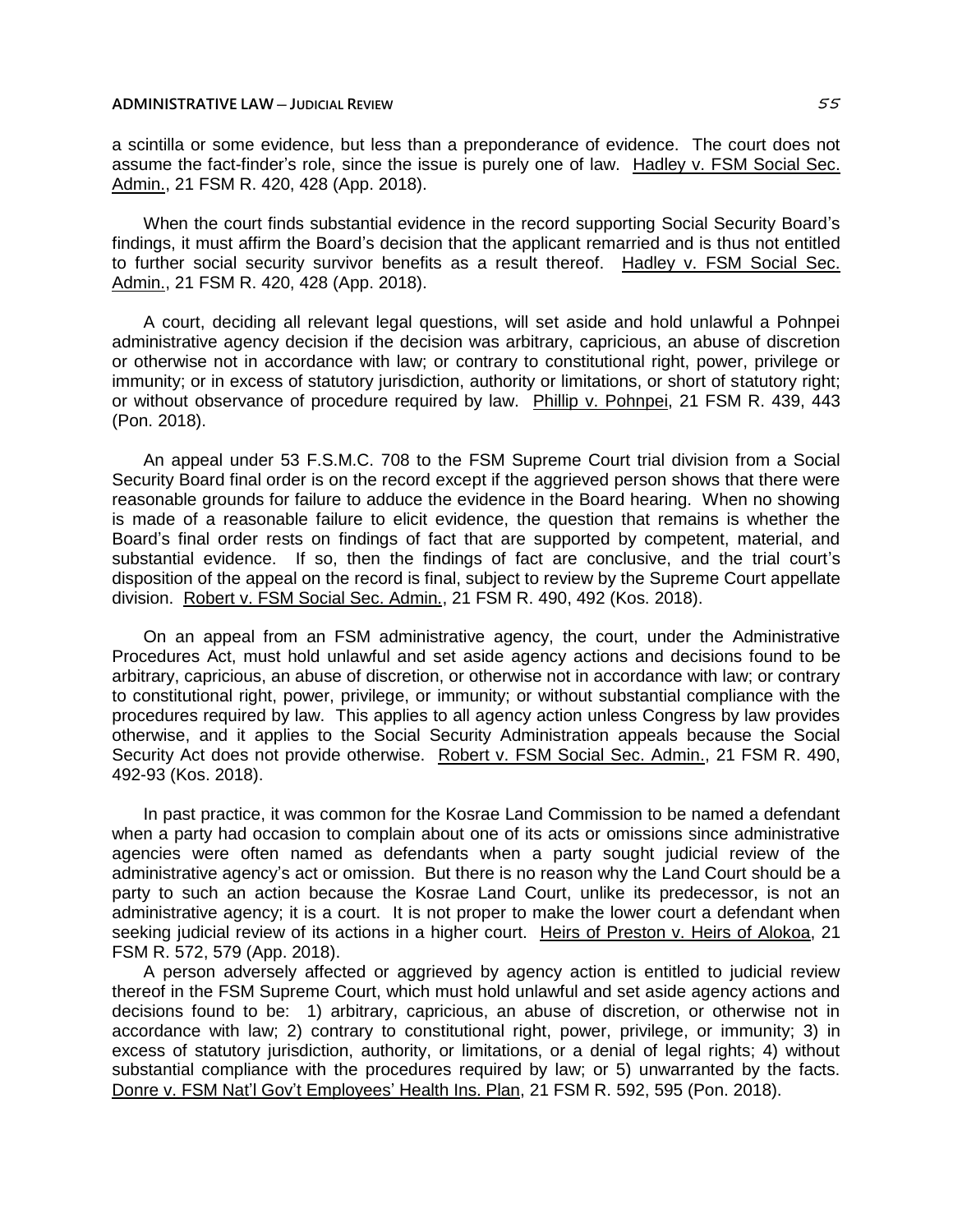a scintilla or some evidence, but less than a preponderance of evidence. The court does not assume the fact-finder's role, since the issue is purely one of law. Hadley v. FSM Social Sec. Admin., 21 FSM R. 420, 428 (App. 2018).

When the court finds substantial evidence in the record supporting Social Security Board's findings, it must affirm the Board's decision that the applicant remarried and is thus not entitled to further social security survivor benefits as a result thereof. Hadley v. FSM Social Sec. Admin., 21 FSM R. 420, 428 (App. 2018).

A court, deciding all relevant legal questions, will set aside and hold unlawful a Pohnpei administrative agency decision if the decision was arbitrary, capricious, an abuse of discretion or otherwise not in accordance with law; or contrary to constitutional right, power, privilege or immunity; or in excess of statutory jurisdiction, authority or limitations, or short of statutory right; or without observance of procedure required by law. Phillip v. Pohnpei, 21 FSM R. 439, 443 (Pon. 2018).

An appeal under 53 F.S.M.C. 708 to the FSM Supreme Court trial division from a Social Security Board final order is on the record except if the aggrieved person shows that there were reasonable grounds for failure to adduce the evidence in the Board hearing. When no showing is made of a reasonable failure to elicit evidence, the question that remains is whether the Board's final order rests on findings of fact that are supported by competent, material, and substantial evidence. If so, then the findings of fact are conclusive, and the trial court's disposition of the appeal on the record is final, subject to review by the Supreme Court appellate division. Robert v. FSM Social Sec. Admin., 21 FSM R. 490, 492 (Kos. 2018).

On an appeal from an FSM administrative agency, the court, under the Administrative Procedures Act, must hold unlawful and set aside agency actions and decisions found to be arbitrary, capricious, an abuse of discretion, or otherwise not in accordance with law; or contrary to constitutional right, power, privilege, or immunity; or without substantial compliance with the procedures required by law. This applies to all agency action unless Congress by law provides otherwise, and it applies to the Social Security Administration appeals because the Social Security Act does not provide otherwise. Robert v. FSM Social Sec. Admin., 21 FSM R. 490, 492-93 (Kos. 2018).

In past practice, it was common for the Kosrae Land Commission to be named a defendant when a party had occasion to complain about one of its acts or omissions since administrative agencies were often named as defendants when a party sought judicial review of the administrative agency's act or omission. But there is no reason why the Land Court should be a party to such an action because the Kosrae Land Court, unlike its predecessor, is not an administrative agency; it is a court. It is not proper to make the lower court a defendant when seeking judicial review of its actions in a higher court. Heirs of Preston v. Heirs of Alokoa, 21 FSM R. 572, 579 (App. 2018).

A person adversely affected or aggrieved by agency action is entitled to judicial review thereof in the FSM Supreme Court, which must hold unlawful and set aside agency actions and decisions found to be: 1) arbitrary, capricious, an abuse of discretion, or otherwise not in accordance with law; 2) contrary to constitutional right, power, privilege, or immunity; 3) in excess of statutory jurisdiction, authority, or limitations, or a denial of legal rights; 4) without substantial compliance with the procedures required by law; or 5) unwarranted by the facts. Donre v. FSM Nat'l Gov't Employees' Health Ins. Plan, 21 FSM R. 592, 595 (Pon. 2018).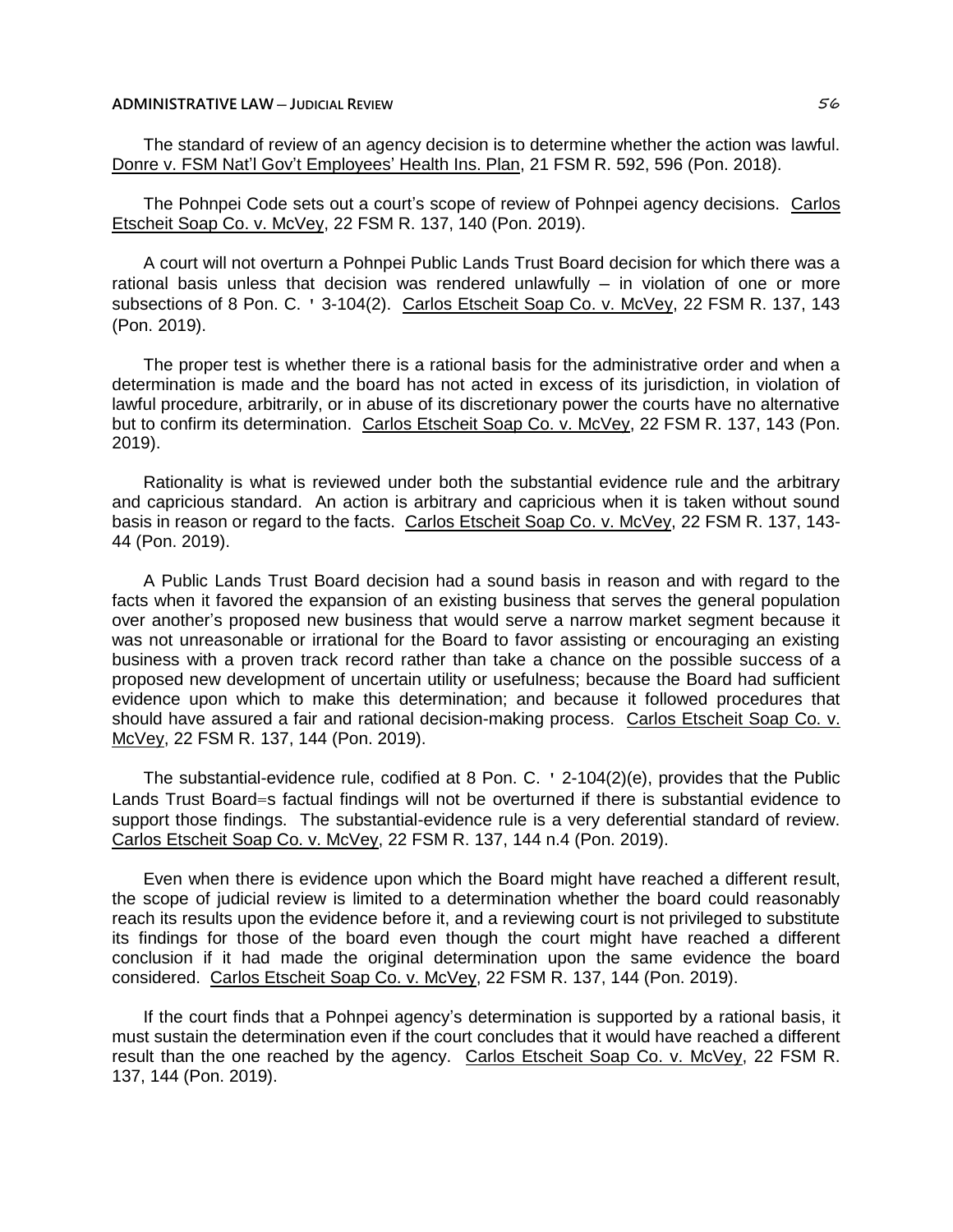The standard of review of an agency decision is to determine whether the action was lawful. Donre v. FSM Nat'l Gov't Employees' Health Ins. Plan, 21 FSM R. 592, 596 (Pon. 2018).

The Pohnpei Code sets out a court's scope of review of Pohnpei agency decisions. Carlos Etscheit Soap Co. v. McVey, 22 FSM R. 137, 140 (Pon. 2019).

A court will not overturn a Pohnpei Public Lands Trust Board decision for which there was a rational basis unless that decision was rendered unlawfully – in violation of one or more subsections of 8 Pon. C. ' 3-104(2). Carlos Etscheit Soap Co. v. McVey, 22 FSM R. 137, 143 (Pon. 2019).

The proper test is whether there is a rational basis for the administrative order and when a determination is made and the board has not acted in excess of its jurisdiction, in violation of lawful procedure, arbitrarily, or in abuse of its discretionary power the courts have no alternative but to confirm its determination. Carlos Etscheit Soap Co. v. McVey, 22 FSM R. 137, 143 (Pon. 2019).

Rationality is what is reviewed under both the substantial evidence rule and the arbitrary and capricious standard. An action is arbitrary and capricious when it is taken without sound basis in reason or regard to the facts. Carlos Etscheit Soap Co. v. McVey, 22 FSM R. 137, 143-44 (Pon. 2019).

A Public Lands Trust Board decision had a sound basis in reason and with regard to the facts when it favored the expansion of an existing business that serves the general population over another's proposed new business that would serve a narrow market segment because it was not unreasonable or irrational for the Board to favor assisting or encouraging an existing business with a proven track record rather than take a chance on the possible success of a proposed new development of uncertain utility or usefulness; because the Board had sufficient evidence upon which to make this determination; and because it followed procedures that should have assured a fair and rational decision-making process. Carlos Etscheit Soap Co. v. McVey, 22 FSM R. 137, 144 (Pon. 2019).

The substantial-evidence rule, codified at 8 Pon. C. ' 2-104(2)(e), provides that the Public Lands Trust Board=s factual findings will not be overturned if there is substantial evidence to support those findings. The substantial-evidence rule is a very deferential standard of review. Carlos Etscheit Soap Co. v. McVey, 22 FSM R. 137, 144 n.4 (Pon. 2019).

Even when there is evidence upon which the Board might have reached a different result, the scope of judicial review is limited to a determination whether the board could reasonably reach its results upon the evidence before it, and a reviewing court is not privileged to substitute its findings for those of the board even though the court might have reached a different conclusion if it had made the original determination upon the same evidence the board considered. Carlos Etscheit Soap Co. v. McVey, 22 FSM R. 137, 144 (Pon. 2019).

If the court finds that a Pohnpei agency's determination is supported by a rational basis, it must sustain the determination even if the court concludes that it would have reached a different result than the one reached by the agency. Carlos Etscheit Soap Co. v. McVey, 22 FSM R. 137, 144 (Pon. 2019).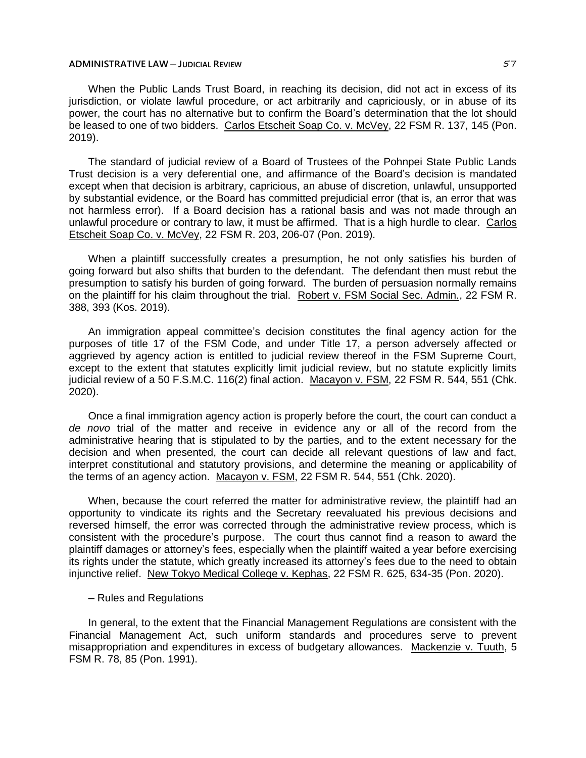When the Public Lands Trust Board, in reaching its decision, did not act in excess of its jurisdiction, or violate lawful procedure, or act arbitrarily and capriciously, or in abuse of its power, the court has no alternative but to confirm the Board's determination that the lot should be leased to one of two bidders. Carlos Etscheit Soap Co. v. McVey, 22 FSM R. 137, 145 (Pon. 2019).

The standard of judicial review of a Board of Trustees of the Pohnpei State Public Lands Trust decision is a very deferential one, and affirmance of the Board's decision is mandated except when that decision is arbitrary, capricious, an abuse of discretion, unlawful, unsupported by substantial evidence, or the Board has committed prejudicial error (that is, an error that was not harmless error). If a Board decision has a rational basis and was not made through an unlawful procedure or contrary to law, it must be affirmed. That is a high hurdle to clear. Carlos Etscheit Soap Co. v. McVey, 22 FSM R. 203, 206-07 (Pon. 2019).

When a plaintiff successfully creates a presumption, he not only satisfies his burden of going forward but also shifts that burden to the defendant. The defendant then must rebut the presumption to satisfy his burden of going forward. The burden of persuasion normally remains on the plaintiff for his claim throughout the trial. Robert v. FSM Social Sec. Admin., 22 FSM R. 388, 393 (Kos. 2019).

An immigration appeal committee's decision constitutes the final agency action for the purposes of title 17 of the FSM Code, and under Title 17, a person adversely affected or aggrieved by agency action is entitled to judicial review thereof in the FSM Supreme Court, except to the extent that statutes explicitly limit judicial review, but no statute explicitly limits judicial review of a 50 F.S.M.C. 116(2) final action. Macayon v. FSM, 22 FSM R. 544, 551 (Chk. 2020).

Once a final immigration agency action is properly before the court, the court can conduct a *de novo* trial of the matter and receive in evidence any or all of the record from the administrative hearing that is stipulated to by the parties, and to the extent necessary for the decision and when presented, the court can decide all relevant questions of law and fact, interpret constitutional and statutory provisions, and determine the meaning or applicability of the terms of an agency action. Macayon v. FSM, 22 FSM R. 544, 551 (Chk. 2020).

When, because the court referred the matter for administrative review, the plaintiff had an opportunity to vindicate its rights and the Secretary reevaluated his previous decisions and reversed himself, the error was corrected through the administrative review process, which is consistent with the procedure's purpose. The court thus cannot find a reason to award the plaintiff damages or attorney's fees, especially when the plaintiff waited a year before exercising its rights under the statute, which greatly increased its attorney's fees due to the need to obtain injunctive relief. New Tokyo Medical College v. Kephas, 22 FSM R. 625, 634-35 (Pon. 2020).

– Rules and Regulations

In general, to the extent that the Financial Management Regulations are consistent with the Financial Management Act, such uniform standards and procedures serve to prevent misappropriation and expenditures in excess of budgetary allowances. Mackenzie v. Tuuth, 5 FSM R. 78, 85 (Pon. 1991).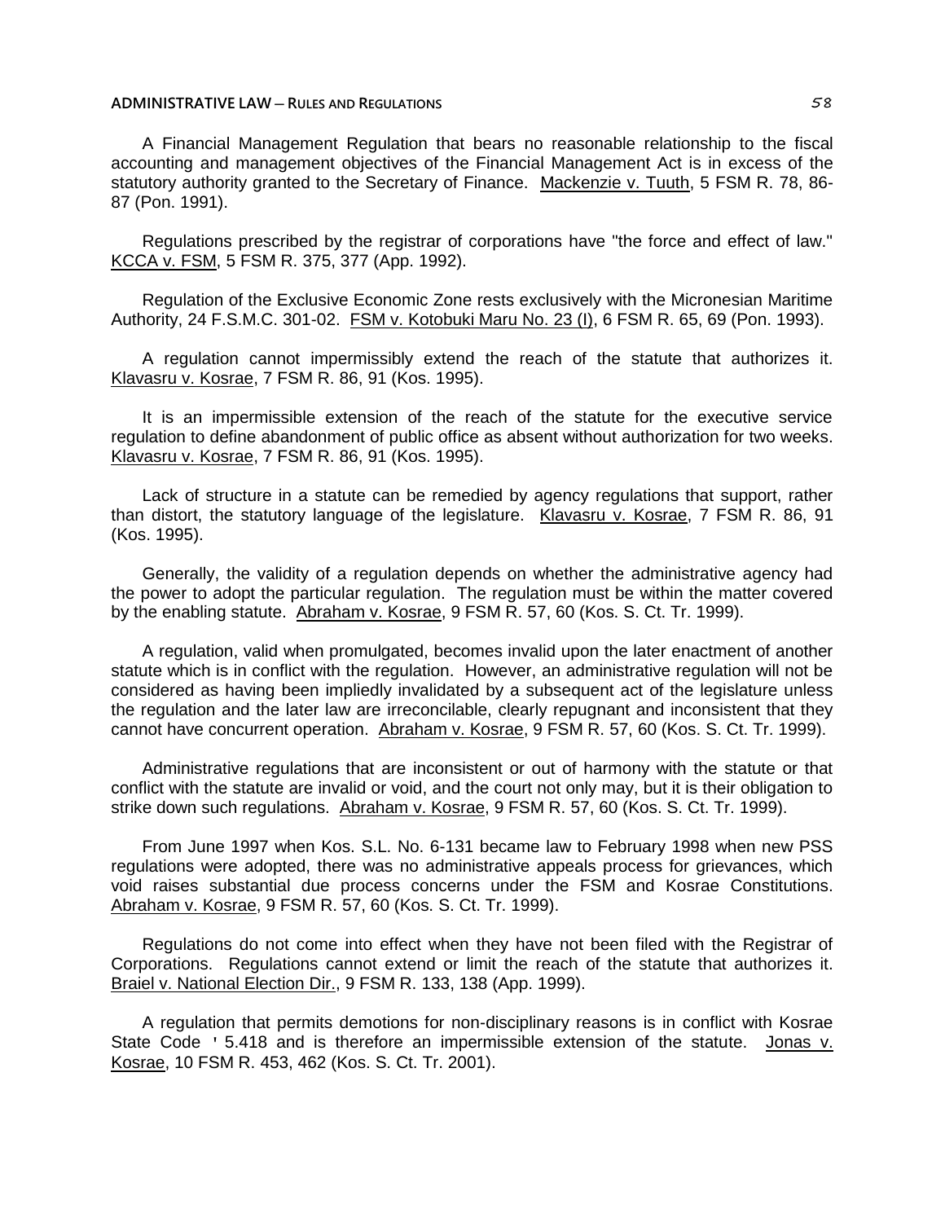A Financial Management Regulation that bears no reasonable relationship to the fiscal accounting and management objectives of the Financial Management Act is in excess of the statutory authority granted to the Secretary of Finance. Mackenzie v. Tuuth, 5 FSM R. 78, 86-87 (Pon. 1991).

Regulations prescribed by the registrar of corporations have "the force and effect of law." KCCA v. FSM, 5 FSM R. 375, 377 (App. 1992).

Regulation of the Exclusive Economic Zone rests exclusively with the Micronesian Maritime Authority, 24 F.S.M.C. 301-02. FSM v. Kotobuki Maru No. 23 (I), 6 FSM R. 65, 69 (Pon. 1993).

A regulation cannot impermissibly extend the reach of the statute that authorizes it. Klavasru v. Kosrae, 7 FSM R. 86, 91 (Kos. 1995).

It is an impermissible extension of the reach of the statute for the executive service regulation to define abandonment of public office as absent without authorization for two weeks. Klavasru v. Kosrae, 7 FSM R. 86, 91 (Kos. 1995).

Lack of structure in a statute can be remedied by agency regulations that support, rather than distort, the statutory language of the legislature. Klavasru v. Kosrae, 7 FSM R. 86, 91 (Kos. 1995).

Generally, the validity of a regulation depends on whether the administrative agency had the power to adopt the particular regulation. The regulation must be within the matter covered by the enabling statute. Abraham v. Kosrae, 9 FSM R. 57, 60 (Kos. S. Ct. Tr. 1999).

A regulation, valid when promulgated, becomes invalid upon the later enactment of another statute which is in conflict with the regulation. However, an administrative regulation will not be considered as having been impliedly invalidated by a subsequent act of the legislature unless the regulation and the later law are irreconcilable, clearly repugnant and inconsistent that they cannot have concurrent operation. Abraham v. Kosrae, 9 FSM R. 57, 60 (Kos. S. Ct. Tr. 1999).

Administrative regulations that are inconsistent or out of harmony with the statute or that conflict with the statute are invalid or void, and the court not only may, but it is their obligation to strike down such regulations. Abraham v. Kosrae, 9 FSM R. 57, 60 (Kos. S. Ct. Tr. 1999).

From June 1997 when Kos. S.L. No. 6-131 became law to February 1998 when new PSS regulations were adopted, there was no administrative appeals process for grievances, which void raises substantial due process concerns under the FSM and Kosrae Constitutions. Abraham v. Kosrae, 9 FSM R. 57, 60 (Kos. S. Ct. Tr. 1999).

Regulations do not come into effect when they have not been filed with the Registrar of Corporations. Regulations cannot extend or limit the reach of the statute that authorizes it. Braiel v. National Election Dir., 9 FSM R. 133, 138 (App. 1999).

A regulation that permits demotions for non-disciplinary reasons is in conflict with Kosrae State Code ' 5.418 and is therefore an impermissible extension of the statute. Jonas v. Kosrae, 10 FSM R. 453, 462 (Kos. S. Ct. Tr. 2001).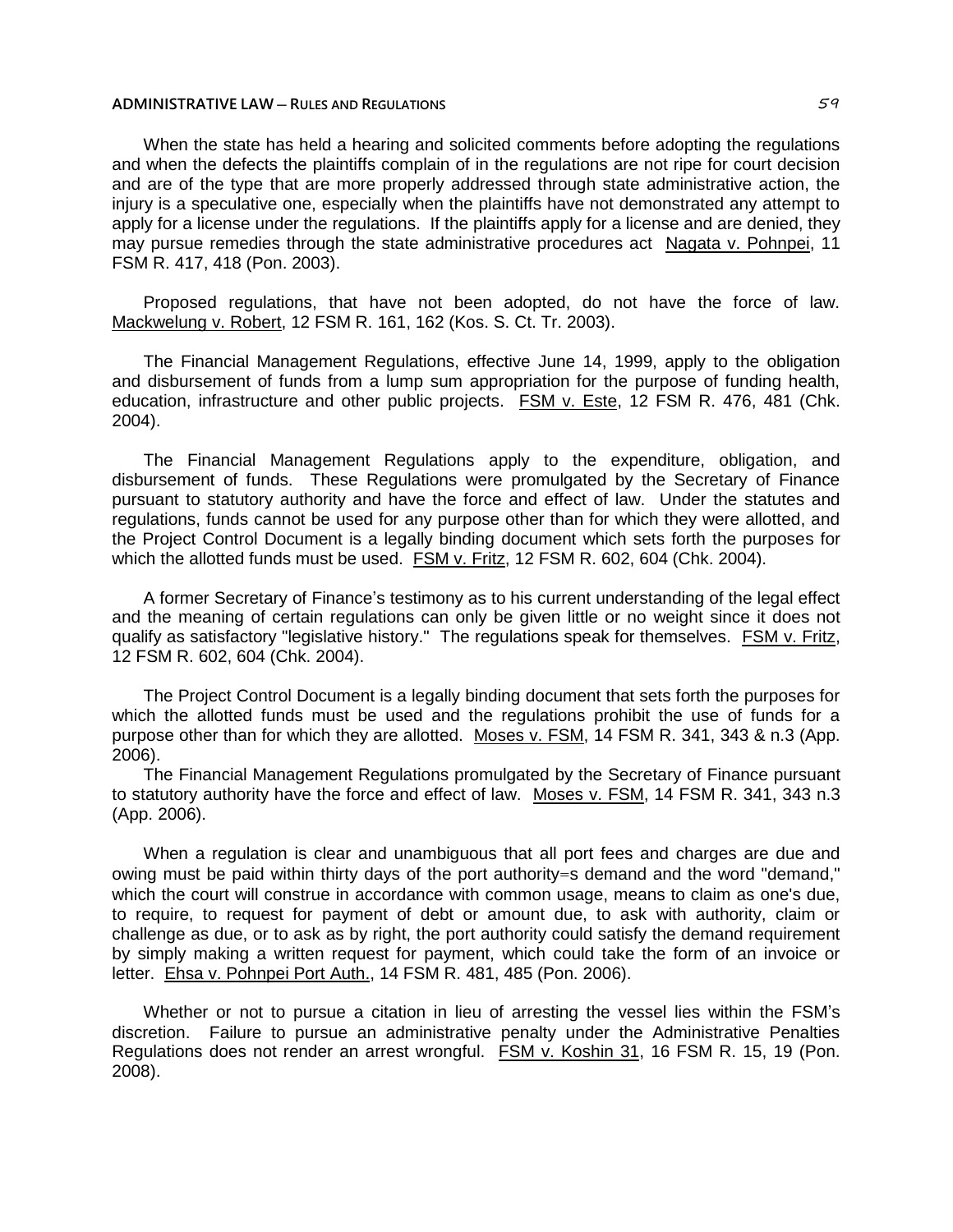When the state has held a hearing and solicited comments before adopting the regulations and when the defects the plaintiffs complain of in the regulations are not ripe for court decision and are of the type that are more properly addressed through state administrative action, the injury is a speculative one, especially when the plaintiffs have not demonstrated any attempt to apply for a license under the regulations. If the plaintiffs apply for a license and are denied, they may pursue remedies through the state administrative procedures act Nagata v. Pohnpei, 11 FSM R. 417, 418 (Pon. 2003).

Proposed regulations, that have not been adopted, do not have the force of law. Mackwelung v. Robert, 12 FSM R. 161, 162 (Kos. S. Ct. Tr. 2003).

The Financial Management Regulations, effective June 14, 1999, apply to the obligation and disbursement of funds from a lump sum appropriation for the purpose of funding health, education, infrastructure and other public projects. FSM v. Este, 12 FSM R. 476, 481 (Chk. 2004).

The Financial Management Regulations apply to the expenditure, obligation, and disbursement of funds. These Regulations were promulgated by the Secretary of Finance pursuant to statutory authority and have the force and effect of law. Under the statutes and regulations, funds cannot be used for any purpose other than for which they were allotted, and the Project Control Document is a legally binding document which sets forth the purposes for which the allotted funds must be used. FSM v. Fritz, 12 FSM R. 602, 604 (Chk. 2004).

A former Secretary of Finance's testimony as to his current understanding of the legal effect and the meaning of certain regulations can only be given little or no weight since it does not qualify as satisfactory "legislative history." The regulations speak for themselves. FSM v. Fritz, 12 FSM R. 602, 604 (Chk. 2004).

The Project Control Document is a legally binding document that sets forth the purposes for which the allotted funds must be used and the regulations prohibit the use of funds for a purpose other than for which they are allotted. Moses v. FSM, 14 FSM R. 341, 343 & n.3 (App. 2006).

The Financial Management Regulations promulgated by the Secretary of Finance pursuant to statutory authority have the force and effect of law. Moses v. FSM, 14 FSM R. 341, 343 n.3 (App. 2006).

When a regulation is clear and unambiguous that all port fees and charges are due and owing must be paid within thirty days of the port authority=s demand and the word "demand," which the court will construe in accordance with common usage, means to claim as one's due, to require, to request for payment of debt or amount due, to ask with authority, claim or challenge as due, or to ask as by right, the port authority could satisfy the demand requirement by simply making a written request for payment, which could take the form of an invoice or letter. Ehsa v. Pohnpei Port Auth., 14 FSM R. 481, 485 (Pon. 2006).

Whether or not to pursue a citation in lieu of arresting the vessel lies within the FSM's discretion. Failure to pursue an administrative penalty under the Administrative Penalties Regulations does not render an arrest wrongful. FSM v. Koshin 31, 16 FSM R. 15, 19 (Pon. 2008).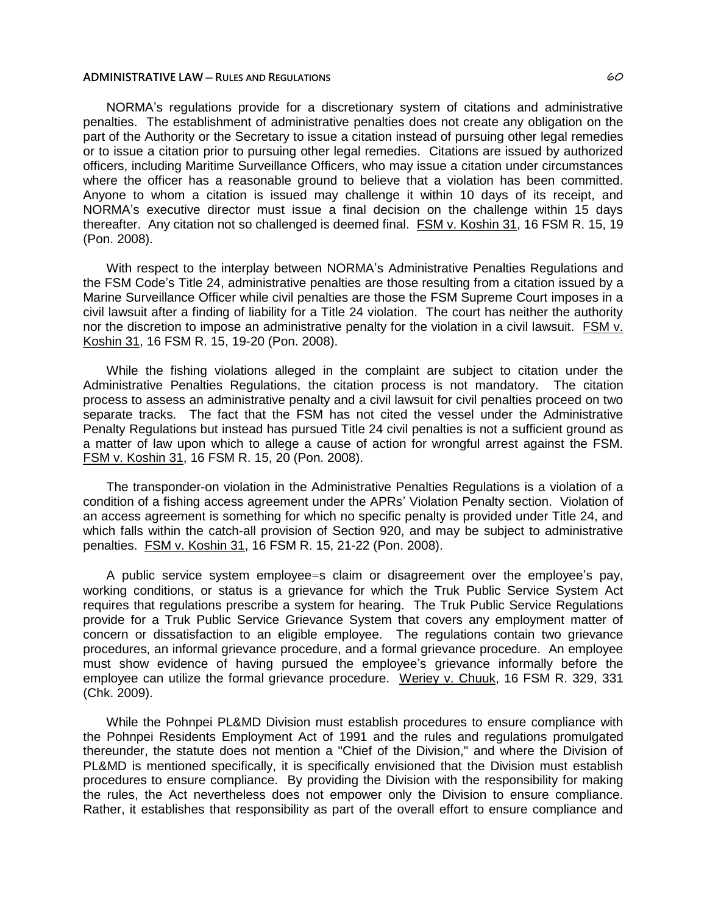NORMA's regulations provide for a discretionary system of citations and administrative penalties. The establishment of administrative penalties does not create any obligation on the part of the Authority or the Secretary to issue a citation instead of pursuing other legal remedies or to issue a citation prior to pursuing other legal remedies. Citations are issued by authorized officers, including Maritime Surveillance Officers, who may issue a citation under circumstances where the officer has a reasonable ground to believe that a violation has been committed. Anyone to whom a citation is issued may challenge it within 10 days of its receipt, and NORMA's executive director must issue a final decision on the challenge within 15 days thereafter. Any citation not so challenged is deemed final. FSM v. Koshin 31, 16 FSM R. 15, 19 (Pon. 2008).

With respect to the interplay between NORMA's Administrative Penalties Regulations and the FSM Code's Title 24, administrative penalties are those resulting from a citation issued by a Marine Surveillance Officer while civil penalties are those the FSM Supreme Court imposes in a civil lawsuit after a finding of liability for a Title 24 violation. The court has neither the authority nor the discretion to impose an administrative penalty for the violation in a civil lawsuit. FSM v. Koshin 31, 16 FSM R. 15, 19-20 (Pon. 2008).

While the fishing violations alleged in the complaint are subject to citation under the Administrative Penalties Regulations, the citation process is not mandatory. The citation process to assess an administrative penalty and a civil lawsuit for civil penalties proceed on two separate tracks. The fact that the FSM has not cited the vessel under the Administrative Penalty Regulations but instead has pursued Title 24 civil penalties is not a sufficient ground as a matter of law upon which to allege a cause of action for wrongful arrest against the FSM. FSM v. Koshin 31, 16 FSM R. 15, 20 (Pon. 2008).

The transponder-on violation in the Administrative Penalties Regulations is a violation of a condition of a fishing access agreement under the APRs' Violation Penalty section. Violation of an access agreement is something for which no specific penalty is provided under Title 24, and which falls within the catch-all provision of Section 920, and may be subject to administrative penalties. FSM v. Koshin 31, 16 FSM R. 15, 21-22 (Pon. 2008).

A public service system employee=s claim or disagreement over the employee's pay, working conditions, or status is a grievance for which the Truk Public Service System Act requires that regulations prescribe a system for hearing. The Truk Public Service Regulations provide for a Truk Public Service Grievance System that covers any employment matter of concern or dissatisfaction to an eligible employee. The regulations contain two grievance procedures, an informal grievance procedure, and a formal grievance procedure. An employee must show evidence of having pursued the employee's grievance informally before the employee can utilize the formal grievance procedure. Weriey v. Chuuk, 16 FSM R. 329, 331 (Chk. 2009).

While the Pohnpei PL&MD Division must establish procedures to ensure compliance with the Pohnpei Residents Employment Act of 1991 and the rules and regulations promulgated thereunder, the statute does not mention a "Chief of the Division," and where the Division of PL&MD is mentioned specifically, it is specifically envisioned that the Division must establish procedures to ensure compliance. By providing the Division with the responsibility for making the rules, the Act nevertheless does not empower only the Division to ensure compliance. Rather, it establishes that responsibility as part of the overall effort to ensure compliance and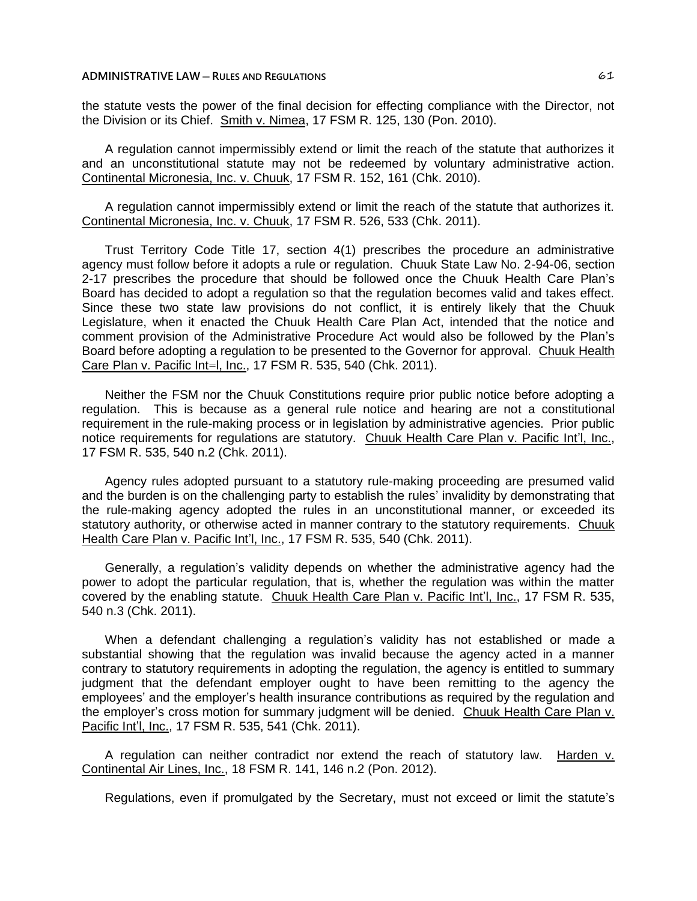the statute vests the power of the final decision for effecting compliance with the Director, not the Division or its Chief. Smith v. Nimea, 17 FSM R. 125, 130 (Pon. 2010).

A regulation cannot impermissibly extend or limit the reach of the statute that authorizes it and an unconstitutional statute may not be redeemed by voluntary administrative action. Continental Micronesia, Inc. v. Chuuk, 17 FSM R. 152, 161 (Chk. 2010).

A regulation cannot impermissibly extend or limit the reach of the statute that authorizes it. Continental Micronesia, Inc. v. Chuuk, 17 FSM R. 526, 533 (Chk. 2011).

Trust Territory Code Title 17, section 4(1) prescribes the procedure an administrative agency must follow before it adopts a rule or regulation. Chuuk State Law No. 2-94-06, section 2-17 prescribes the procedure that should be followed once the Chuuk Health Care Plan's Board has decided to adopt a regulation so that the regulation becomes valid and takes effect. Since these two state law provisions do not conflict, it is entirely likely that the Chuuk Legislature, when it enacted the Chuuk Health Care Plan Act, intended that the notice and comment provision of the Administrative Procedure Act would also be followed by the Plan's Board before adopting a regulation to be presented to the Governor for approval. Chuuk Health Care Plan v. Pacific Int=l, Inc., 17 FSM R. 535, 540 (Chk. 2011).

Neither the FSM nor the Chuuk Constitutions require prior public notice before adopting a regulation. This is because as a general rule notice and hearing are not a constitutional requirement in the rule-making process or in legislation by administrative agencies. Prior public notice requirements for regulations are statutory. Chuuk Health Care Plan v. Pacific Int'l, Inc., 17 FSM R. 535, 540 n.2 (Chk. 2011).

Agency rules adopted pursuant to a statutory rule-making proceeding are presumed valid and the burden is on the challenging party to establish the rules' invalidity by demonstrating that the rule-making agency adopted the rules in an unconstitutional manner, or exceeded its statutory authority, or otherwise acted in manner contrary to the statutory requirements. Chuuk Health Care Plan v. Pacific Int'l, Inc., 17 FSM R. 535, 540 (Chk. 2011).

Generally, a regulation's validity depends on whether the administrative agency had the power to adopt the particular regulation, that is, whether the regulation was within the matter covered by the enabling statute. Chuuk Health Care Plan v. Pacific Int'l, Inc., 17 FSM R. 535, 540 n.3 (Chk. 2011).

When a defendant challenging a regulation's validity has not established or made a substantial showing that the regulation was invalid because the agency acted in a manner contrary to statutory requirements in adopting the regulation, the agency is entitled to summary judgment that the defendant employer ought to have been remitting to the agency the employees' and the employer's health insurance contributions as required by the regulation and the employer's cross motion for summary judgment will be denied. Chuuk Health Care Plan v. Pacific Int'l, Inc., 17 FSM R. 535, 541 (Chk. 2011).

A regulation can neither contradict nor extend the reach of statutory law. Harden v. Continental Air Lines, Inc., 18 FSM R. 141, 146 n.2 (Pon. 2012).

Regulations, even if promulgated by the Secretary, must not exceed or limit the statute's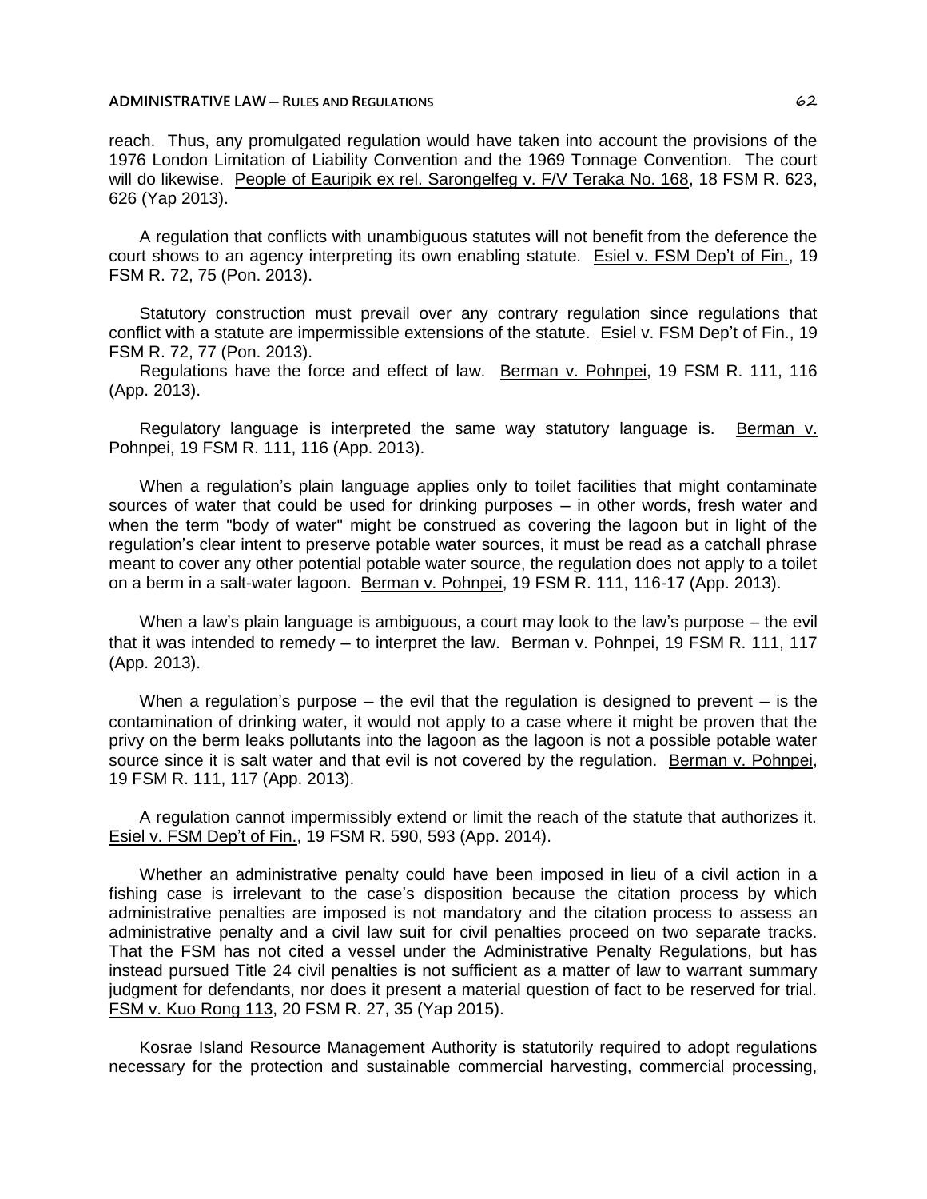reach. Thus, any promulgated regulation would have taken into account the provisions of the 1976 London Limitation of Liability Convention and the 1969 Tonnage Convention. The court will do likewise. People of Eauripik ex rel. Sarongelfeg v. F/V Teraka No. 168, 18 FSM R. 623, 626 (Yap 2013).

A regulation that conflicts with unambiguous statutes will not benefit from the deference the court shows to an agency interpreting its own enabling statute. Esiel v. FSM Dep't of Fin., 19 FSM R. 72, 75 (Pon. 2013).

Statutory construction must prevail over any contrary regulation since regulations that conflict with a statute are impermissible extensions of the statute. Esiel v. FSM Dep't of Fin., 19 FSM R. 72, 77 (Pon. 2013).

Regulations have the force and effect of law. Berman v. Pohnpei, 19 FSM R. 111, 116 (App. 2013).

Regulatory language is interpreted the same way statutory language is. Berman v. Pohnpei, 19 FSM R. 111, 116 (App. 2013).

When a regulation's plain language applies only to toilet facilities that might contaminate sources of water that could be used for drinking purposes – in other words, fresh water and when the term "body of water" might be construed as covering the lagoon but in light of the regulation's clear intent to preserve potable water sources, it must be read as a catchall phrase meant to cover any other potential potable water source, the regulation does not apply to a toilet on a berm in a salt-water lagoon. Berman v. Pohnpei, 19 FSM R. 111, 116-17 (App. 2013).

When a law's plain language is ambiguous, a court may look to the law's purpose – the evil that it was intended to remedy – to interpret the law. Berman v. Pohnpei, 19 FSM R. 111, 117 (App. 2013).

When a regulation's purpose – the evil that the regulation is designed to prevent – is the contamination of drinking water, it would not apply to a case where it might be proven that the privy on the berm leaks pollutants into the lagoon as the lagoon is not a possible potable water source since it is salt water and that evil is not covered by the regulation. Berman v. Pohnpei, 19 FSM R. 111, 117 (App. 2013).

A regulation cannot impermissibly extend or limit the reach of the statute that authorizes it. Esiel v. FSM Dep't of Fin., 19 FSM R. 590, 593 (App. 2014).

Whether an administrative penalty could have been imposed in lieu of a civil action in a fishing case is irrelevant to the case's disposition because the citation process by which administrative penalties are imposed is not mandatory and the citation process to assess an administrative penalty and a civil law suit for civil penalties proceed on two separate tracks. That the FSM has not cited a vessel under the Administrative Penalty Regulations, but has instead pursued Title 24 civil penalties is not sufficient as a matter of law to warrant summary judgment for defendants, nor does it present a material question of fact to be reserved for trial. FSM v. Kuo Rong 113, 20 FSM R. 27, 35 (Yap 2015).

Kosrae Island Resource Management Authority is statutorily required to adopt regulations necessary for the protection and sustainable commercial harvesting, commercial processing,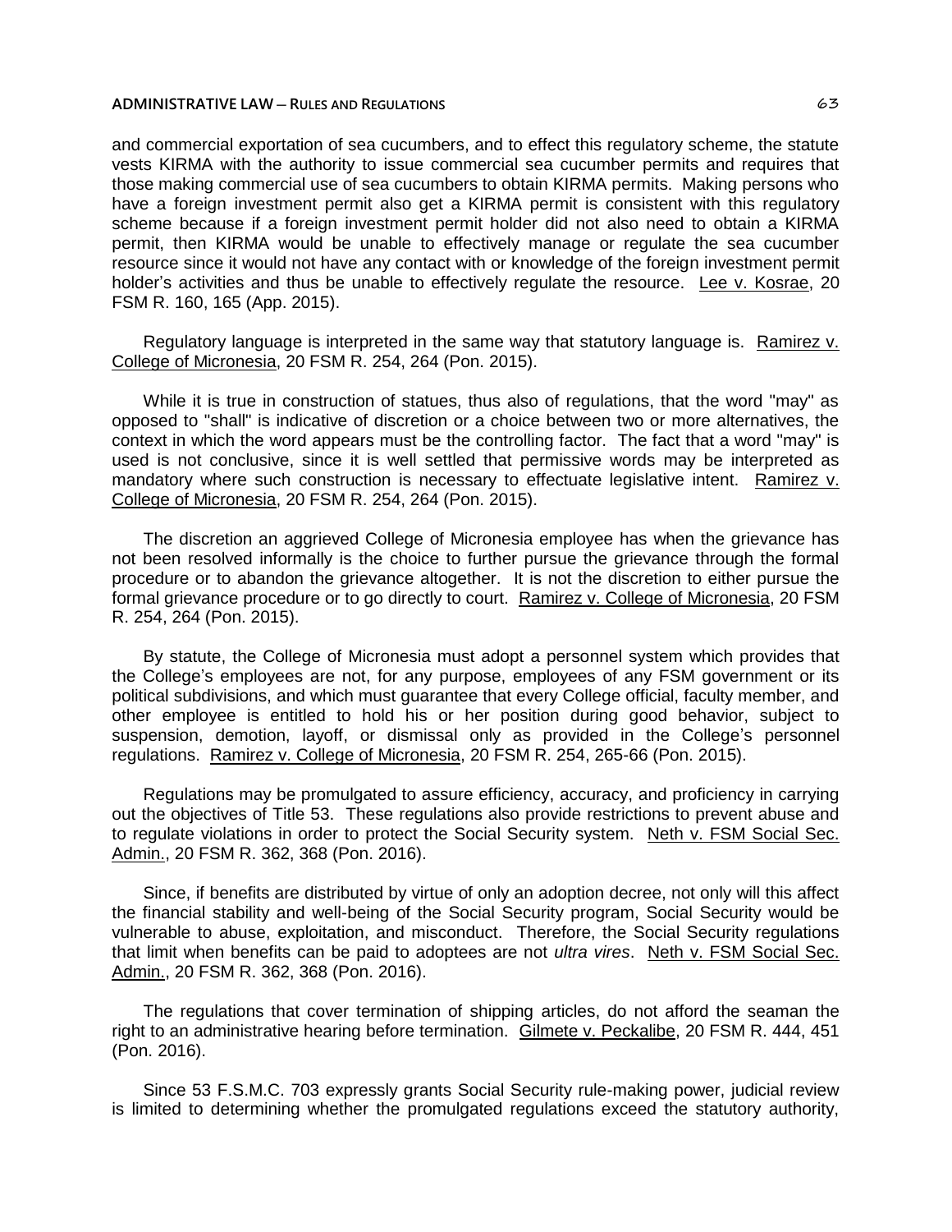and commercial exportation of sea cucumbers, and to effect this regulatory scheme, the statute vests KIRMA with the authority to issue commercial sea cucumber permits and requires that those making commercial use of sea cucumbers to obtain KIRMA permits. Making persons who have a foreign investment permit also get a KIRMA permit is consistent with this regulatory scheme because if a foreign investment permit holder did not also need to obtain a KIRMA permit, then KIRMA would be unable to effectively manage or regulate the sea cucumber resource since it would not have any contact with or knowledge of the foreign investment permit holder's activities and thus be unable to effectively regulate the resource. Lee v. Kosrae, 20 FSM R. 160, 165 (App. 2015).

Regulatory language is interpreted in the same way that statutory language is. Ramirez v. College of Micronesia, 20 FSM R. 254, 264 (Pon. 2015).

While it is true in construction of statues, thus also of regulations, that the word "may" as opposed to "shall" is indicative of discretion or a choice between two or more alternatives, the context in which the word appears must be the controlling factor. The fact that a word "may" is used is not conclusive, since it is well settled that permissive words may be interpreted as mandatory where such construction is necessary to effectuate legislative intent. Ramirez v. College of Micronesia, 20 FSM R. 254, 264 (Pon. 2015).

The discretion an aggrieved College of Micronesia employee has when the grievance has not been resolved informally is the choice to further pursue the grievance through the formal procedure or to abandon the grievance altogether. It is not the discretion to either pursue the formal grievance procedure or to go directly to court. Ramirez v. College of Micronesia, 20 FSM R. 254, 264 (Pon. 2015).

By statute, the College of Micronesia must adopt a personnel system which provides that the College's employees are not, for any purpose, employees of any FSM government or its political subdivisions, and which must guarantee that every College official, faculty member, and other employee is entitled to hold his or her position during good behavior, subject to suspension, demotion, layoff, or dismissal only as provided in the College's personnel regulations. Ramirez v. College of Micronesia, 20 FSM R. 254, 265-66 (Pon. 2015).

Regulations may be promulgated to assure efficiency, accuracy, and proficiency in carrying out the objectives of Title 53. These regulations also provide restrictions to prevent abuse and to regulate violations in order to protect the Social Security system. Neth v. FSM Social Sec. Admin., 20 FSM R. 362, 368 (Pon. 2016).

Since, if benefits are distributed by virtue of only an adoption decree, not only will this affect the financial stability and well-being of the Social Security program, Social Security would be vulnerable to abuse, exploitation, and misconduct. Therefore, the Social Security regulations that limit when benefits can be paid to adoptees are not *ultra vires*. Neth v. FSM Social Sec. Admin., 20 FSM R. 362, 368 (Pon. 2016).

The regulations that cover termination of shipping articles, do not afford the seaman the right to an administrative hearing before termination. Gilmete v. Peckalibe, 20 FSM R. 444, 451 (Pon. 2016).

Since 53 F.S.M.C. 703 expressly grants Social Security rule-making power, judicial review is limited to determining whether the promulgated regulations exceed the statutory authority,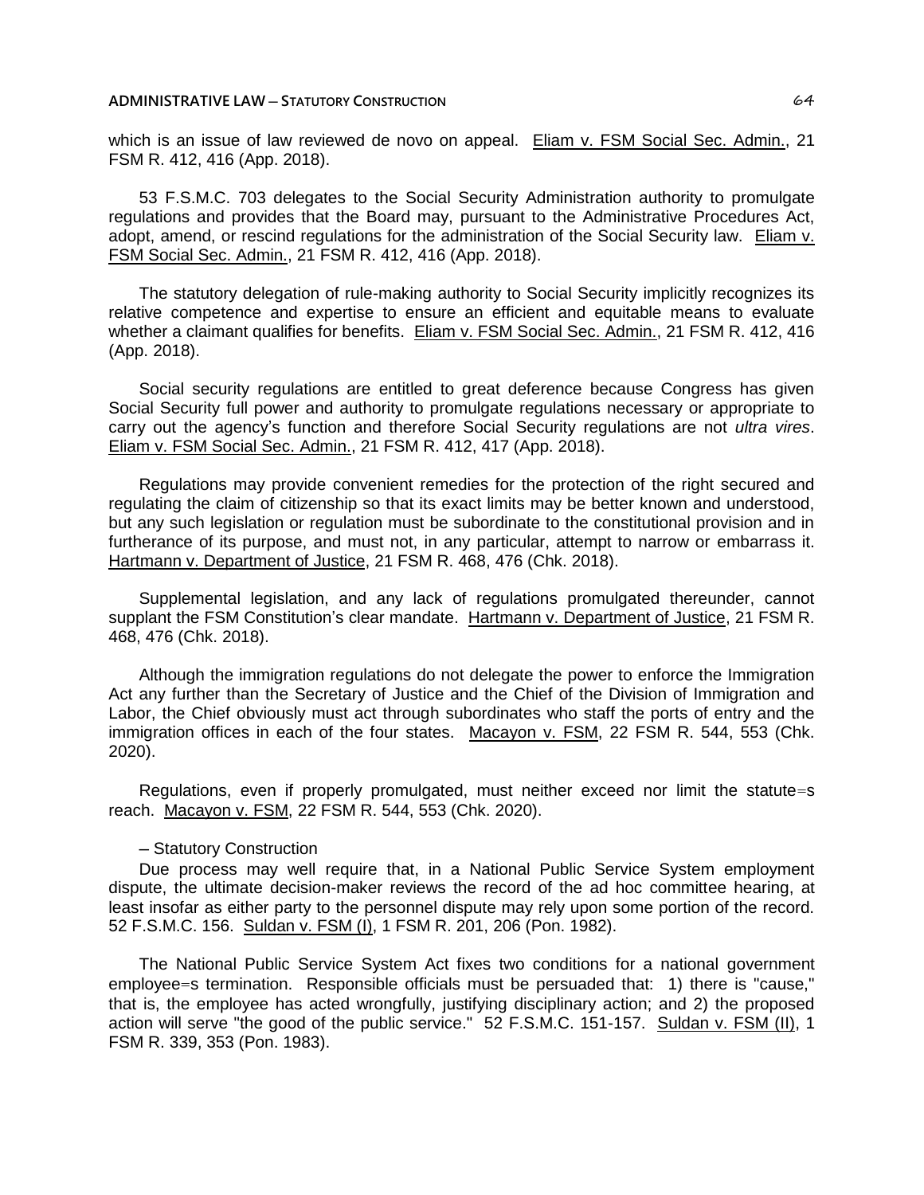which is an issue of law reviewed de novo on appeal. Eliam v. FSM Social Sec. Admin., 21 FSM R. 412, 416 (App. 2018).

53 F.S.M.C. 703 delegates to the Social Security Administration authority to promulgate regulations and provides that the Board may, pursuant to the Administrative Procedures Act, adopt, amend, or rescind regulations for the administration of the Social Security law. Eliam v. FSM Social Sec. Admin., 21 FSM R. 412, 416 (App. 2018).

The statutory delegation of rule-making authority to Social Security implicitly recognizes its relative competence and expertise to ensure an efficient and equitable means to evaluate whether a claimant qualifies for benefits. Eliam v. FSM Social Sec. Admin., 21 FSM R. 412, 416 (App. 2018).

Social security regulations are entitled to great deference because Congress has given Social Security full power and authority to promulgate regulations necessary or appropriate to carry out the agency's function and therefore Social Security regulations are not *ultra vires*. Eliam v. FSM Social Sec. Admin., 21 FSM R. 412, 417 (App. 2018).

Regulations may provide convenient remedies for the protection of the right secured and regulating the claim of citizenship so that its exact limits may be better known and understood, but any such legislation or regulation must be subordinate to the constitutional provision and in furtherance of its purpose, and must not, in any particular, attempt to narrow or embarrass it. Hartmann v. Department of Justice, 21 FSM R. 468, 476 (Chk. 2018).

Supplemental legislation, and any lack of regulations promulgated thereunder, cannot supplant the FSM Constitution's clear mandate. Hartmann v. Department of Justice, 21 FSM R. 468, 476 (Chk. 2018).

Although the immigration regulations do not delegate the power to enforce the Immigration Act any further than the Secretary of Justice and the Chief of the Division of Immigration and Labor, the Chief obviously must act through subordinates who staff the ports of entry and the immigration offices in each of the four states. Macayon v. FSM, 22 FSM R. 544, 553 (Chk. 2020).

Regulations, even if properly promulgated, must neither exceed nor limit the statute=s reach. Macayon v. FSM, 22 FSM R. 544, 553 (Chk. 2020).

– Statutory Construction

Due process may well require that, in a National Public Service System employment dispute, the ultimate decision-maker reviews the record of the ad hoc committee hearing, at least insofar as either party to the personnel dispute may rely upon some portion of the record. 52 F.S.M.C. 156. Suldan v. FSM (I), 1 FSM R. 201, 206 (Pon. 1982).

The National Public Service System Act fixes two conditions for a national government employee=s termination. Responsible officials must be persuaded that: 1) there is "cause," that is, the employee has acted wrongfully, justifying disciplinary action; and 2) the proposed action will serve "the good of the public service." 52 F.S.M.C. 151-157. Suldan v. FSM (II), 1 FSM R. 339, 353 (Pon. 1983).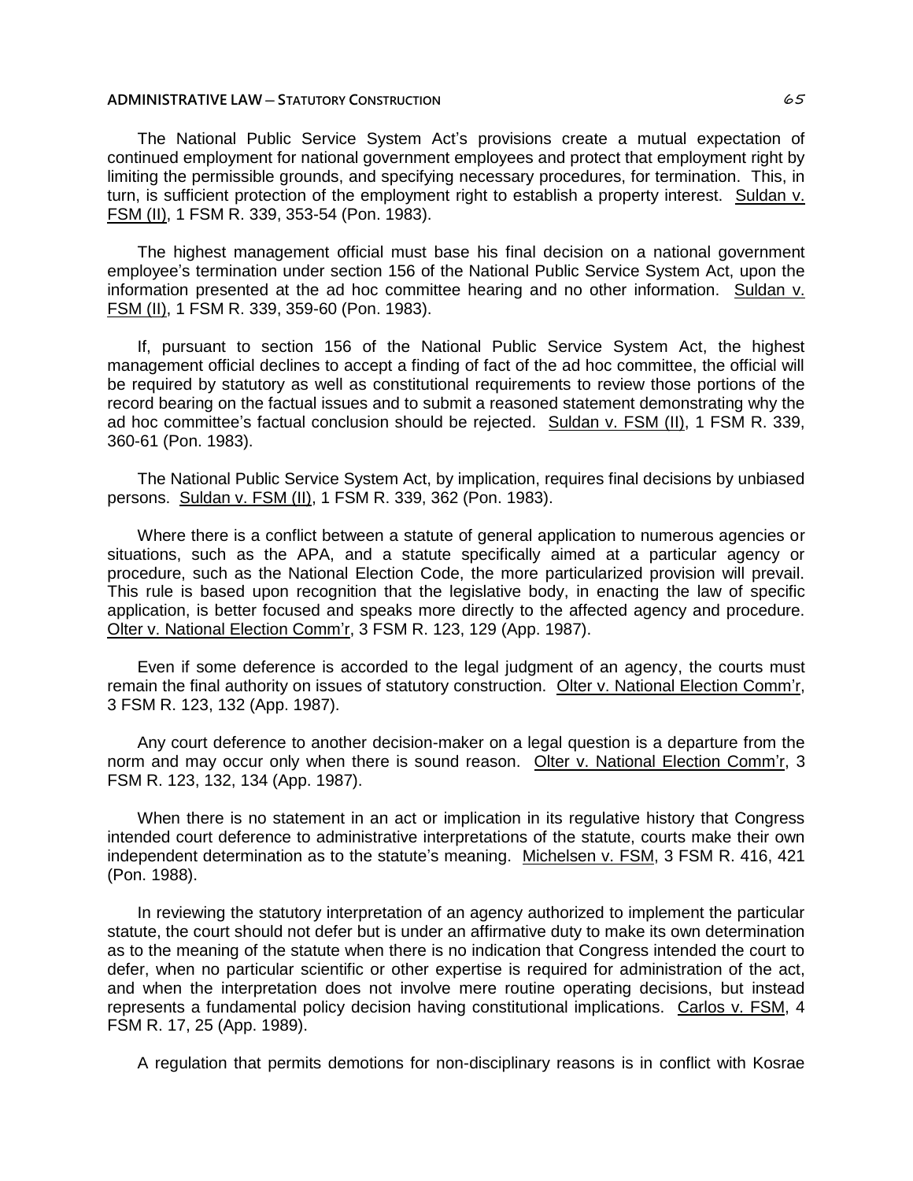The National Public Service System Act's provisions create a mutual expectation of continued employment for national government employees and protect that employment right by limiting the permissible grounds, and specifying necessary procedures, for termination. This, in turn, is sufficient protection of the employment right to establish a property interest. Suldan v. FSM (II), 1 FSM R. 339, 353-54 (Pon. 1983).

The highest management official must base his final decision on a national government employee's termination under section 156 of the National Public Service System Act, upon the information presented at the ad hoc committee hearing and no other information. Suldan v. FSM (II), 1 FSM R. 339, 359-60 (Pon. 1983).

If, pursuant to section 156 of the National Public Service System Act, the highest management official declines to accept a finding of fact of the ad hoc committee, the official will be required by statutory as well as constitutional requirements to review those portions of the record bearing on the factual issues and to submit a reasoned statement demonstrating why the ad hoc committee's factual conclusion should be rejected. Suldan v. FSM (II), 1 FSM R. 339, 360-61 (Pon. 1983).

The National Public Service System Act, by implication, requires final decisions by unbiased persons. Suldan v. FSM (II), 1 FSM R. 339, 362 (Pon. 1983).

Where there is a conflict between a statute of general application to numerous agencies or situations, such as the APA, and a statute specifically aimed at a particular agency or procedure, such as the National Election Code, the more particularized provision will prevail. This rule is based upon recognition that the legislative body, in enacting the law of specific application, is better focused and speaks more directly to the affected agency and procedure. Olter v. National Election Comm'r, 3 FSM R. 123, 129 (App. 1987).

Even if some deference is accorded to the legal judgment of an agency, the courts must remain the final authority on issues of statutory construction. Olter v. National Election Comm'r, 3 FSM R. 123, 132 (App. 1987).

Any court deference to another decision-maker on a legal question is a departure from the norm and may occur only when there is sound reason. Olter v. National Election Comm'r, 3 FSM R. 123, 132, 134 (App. 1987).

When there is no statement in an act or implication in its regulative history that Congress intended court deference to administrative interpretations of the statute, courts make their own independent determination as to the statute's meaning. Michelsen v. FSM, 3 FSM R. 416, 421 (Pon. 1988).

In reviewing the statutory interpretation of an agency authorized to implement the particular statute, the court should not defer but is under an affirmative duty to make its own determination as to the meaning of the statute when there is no indication that Congress intended the court to defer, when no particular scientific or other expertise is required for administration of the act, and when the interpretation does not involve mere routine operating decisions, but instead represents a fundamental policy decision having constitutional implications. Carlos v. FSM, 4 FSM R. 17, 25 (App. 1989).

A regulation that permits demotions for non-disciplinary reasons is in conflict with Kosrae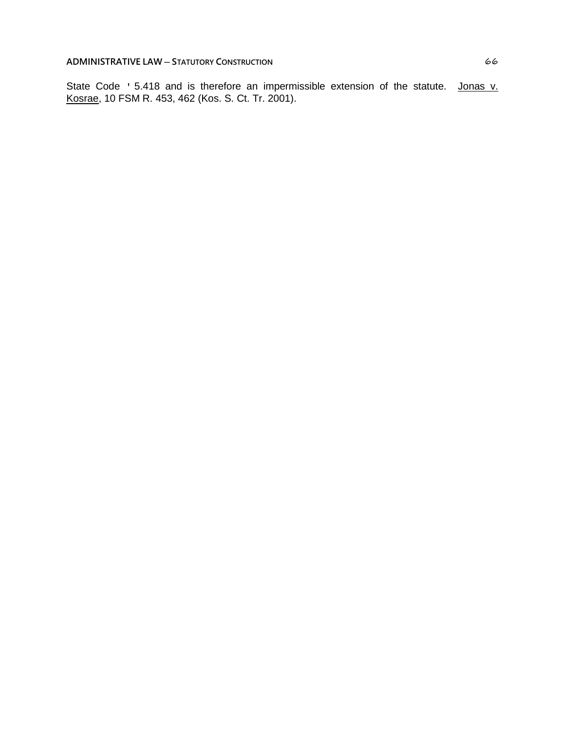State Code ' 5.418 and is therefore an impermissible extension of the statute. Jonas v. Kosrae, 10 FSM R. 453, 462 (Kos. S. Ct. Tr. 2001).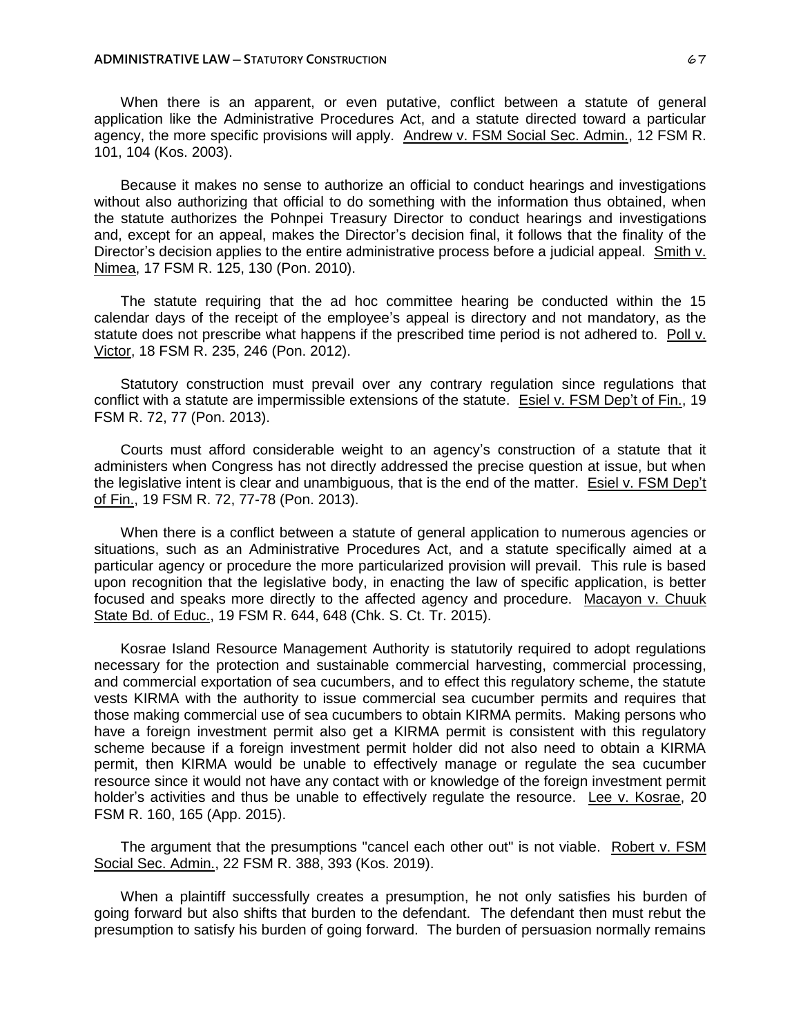When there is an apparent, or even putative, conflict between a statute of general application like the Administrative Procedures Act, and a statute directed toward a particular agency, the more specific provisions will apply. Andrew v. FSM Social Sec. Admin., 12 FSM R. 101, 104 (Kos. 2003).

Because it makes no sense to authorize an official to conduct hearings and investigations without also authorizing that official to do something with the information thus obtained, when the statute authorizes the Pohnpei Treasury Director to conduct hearings and investigations and, except for an appeal, makes the Director's decision final, it follows that the finality of the Director's decision applies to the entire administrative process before a judicial appeal. Smith v. Nimea, 17 FSM R. 125, 130 (Pon. 2010).

The statute requiring that the ad hoc committee hearing be conducted within the 15 calendar days of the receipt of the employee's appeal is directory and not mandatory, as the statute does not prescribe what happens if the prescribed time period is not adhered to. Poll v. Victor, 18 FSM R. 235, 246 (Pon. 2012).

Statutory construction must prevail over any contrary regulation since regulations that conflict with a statute are impermissible extensions of the statute. Esiel v. FSM Dep't of Fin., 19 FSM R. 72, 77 (Pon. 2013).

Courts must afford considerable weight to an agency's construction of a statute that it administers when Congress has not directly addressed the precise question at issue, but when the legislative intent is clear and unambiguous, that is the end of the matter. Esiel v. FSM Dep't of Fin., 19 FSM R. 72, 77-78 (Pon. 2013).

When there is a conflict between a statute of general application to numerous agencies or situations, such as an Administrative Procedures Act, and a statute specifically aimed at a particular agency or procedure the more particularized provision will prevail. This rule is based upon recognition that the legislative body, in enacting the law of specific application, is better focused and speaks more directly to the affected agency and procedure. Macayon v. Chuuk State Bd. of Educ., 19 FSM R. 644, 648 (Chk. S. Ct. Tr. 2015).

Kosrae Island Resource Management Authority is statutorily required to adopt regulations necessary for the protection and sustainable commercial harvesting, commercial processing, and commercial exportation of sea cucumbers, and to effect this regulatory scheme, the statute vests KIRMA with the authority to issue commercial sea cucumber permits and requires that those making commercial use of sea cucumbers to obtain KIRMA permits. Making persons who have a foreign investment permit also get a KIRMA permit is consistent with this regulatory scheme because if a foreign investment permit holder did not also need to obtain a KIRMA permit, then KIRMA would be unable to effectively manage or regulate the sea cucumber resource since it would not have any contact with or knowledge of the foreign investment permit holder's activities and thus be unable to effectively regulate the resource. Lee v. Kosrae, 20 FSM R. 160, 165 (App. 2015).

The argument that the presumptions "cancel each other out" is not viable. Robert v. FSM Social Sec. Admin., 22 FSM R. 388, 393 (Kos. 2019).

When a plaintiff successfully creates a presumption, he not only satisfies his burden of going forward but also shifts that burden to the defendant. The defendant then must rebut the presumption to satisfy his burden of going forward. The burden of persuasion normally remains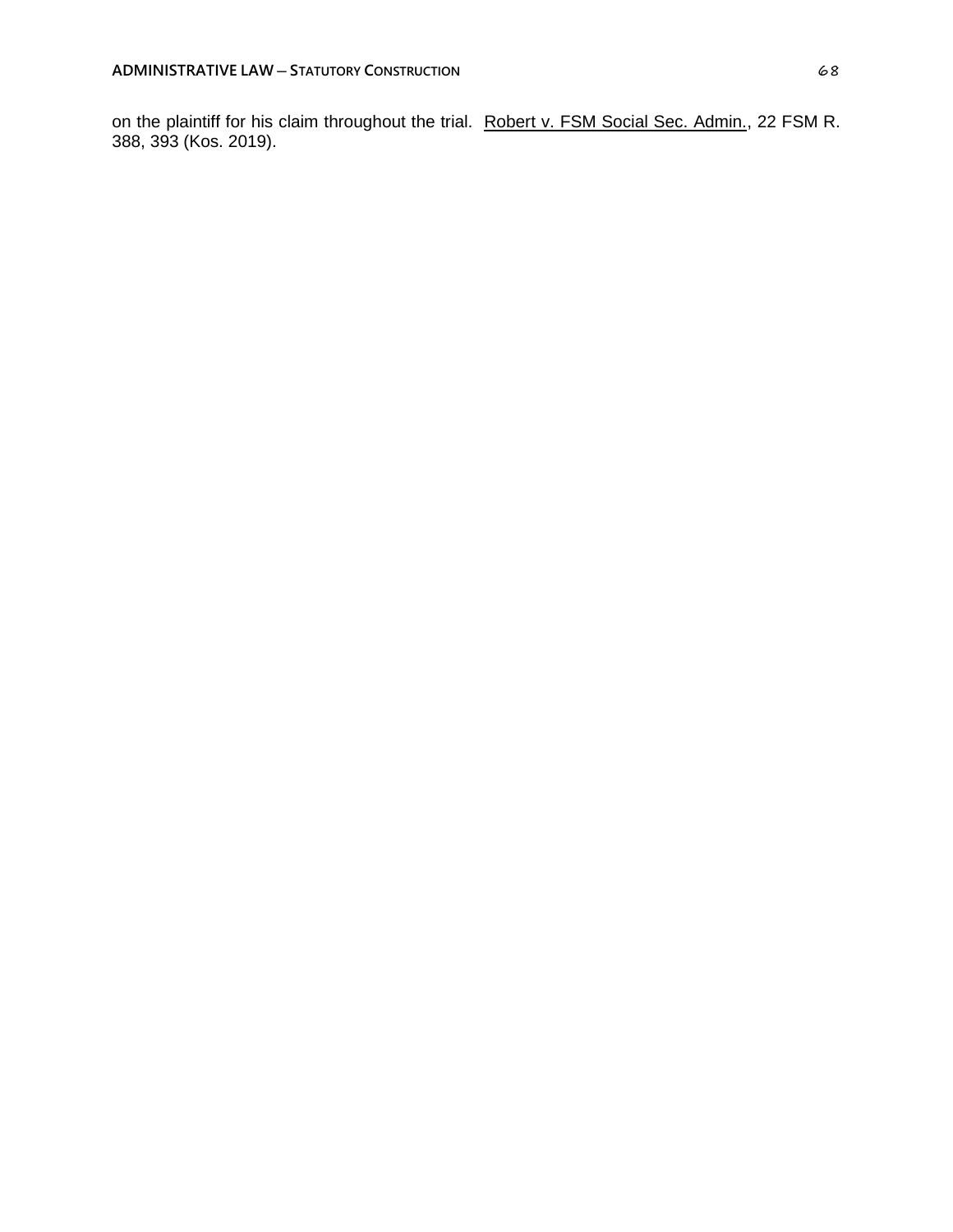on the plaintiff for his claim throughout the trial. Robert v. FSM Social Sec. Admin., 22 FSM R. 388, 393 (Kos. 2019).